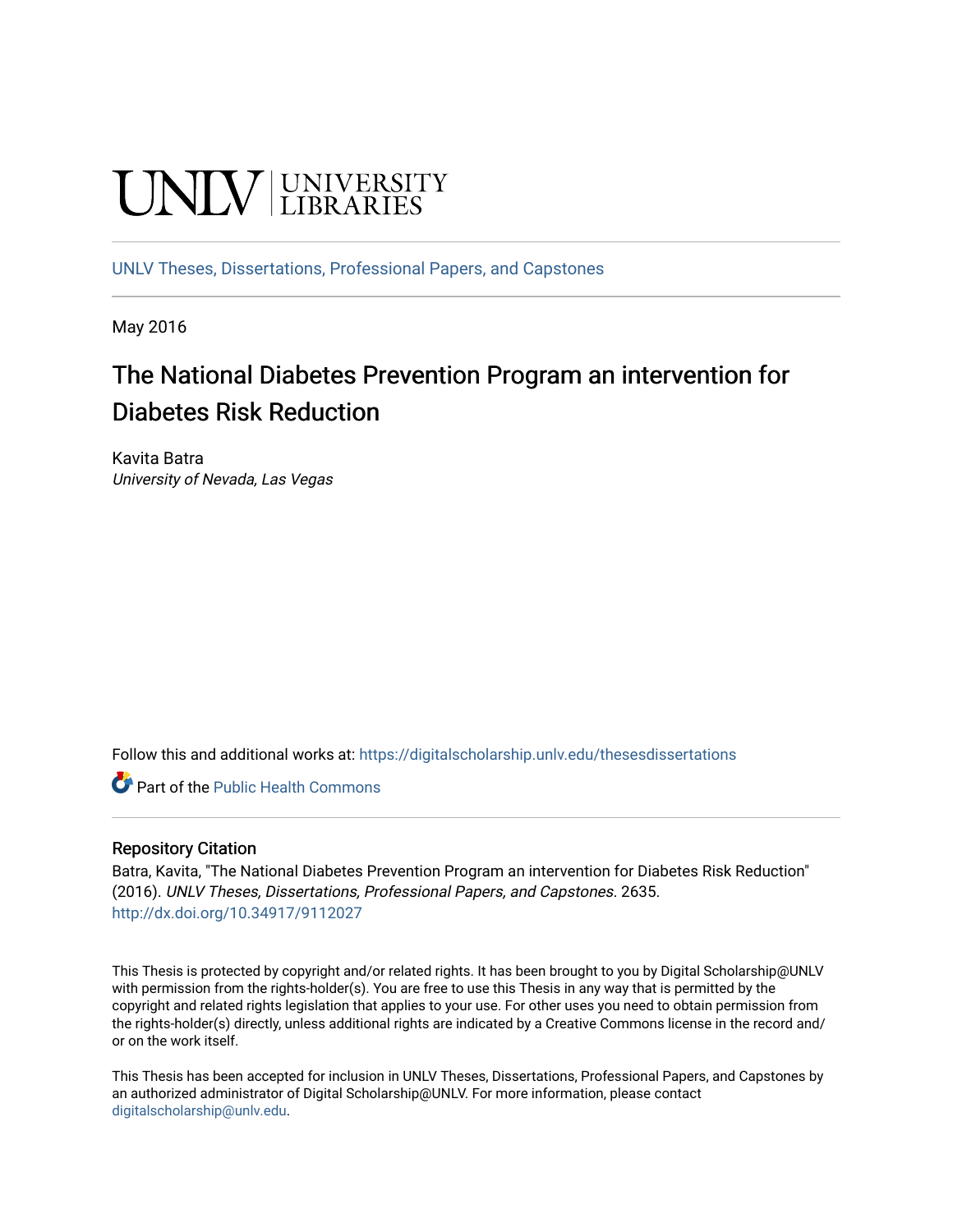UNLV | UNIVERSITY LIBRARIES

UNLV Theses, Dissertations, Professional Papers, and Capstones

May 2016

# The National Diabetes Prevention Program an intervention for Diabetes Risk Reduction

Kavita Batra
*University of Nevada, Las Vegas*

Follow this and additional works at: https://digitalscholarship.unlv.edu/thesesdissertations

Part of the Public Health Commons

## Repository Citation

Batra, Kavita, "The National Diabetes Prevention Program an intervention for Diabetes Risk Reduction" (2016). *UNLV Theses, Dissertations, Professional Papers, and Capstones*. 2635.
http://dx.doi.org/10.34917/9112027

This Thesis is protected by copyright and/or related rights. It has been brought to you by Digital Scholarship@UNLV with permission from the rights-holder(s). You are free to use this Thesis in any way that is permitted by the copyright and related rights legislation that applies to your use. For other uses you need to obtain permission from the rights-holder(s) directly, unless additional rights are indicated by a Creative Commons license in the record and/or on the work itself.

This Thesis has been accepted for inclusion in UNLV Theses, Dissertations, Professional Papers, and Capstones by an authorized administrator of Digital Scholarship@UNLV. For more information, please contact digitalscholarship@unlv.edu.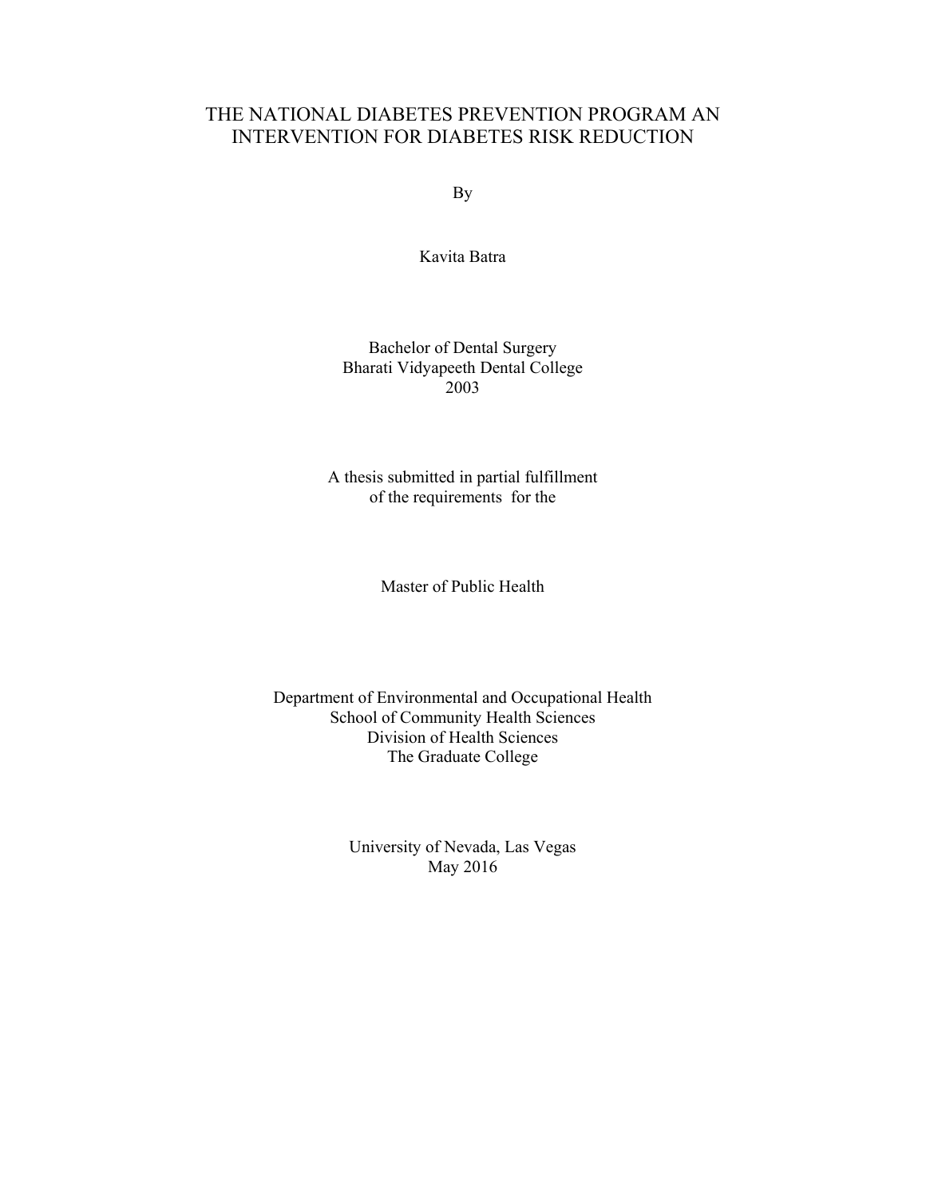# THE NATIONAL DIABETES PREVENTION PROGRAM AN INTERVENTION FOR DIABETES RISK REDUCTION

By

Kavita Batra

Bachelor of Dental Surgery
Bharati Vidyapeeth Dental College
2003

A thesis submitted in partial fulfillment
of the requirements for the

Master of Public Health

Department of Environmental and Occupational Health
School of Community Health Sciences
Division of Health Sciences
The Graduate College

University of Nevada, Las Vegas
May 2016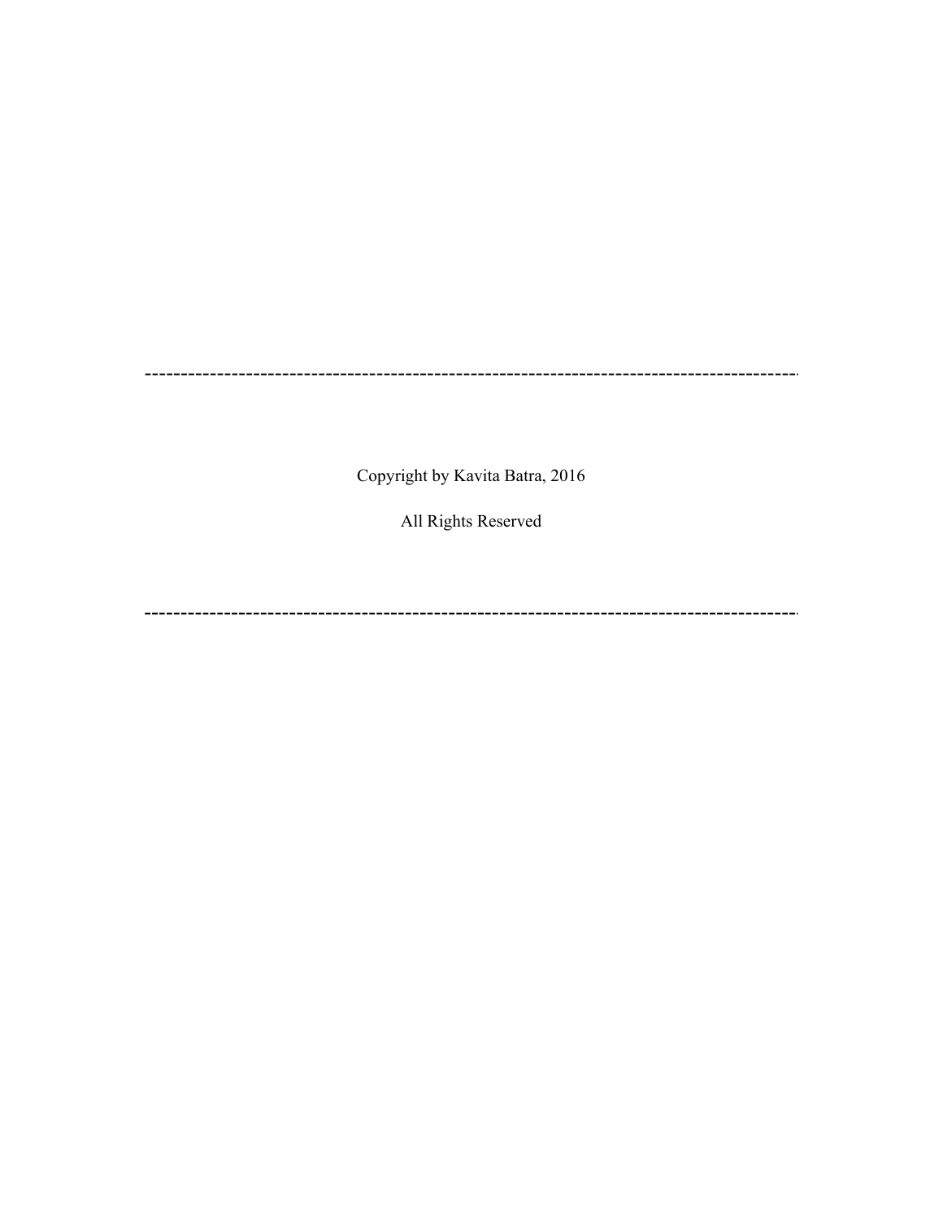---

Copyright by Kavita Batra, 2016

All Rights Reserved

---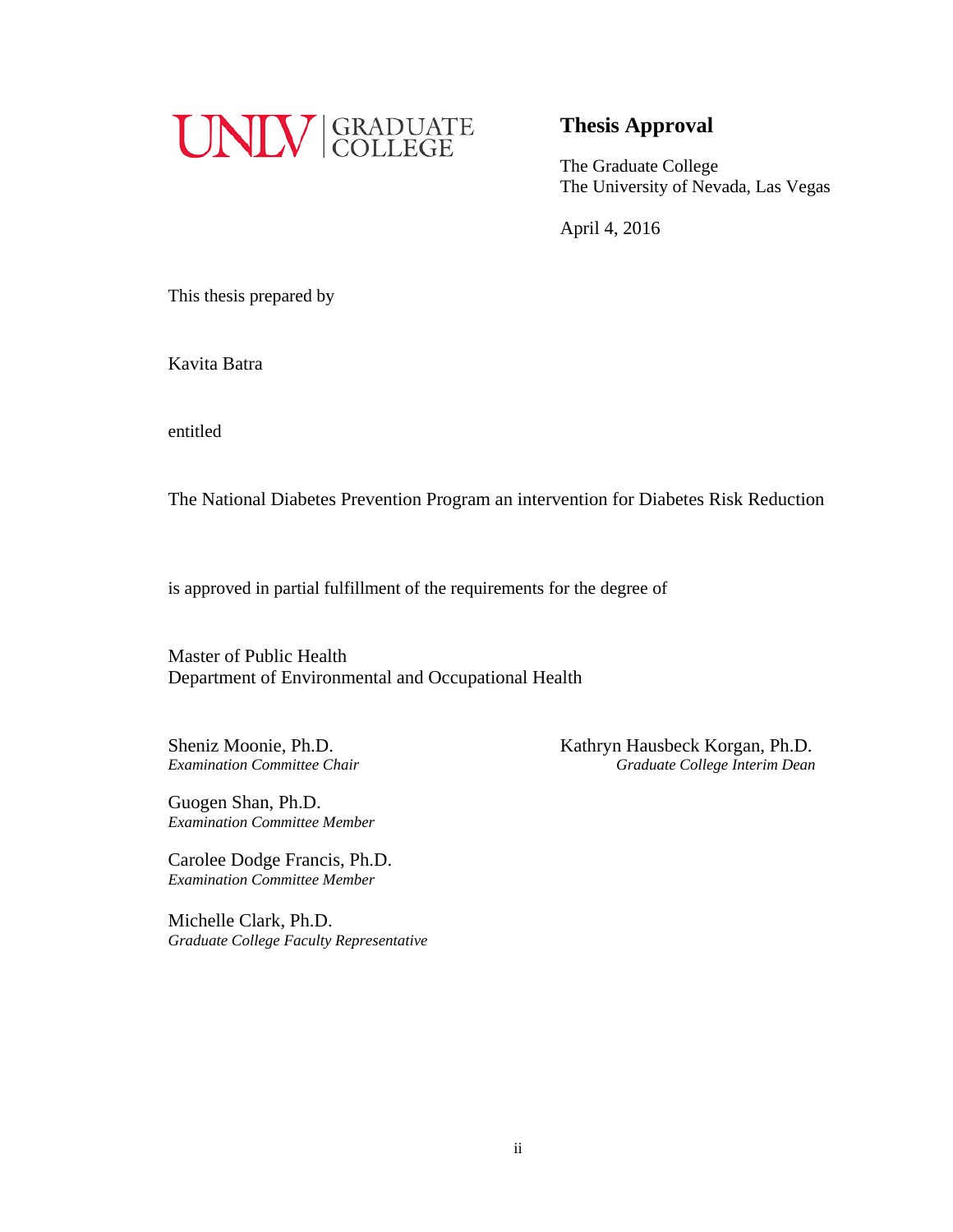UNLV | GRADUATE COLLEGE

## Thesis Approval

The Graduate College
The University of Nevada, Las Vegas

April 4, 2016

This thesis prepared by

Kavita Batra

entitled

The National Diabetes Prevention Program an intervention for Diabetes Risk Reduction

is approved in partial fulfillment of the requirements for the degree of

Master of Public Health
Department of Environmental and Occupational Health

Sheniz Moonie, Ph.D.
*Examination Committee Chair*

Guogen Shan, Ph.D.
*Examination Committee Member*

Carolee Dodge Francis, Ph.D.
*Examination Committee Member*

Michelle Clark, Ph.D.
*Graduate College Faculty Representative*

Kathryn Hausbeck Korgan, Ph.D.
*Graduate College Interim Dean*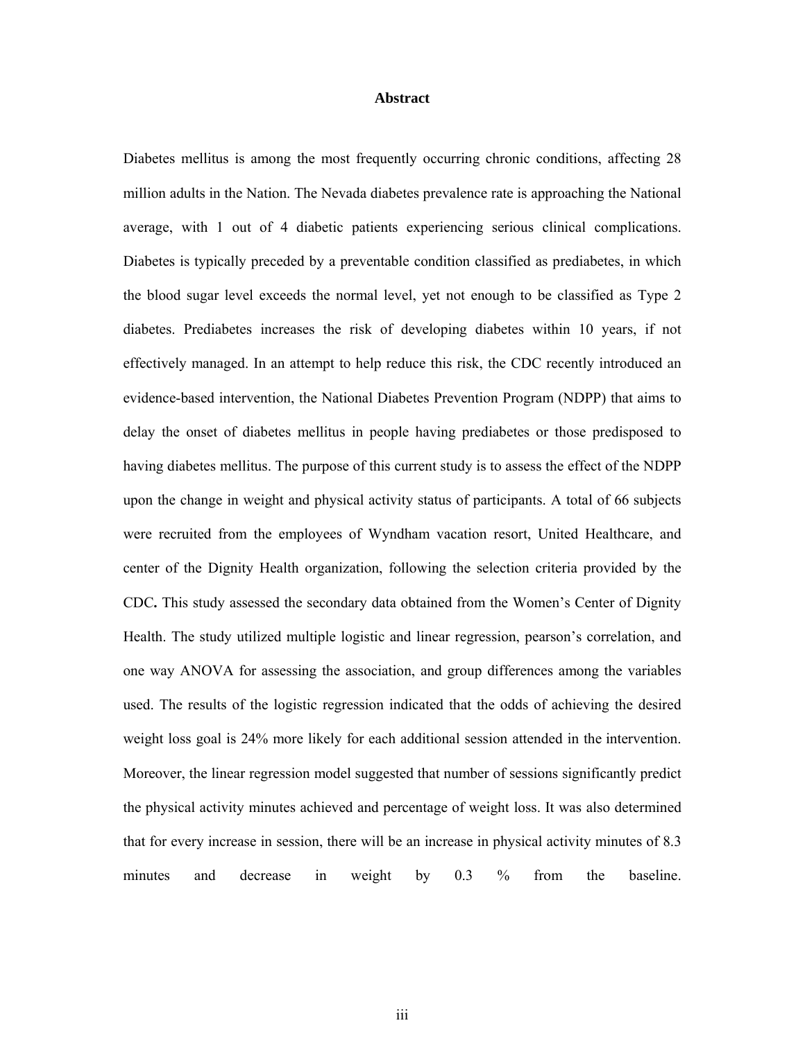# Abstract

Diabetes mellitus is among the most frequently occurring chronic conditions, affecting 28 million adults in the Nation. The Nevada diabetes prevalence rate is approaching the National average, with 1 out of 4 diabetic patients experiencing serious clinical complications. Diabetes is typically preceded by a preventable condition classified as prediabetes, in which the blood sugar level exceeds the normal level, yet not enough to be classified as Type 2 diabetes. Prediabetes increases the risk of developing diabetes within 10 years, if not effectively managed. In an attempt to help reduce this risk, the CDC recently introduced an evidence-based intervention, the National Diabetes Prevention Program (NDPP) that aims to delay the onset of diabetes mellitus in people having prediabetes or those predisposed to having diabetes mellitus. The purpose of this current study is to assess the effect of the NDPP upon the change in weight and physical activity status of participants. A total of 66 subjects were recruited from the employees of Wyndham vacation resort, United Healthcare, and center of the Dignity Health organization, following the selection criteria provided by the CDC**.** This study assessed the secondary data obtained from the Women's Center of Dignity Health. The study utilized multiple logistic and linear regression, pearson's correlation, and one way ANOVA for assessing the association, and group differences among the variables used. The results of the logistic regression indicated that the odds of achieving the desired weight loss goal is 24% more likely for each additional session attended in the intervention. Moreover, the linear regression model suggested that number of sessions significantly predict the physical activity minutes achieved and percentage of weight loss. It was also determined that for every increase in session, there will be an increase in physical activity minutes of 8.3 minutes and decrease in weight by 0.3 % from the baseline.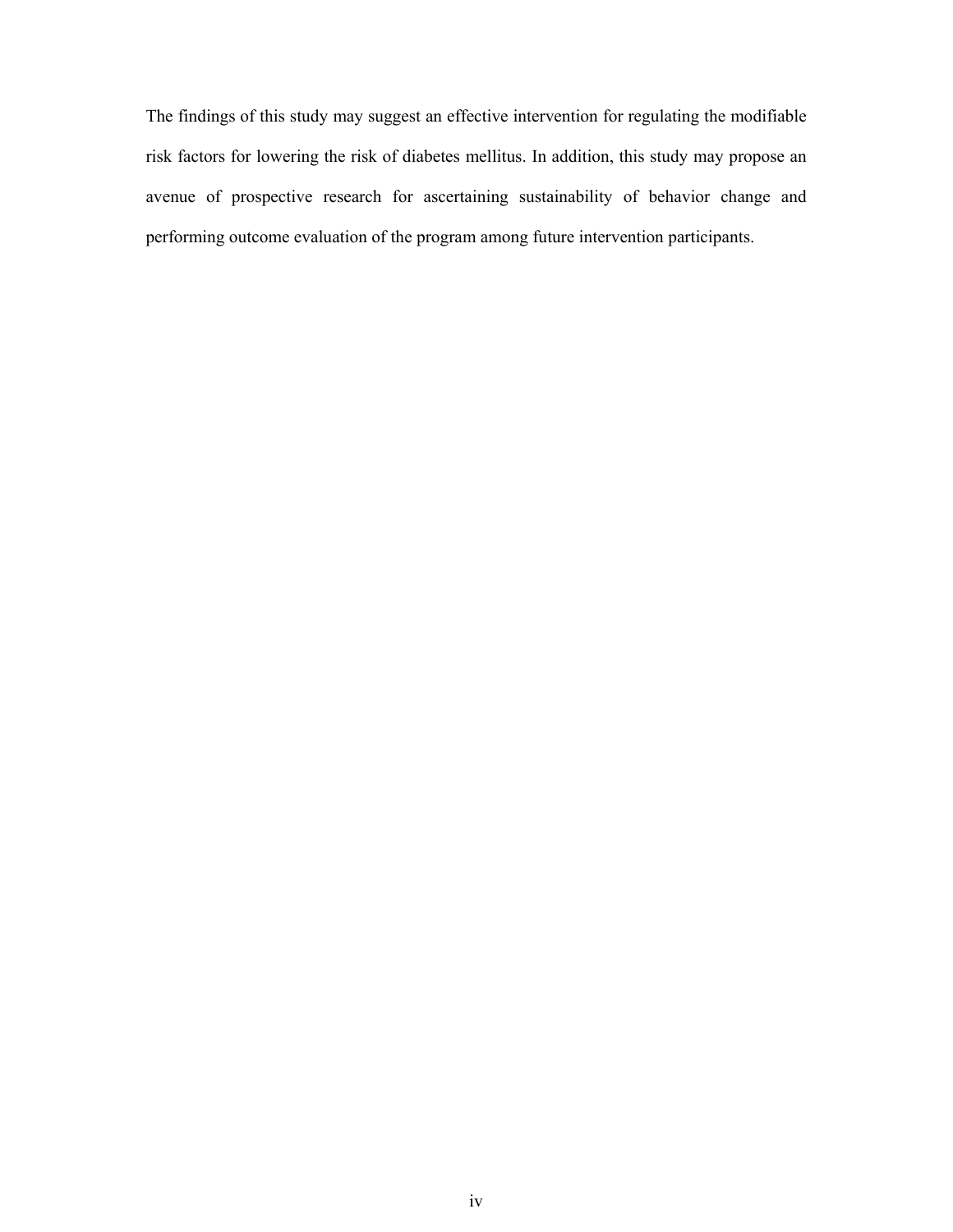The findings of this study may suggest an effective intervention for regulating the modifiable risk factors for lowering the risk of diabetes mellitus. In addition, this study may propose an avenue of prospective research for ascertaining sustainability of behavior change and performing outcome evaluation of the program among future intervention participants.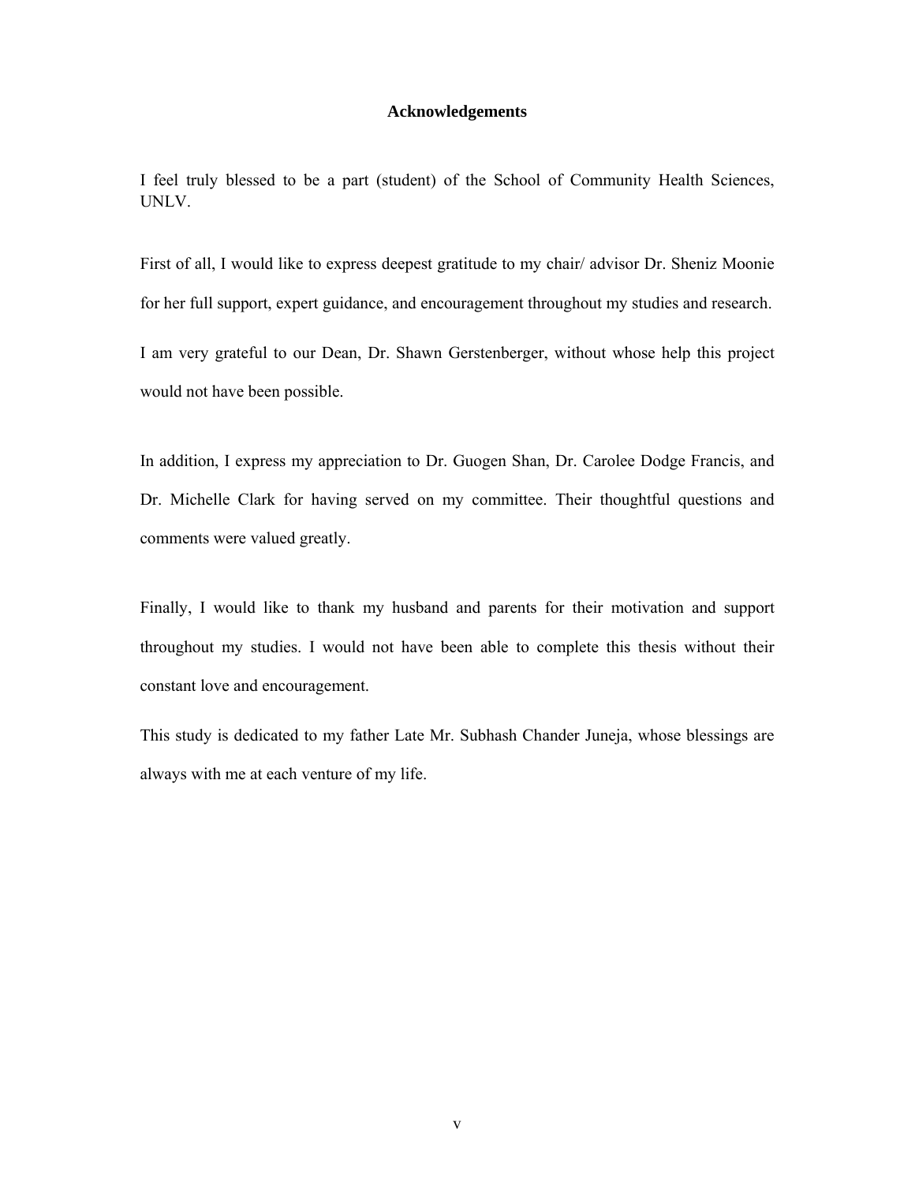## Acknowledgements

I feel truly blessed to be a part (student) of the School of Community Health Sciences, UNLV.

First of all, I would like to express deepest gratitude to my chair/ advisor Dr. Sheniz Moonie for her full support, expert guidance, and encouragement throughout my studies and research.

I am very grateful to our Dean, Dr. Shawn Gerstenberger, without whose help this project would not have been possible.

In addition, I express my appreciation to Dr. Guogen Shan, Dr. Carolee Dodge Francis, and Dr. Michelle Clark for having served on my committee. Their thoughtful questions and comments were valued greatly.

Finally, I would like to thank my husband and parents for their motivation and support throughout my studies. I would not have been able to complete this thesis without their constant love and encouragement.

This study is dedicated to my father Late Mr. Subhash Chander Juneja, whose blessings are always with me at each venture of my life.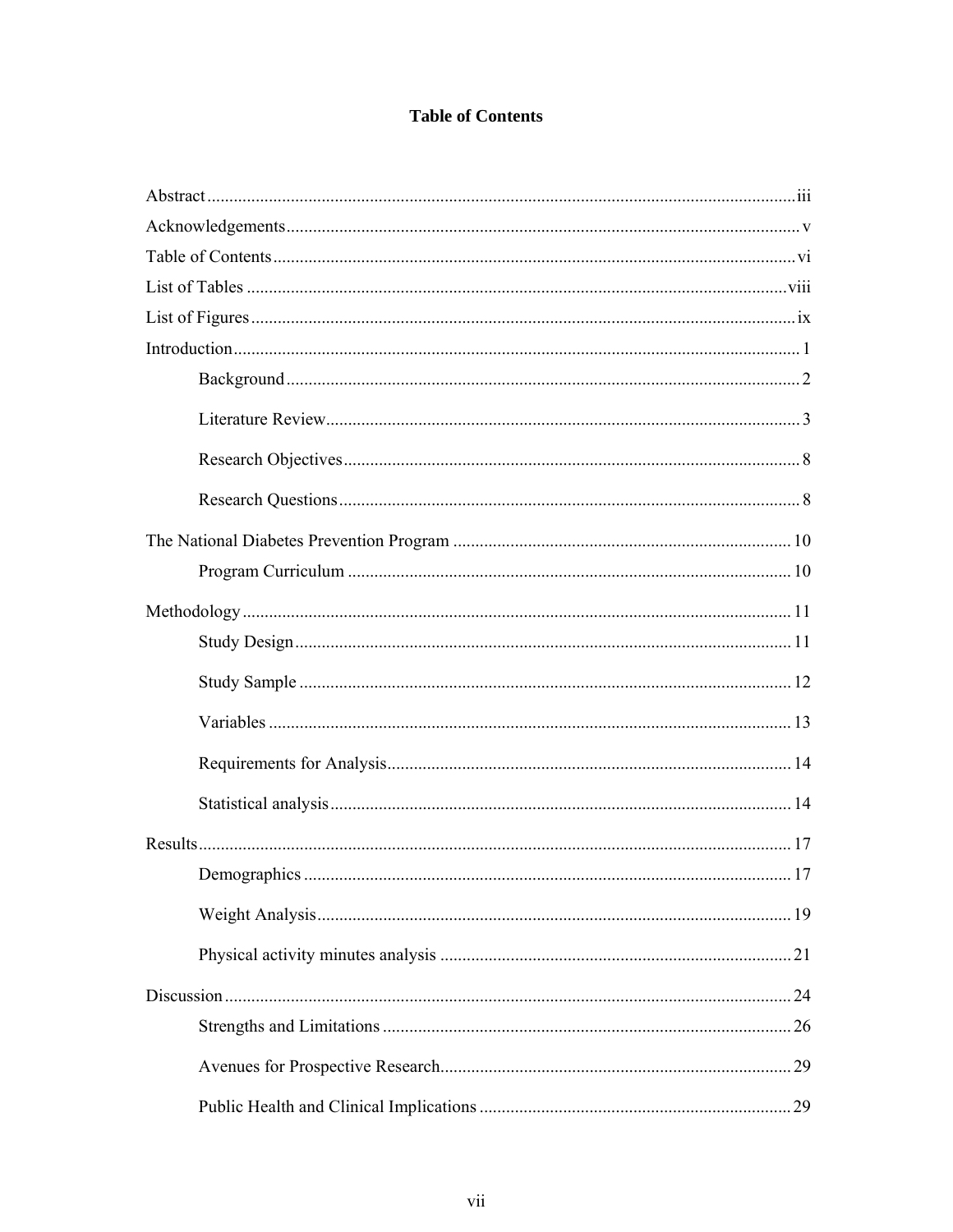# Table of Contents

Abstract .................................................................... iii

Acknowledgements .................................................................... v

Table of Contents .................................................................... vi

List of Tables .................................................................... viii

List of Figures .................................................................... ix

Introduction .................................................................... 1

- Background .................................................................... 2
- Literature Review .................................................................... 3
- Research Objectives .................................................................... 8
- Research Questions .................................................................... 8

The National Diabetes Prevention Program .................................................................... 10

- Program Curriculum .................................................................... 10

Methodology .................................................................... 11

- Study Design .................................................................... 11
- Study Sample .................................................................... 12
- Variables .................................................................... 13
- Requirements for Analysis .................................................................... 14
- Statistical analysis .................................................................... 14

Results .................................................................... 17

- Demographics .................................................................... 17
- Weight Analysis .................................................................... 19
- Physical activity minutes analysis .................................................................... 21

Discussion .................................................................... 24

- Strengths and Limitations .................................................................... 26
- Avenues for Prospective Research .................................................................... 29
- Public Health and Clinical Implications .................................................................... 29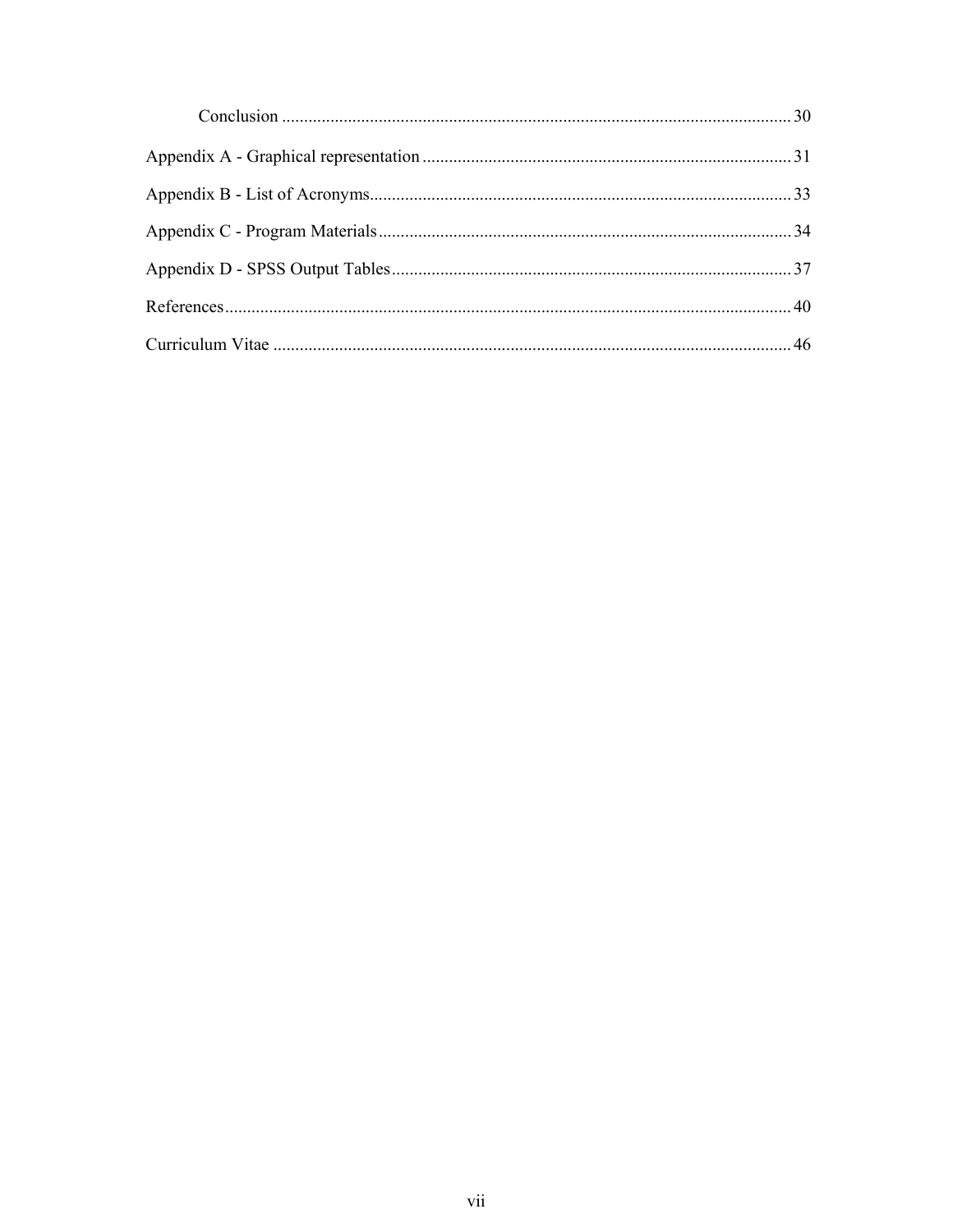Conclusion ........................................................................................................ 30

Appendix A - Graphical representation .................................................................... 31

Appendix B - List of Acronyms................................................................................ 33

Appendix C - Program Materials.............................................................................. 34

Appendix D - SPSS Output Tables........................................................................... 37

References................................................................................................................ 40

Curriculum Vitae ..................................................................................................... 46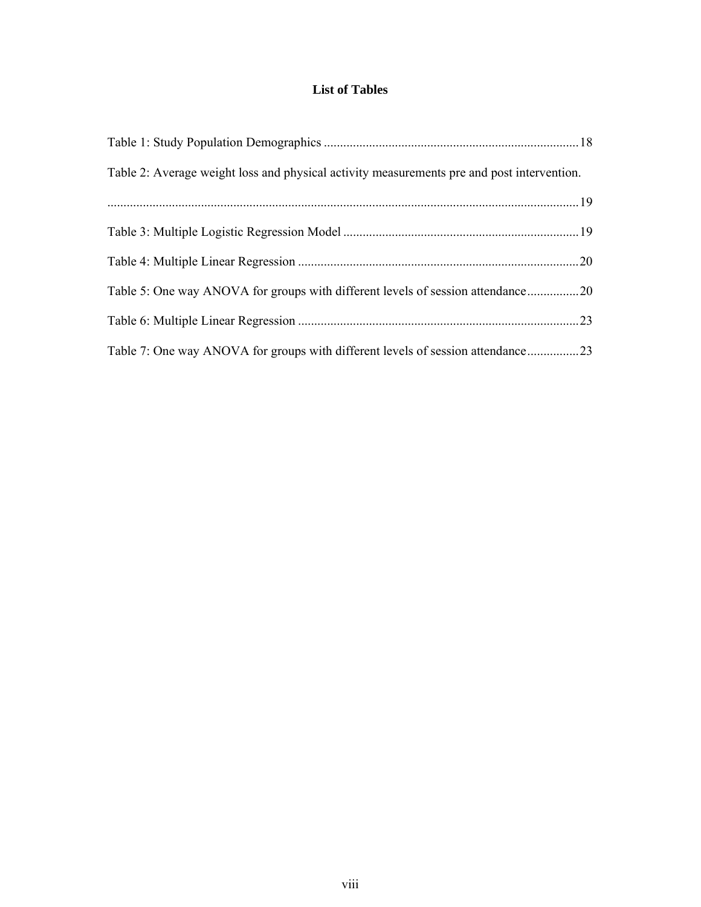## List of Tables

Table 1: Study Population Demographics .............................................................................. 18

Table 2: Average weight loss and physical activity measurements pre and post intervention. ................................................................................................................................. 19

Table 3: Multiple Logistic Regression Model ........................................................................ 19

Table 4: Multiple Linear Regression ...................................................................................... 20

Table 5: One way ANOVA for groups with different levels of session attendance ................ 20

Table 6: Multiple Linear Regression ...................................................................................... 23

Table 7: One way ANOVA for groups with different levels of session attendance ................ 23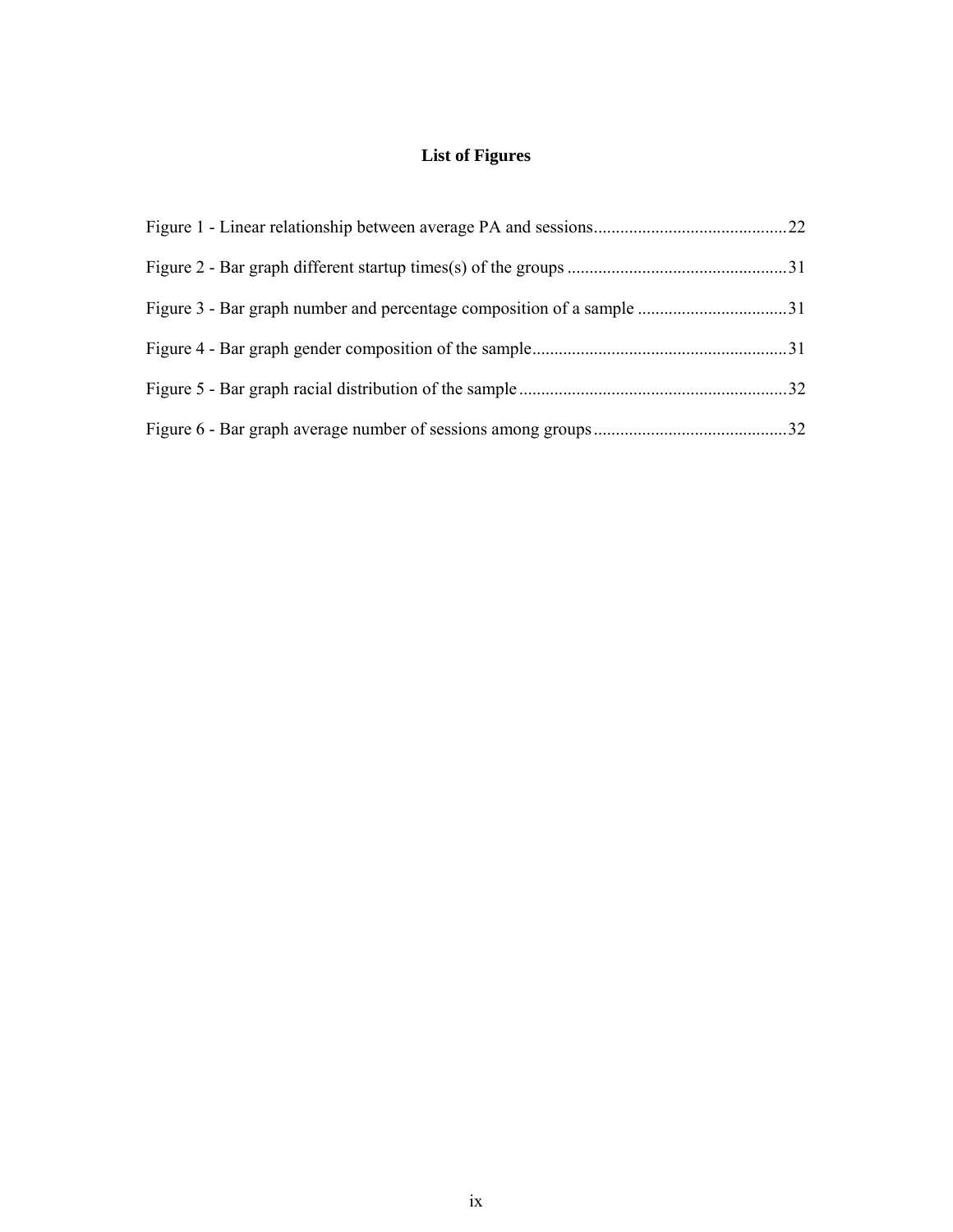# List of Figures

Figure 1 - Linear relationship between average PA and sessions............................................22

Figure 2 - Bar graph different startup times(s) of the groups ..................................................31

Figure 3 - Bar graph number and percentage composition of a sample ..................................31

Figure 4 - Bar graph gender composition of the sample..........................................................31

Figure 5 - Bar graph racial distribution of the sample .............................................................32

Figure 6 - Bar graph average number of sessions among groups............................................32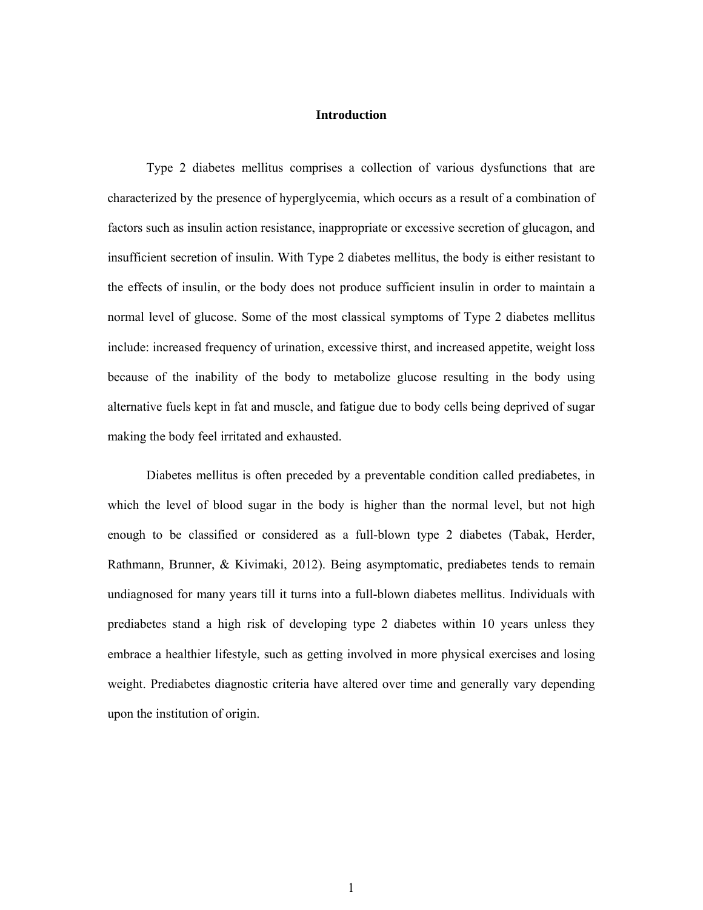# Introduction

Type 2 diabetes mellitus comprises a collection of various dysfunctions that are characterized by the presence of hyperglycemia, which occurs as a result of a combination of factors such as insulin action resistance, inappropriate or excessive secretion of glucagon, and insufficient secretion of insulin. With Type 2 diabetes mellitus, the body is either resistant to the effects of insulin, or the body does not produce sufficient insulin in order to maintain a normal level of glucose. Some of the most classical symptoms of Type 2 diabetes mellitus include: increased frequency of urination, excessive thirst, and increased appetite, weight loss because of the inability of the body to metabolize glucose resulting in the body using alternative fuels kept in fat and muscle, and fatigue due to body cells being deprived of sugar making the body feel irritated and exhausted.

Diabetes mellitus is often preceded by a preventable condition called prediabetes, in which the level of blood sugar in the body is higher than the normal level, but not high enough to be classified or considered as a full-blown type 2 diabetes (Tabak, Herder, Rathmann, Brunner, & Kivimaki, 2012). Being asymptomatic, prediabetes tends to remain undiagnosed for many years till it turns into a full-blown diabetes mellitus. Individuals with prediabetes stand a high risk of developing type 2 diabetes within 10 years unless they embrace a healthier lifestyle, such as getting involved in more physical exercises and losing weight. Prediabetes diagnostic criteria have altered over time and generally vary depending upon the institution of origin.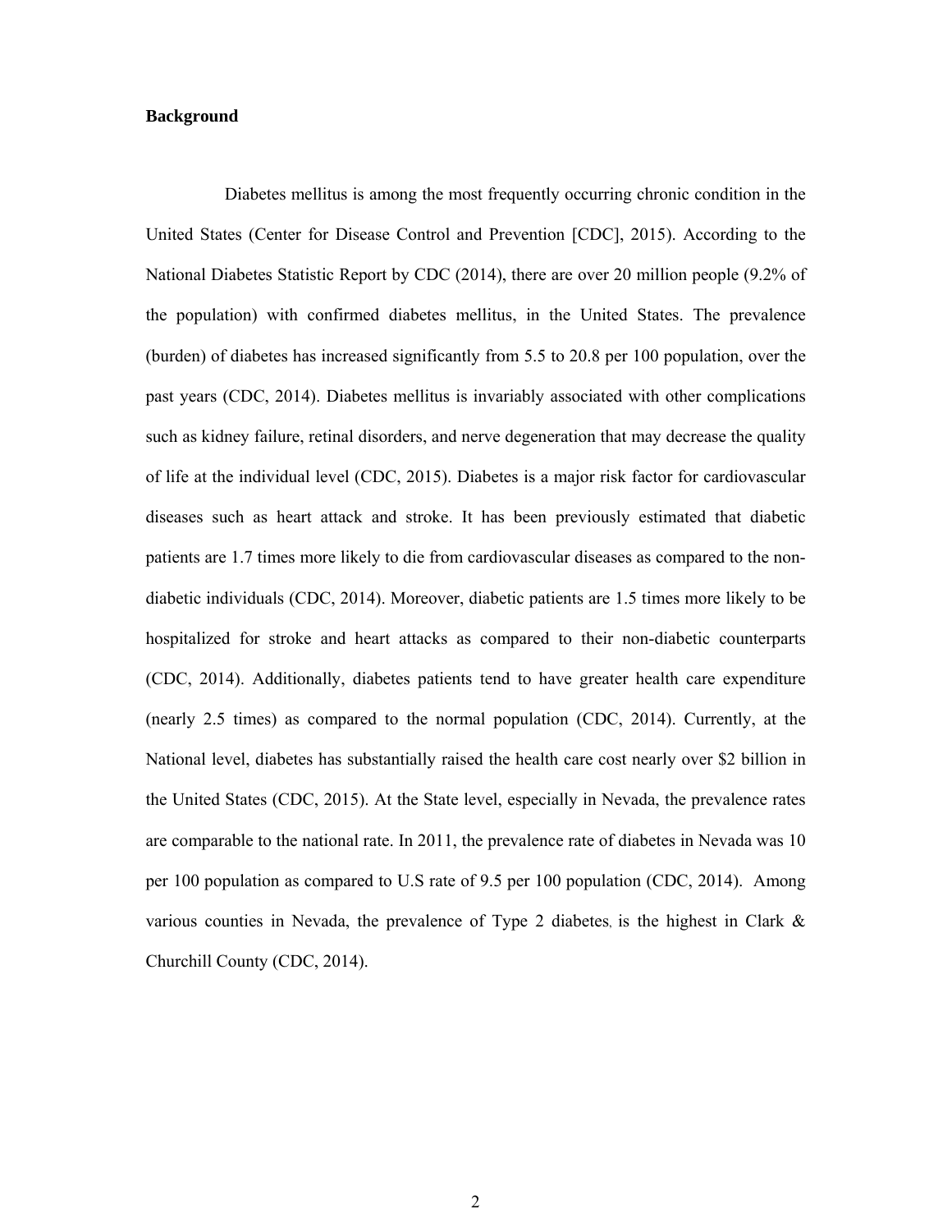## Background

Diabetes mellitus is among the most frequently occurring chronic condition in the United States (Center for Disease Control and Prevention [CDC], 2015). According to the National Diabetes Statistic Report by CDC (2014), there are over 20 million people (9.2% of the population) with confirmed diabetes mellitus, in the United States. The prevalence (burden) of diabetes has increased significantly from 5.5 to 20.8 per 100 population, over the past years (CDC, 2014). Diabetes mellitus is invariably associated with other complications such as kidney failure, retinal disorders, and nerve degeneration that may decrease the quality of life at the individual level (CDC, 2015). Diabetes is a major risk factor for cardiovascular diseases such as heart attack and stroke. It has been previously estimated that diabetic patients are 1.7 times more likely to die from cardiovascular diseases as compared to the non-diabetic individuals (CDC, 2014). Moreover, diabetic patients are 1.5 times more likely to be hospitalized for stroke and heart attacks as compared to their non-diabetic counterparts (CDC, 2014). Additionally, diabetes patients tend to have greater health care expenditure (nearly 2.5 times) as compared to the normal population (CDC, 2014). Currently, at the National level, diabetes has substantially raised the health care cost nearly over $2 billion in the United States (CDC, 2015). At the State level, especially in Nevada, the prevalence rates are comparable to the national rate. In 2011, the prevalence rate of diabetes in Nevada was 10 per 100 population as compared to U.S rate of 9.5 per 100 population (CDC, 2014). Among various counties in Nevada, the prevalence of Type 2 diabetes, is the highest in Clark & Churchill County (CDC, 2014).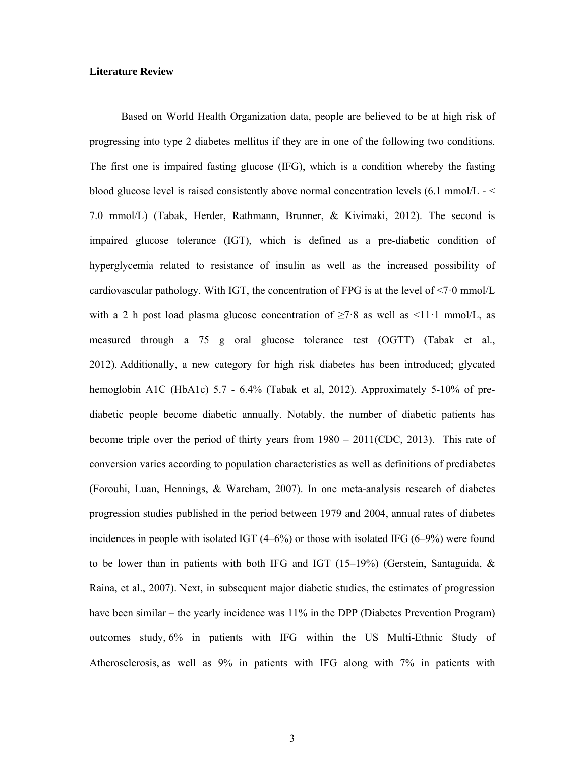**Literature Review**

Based on World Health Organization data, people are believed to be at high risk of progressing into type 2 diabetes mellitus if they are in one of the following two conditions. The first one is impaired fasting glucose (IFG), which is a condition whereby the fasting blood glucose level is raised consistently above normal concentration levels (6.1 mmol/L - < 7.0 mmol/L) (Tabak, Herder, Rathmann, Brunner, & Kivimaki, 2012). The second is impaired glucose tolerance (IGT), which is defined as a pre-diabetic condition of hyperglycemia related to resistance of insulin as well as the increased possibility of cardiovascular pathology. With IGT, the concentration of FPG is at the level of <7·0 mmol/L with a 2 h post load plasma glucose concentration of ≥7·8 as well as <11·1 mmol/L, as measured through a 75 g oral glucose tolerance test (OGTT) (Tabak et al., 2012). Additionally, a new category for high risk diabetes has been introduced; glycated hemoglobin A1C (HbA1c) 5.7 - 6.4% (Tabak et al, 2012). Approximately 5-10% of pre-diabetic people become diabetic annually. Notably, the number of diabetic patients has become triple over the period of thirty years from 1980 – 2011(CDC, 2013). This rate of conversion varies according to population characteristics as well as definitions of prediabetes (Forouhi, Luan, Hennings, & Wareham, 2007). In one meta-analysis research of diabetes progression studies published in the period between 1979 and 2004, annual rates of diabetes incidences in people with isolated IGT (4–6%) or those with isolated IFG (6–9%) were found to be lower than in patients with both IFG and IGT (15–19%) (Gerstein, Santaguida, & Raina, et al., 2007). Next, in subsequent major diabetic studies, the estimates of progression have been similar – the yearly incidence was 11% in the DPP (Diabetes Prevention Program) outcomes study, 6% in patients with IFG within the US Multi-Ethnic Study of Atherosclerosis, as well as 9% in patients with IFG along with 7% in patients with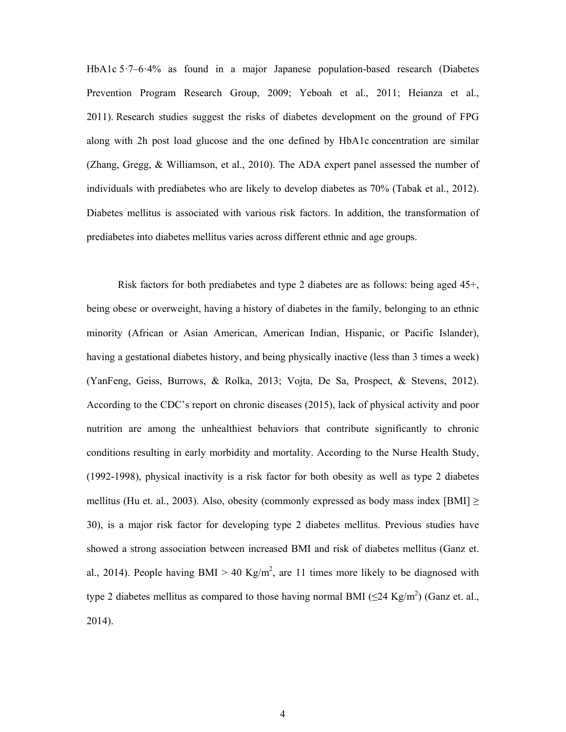HbA1c 5·7–6·4% as found in a major Japanese population-based research (Diabetes Prevention Program Research Group, 2009; Yeboah et al., 2011; Heianza et al., 2011). Research studies suggest the risks of diabetes development on the ground of FPG along with 2h post load glucose and the one defined by HbA1c concentration are similar (Zhang, Gregg, & Williamson, et al., 2010). The ADA expert panel assessed the number of individuals with prediabetes who are likely to develop diabetes as 70% (Tabak et al., 2012). Diabetes mellitus is associated with various risk factors. In addition, the transformation of prediabetes into diabetes mellitus varies across different ethnic and age groups.

Risk factors for both prediabetes and type 2 diabetes are as follows: being aged 45+, being obese or overweight, having a history of diabetes in the family, belonging to an ethnic minority (African or Asian American, American Indian, Hispanic, or Pacific Islander), having a gestational diabetes history, and being physically inactive (less than 3 times a week) (YanFeng, Geiss, Burrows, & Rolka, 2013; Vojta, De Sa, Prospect, & Stevens, 2012). According to the CDC's report on chronic diseases (2015), lack of physical activity and poor nutrition are among the unhealthiest behaviors that contribute significantly to chronic conditions resulting in early morbidity and mortality. According to the Nurse Health Study, (1992-1998), physical inactivity is a risk factor for both obesity as well as type 2 diabetes mellitus (Hu et. al., 2003). Also, obesity (commonly expressed as body mass index [BMI] $\geq$ 30), is a major risk factor for developing type 2 diabetes mellitus. Previous studies have showed a strong association between increased BMI and risk of diabetes mellitus (Ganz et. al., 2014). People having BMI > 40 $Kg/m^2$, are 11 times more likely to be diagnosed with type 2 diabetes mellitus as compared to those having normal BMI ($\leq$24 $Kg/m^2$) (Ganz et. al., 2014).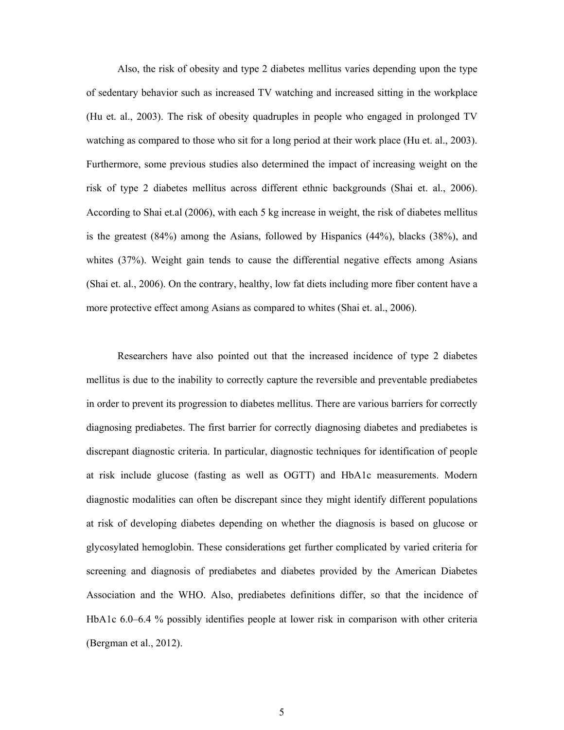Also, the risk of obesity and type 2 diabetes mellitus varies depending upon the type of sedentary behavior such as increased TV watching and increased sitting in the workplace (Hu et. al., 2003). The risk of obesity quadruples in people who engaged in prolonged TV watching as compared to those who sit for a long period at their work place (Hu et. al., 2003). Furthermore, some previous studies also determined the impact of increasing weight on the risk of type 2 diabetes mellitus across different ethnic backgrounds (Shai et. al., 2006). According to Shai et.al (2006), with each 5 kg increase in weight, the risk of diabetes mellitus is the greatest (84%) among the Asians, followed by Hispanics (44%), blacks (38%), and whites (37%). Weight gain tends to cause the differential negative effects among Asians (Shai et. al., 2006). On the contrary, healthy, low fat diets including more fiber content have a more protective effect among Asians as compared to whites (Shai et. al., 2006).

Researchers have also pointed out that the increased incidence of type 2 diabetes mellitus is due to the inability to correctly capture the reversible and preventable prediabetes in order to prevent its progression to diabetes mellitus. There are various barriers for correctly diagnosing prediabetes. The first barrier for correctly diagnosing diabetes and prediabetes is discrepant diagnostic criteria. In particular, diagnostic techniques for identification of people at risk include glucose (fasting as well as OGTT) and HbA1c measurements. Modern diagnostic modalities can often be discrepant since they might identify different populations at risk of developing diabetes depending on whether the diagnosis is based on glucose or glycosylated hemoglobin. These considerations get further complicated by varied criteria for screening and diagnosis of prediabetes and diabetes provided by the American Diabetes Association and the WHO. Also, prediabetes definitions differ, so that the incidence of HbA1c 6.0–6.4 % possibly identifies people at lower risk in comparison with other criteria (Bergman et al., 2012).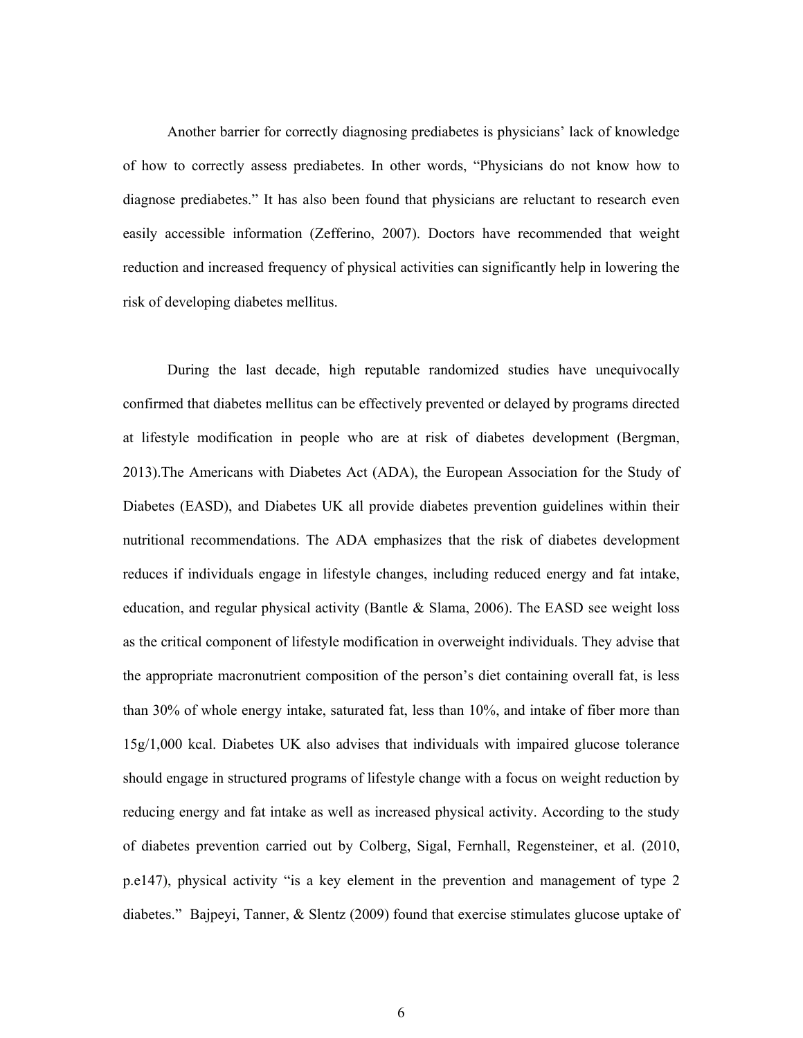Another barrier for correctly diagnosing prediabetes is physicians' lack of knowledge of how to correctly assess prediabetes. In other words, "Physicians do not know how to diagnose prediabetes." It has also been found that physicians are reluctant to research even easily accessible information (Zefferino, 2007). Doctors have recommended that weight reduction and increased frequency of physical activities can significantly help in lowering the risk of developing diabetes mellitus.

During the last decade, high reputable randomized studies have unequivocally confirmed that diabetes mellitus can be effectively prevented or delayed by programs directed at lifestyle modification in people who are at risk of diabetes development (Bergman, 2013).The Americans with Diabetes Act (ADA), the European Association for the Study of Diabetes (EASD), and Diabetes UK all provide diabetes prevention guidelines within their nutritional recommendations. The ADA emphasizes that the risk of diabetes development reduces if individuals engage in lifestyle changes, including reduced energy and fat intake, education, and regular physical activity (Bantle & Slama, 2006). The EASD see weight loss as the critical component of lifestyle modification in overweight individuals. They advise that the appropriate macronutrient composition of the person's diet containing overall fat, is less than 30% of whole energy intake, saturated fat, less than 10%, and intake of fiber more than 15g/1,000 kcal. Diabetes UK also advises that individuals with impaired glucose tolerance should engage in structured programs of lifestyle change with a focus on weight reduction by reducing energy and fat intake as well as increased physical activity. According to the study of diabetes prevention carried out by Colberg, Sigal, Fernhall, Regensteiner, et al. (2010, p.e147), physical activity "is a key element in the prevention and management of type 2 diabetes." Bajpeyi, Tanner, & Slentz (2009) found that exercise stimulates glucose uptake of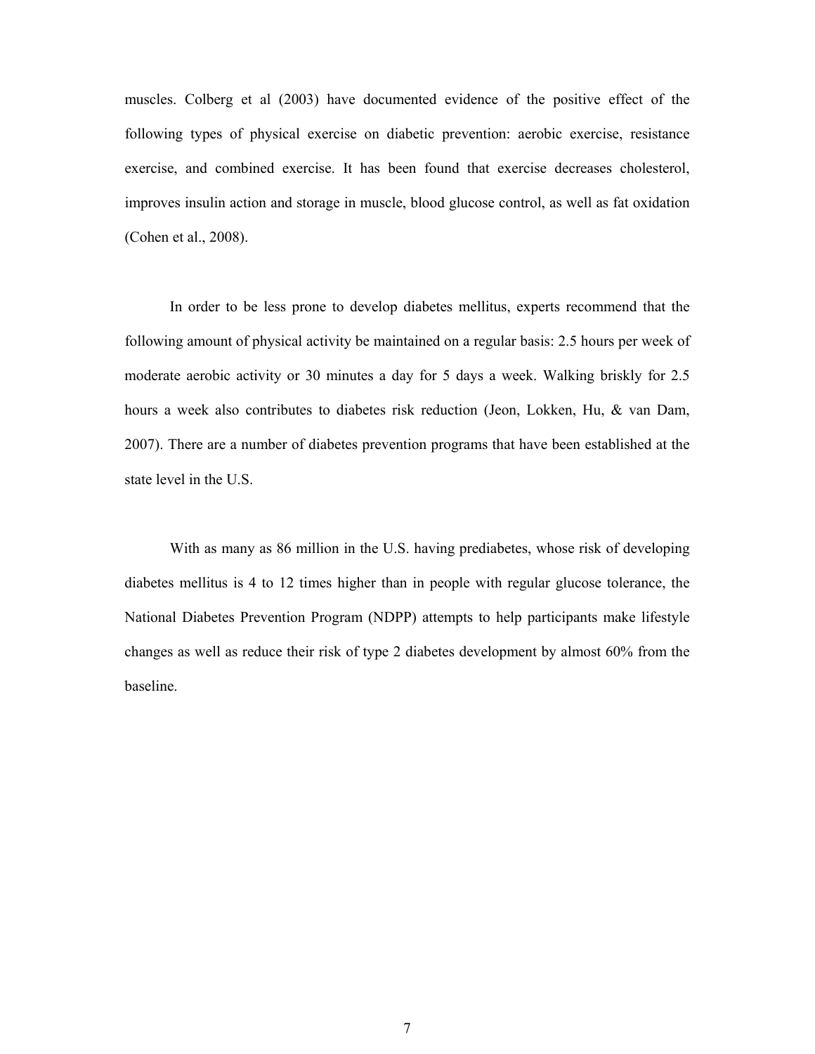muscles. Colberg et al (2003) have documented evidence of the positive effect of the following types of physical exercise on diabetic prevention: aerobic exercise, resistance exercise, and combined exercise. It has been found that exercise decreases cholesterol, improves insulin action and storage in muscle, blood glucose control, as well as fat oxidation (Cohen et al., 2008).

In order to be less prone to develop diabetes mellitus, experts recommend that the following amount of physical activity be maintained on a regular basis: 2.5 hours per week of moderate aerobic activity or 30 minutes a day for 5 days a week. Walking briskly for 2.5 hours a week also contributes to diabetes risk reduction (Jeon, Lokken, Hu, & van Dam, 2007). There are a number of diabetes prevention programs that have been established at the state level in the U.S.

With as many as 86 million in the U.S. having prediabetes, whose risk of developing diabetes mellitus is 4 to 12 times higher than in people with regular glucose tolerance, the National Diabetes Prevention Program (NDPP) attempts to help participants make lifestyle changes as well as reduce their risk of type 2 diabetes development by almost 60% from the baseline.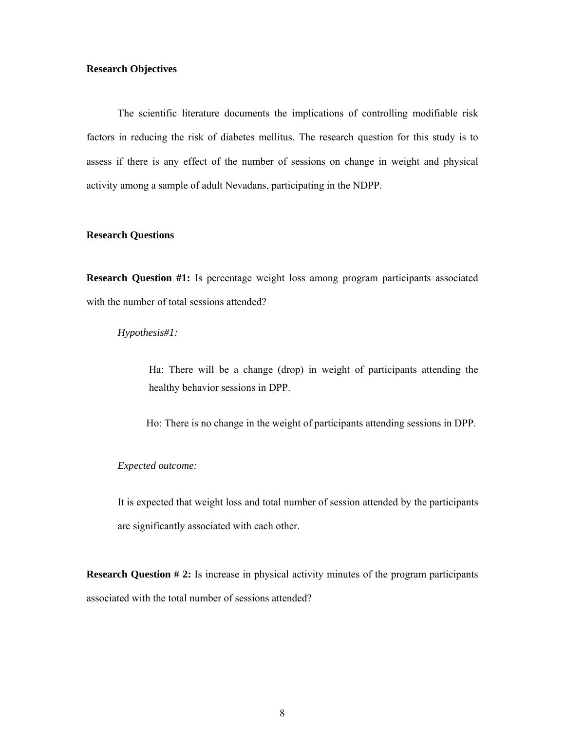**Research Objectives**

The scientific literature documents the implications of controlling modifiable risk factors in reducing the risk of diabetes mellitus. The research question for this study is to assess if there is any effect of the number of sessions on change in weight and physical activity among a sample of adult Nevadans, participating in the NDPP.

**Research Questions**

**Research Question #1:** Is percentage weight loss among program participants associated with the number of total sessions attended?

*Hypothesis#1:*

Ha: There will be a change (drop) in weight of participants attending the healthy behavior sessions in DPP.

Ho: There is no change in the weight of participants attending sessions in DPP.

*Expected outcome:*

It is expected that weight loss and total number of session attended by the participants are significantly associated with each other.

**Research Question # 2:** Is increase in physical activity minutes of the program participants associated with the total number of sessions attended?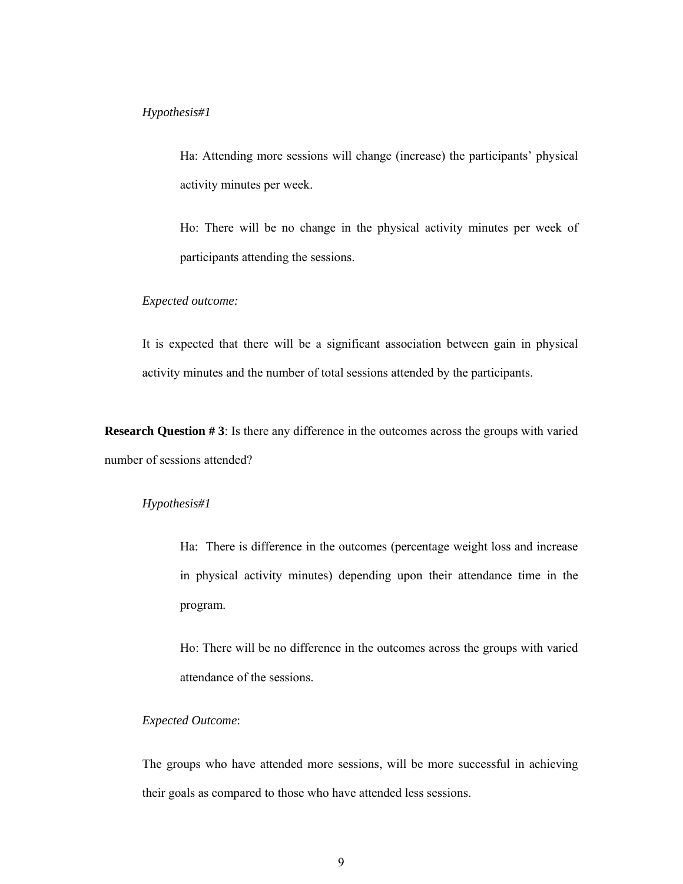*Hypothesis#1*

Ha: Attending more sessions will change (increase) the participants' physical activity minutes per week.

Ho: There will be no change in the physical activity minutes per week of participants attending the sessions.

*Expected outcome:*

It is expected that there will be a significant association between gain in physical activity minutes and the number of total sessions attended by the participants.

**Research Question # 3**: Is there any difference in the outcomes across the groups with varied number of sessions attended?

*Hypothesis#1*

Ha: There is difference in the outcomes (percentage weight loss and increase in physical activity minutes) depending upon their attendance time in the program.

Ho: There will be no difference in the outcomes across the groups with varied attendance of the sessions.

*Expected Outcome*:

The groups who have attended more sessions, will be more successful in achieving their goals as compared to those who have attended less sessions.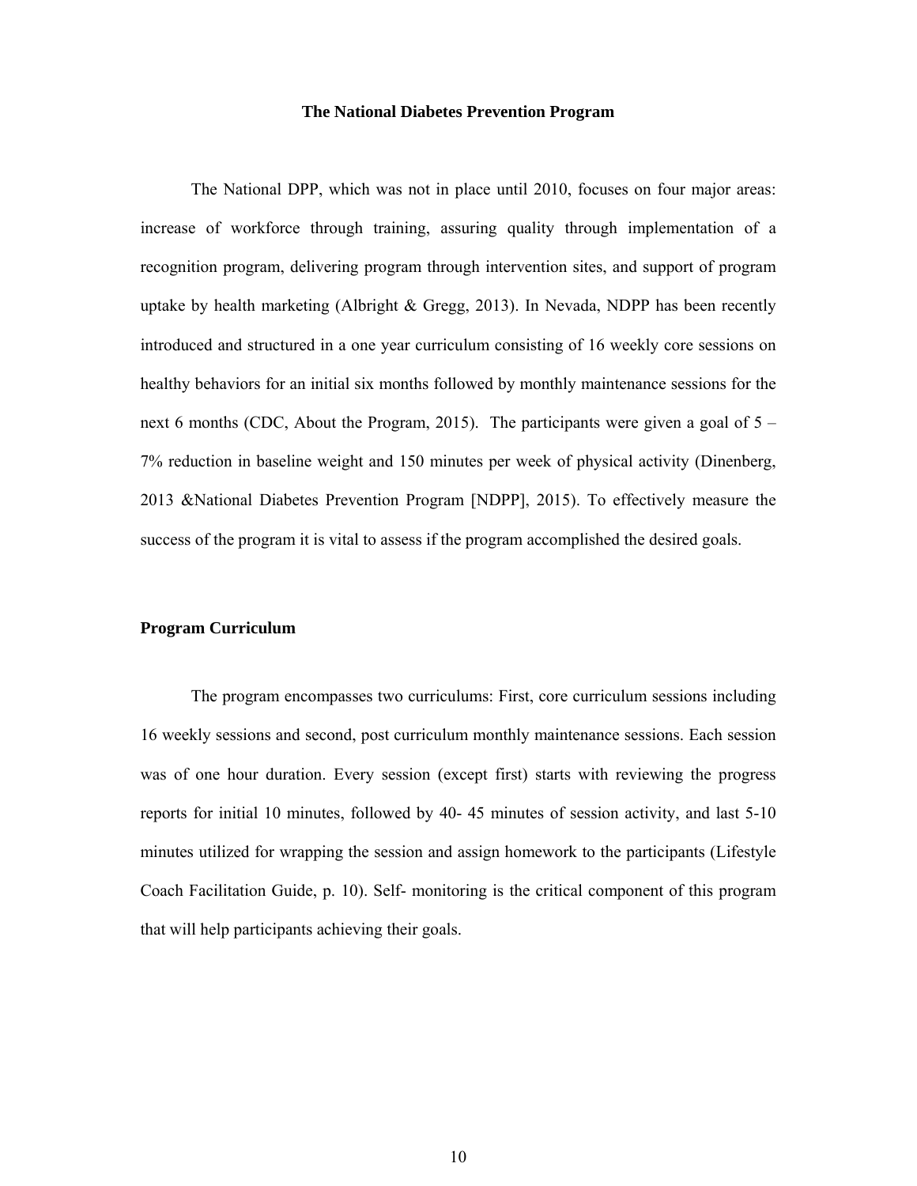## The National Diabetes Prevention Program

The National DPP, which was not in place until 2010, focuses on four major areas: increase of workforce through training, assuring quality through implementation of a recognition program, delivering program through intervention sites, and support of program uptake by health marketing (Albright & Gregg, 2013). In Nevada, NDPP has been recently introduced and structured in a one year curriculum consisting of 16 weekly core sessions on healthy behaviors for an initial six months followed by monthly maintenance sessions for the next 6 months (CDC, About the Program, 2015). The participants were given a goal of 5 – 7% reduction in baseline weight and 150 minutes per week of physical activity (Dinenberg, 2013 &National Diabetes Prevention Program [NDPP], 2015). To effectively measure the success of the program it is vital to assess if the program accomplished the desired goals.

### Program Curriculum

The program encompasses two curriculums: First, core curriculum sessions including 16 weekly sessions and second, post curriculum monthly maintenance sessions. Each session was of one hour duration. Every session (except first) starts with reviewing the progress reports for initial 10 minutes, followed by 40- 45 minutes of session activity, and last 5-10 minutes utilized for wrapping the session and assign homework to the participants (Lifestyle Coach Facilitation Guide, p. 10). Self- monitoring is the critical component of this program that will help participants achieving their goals.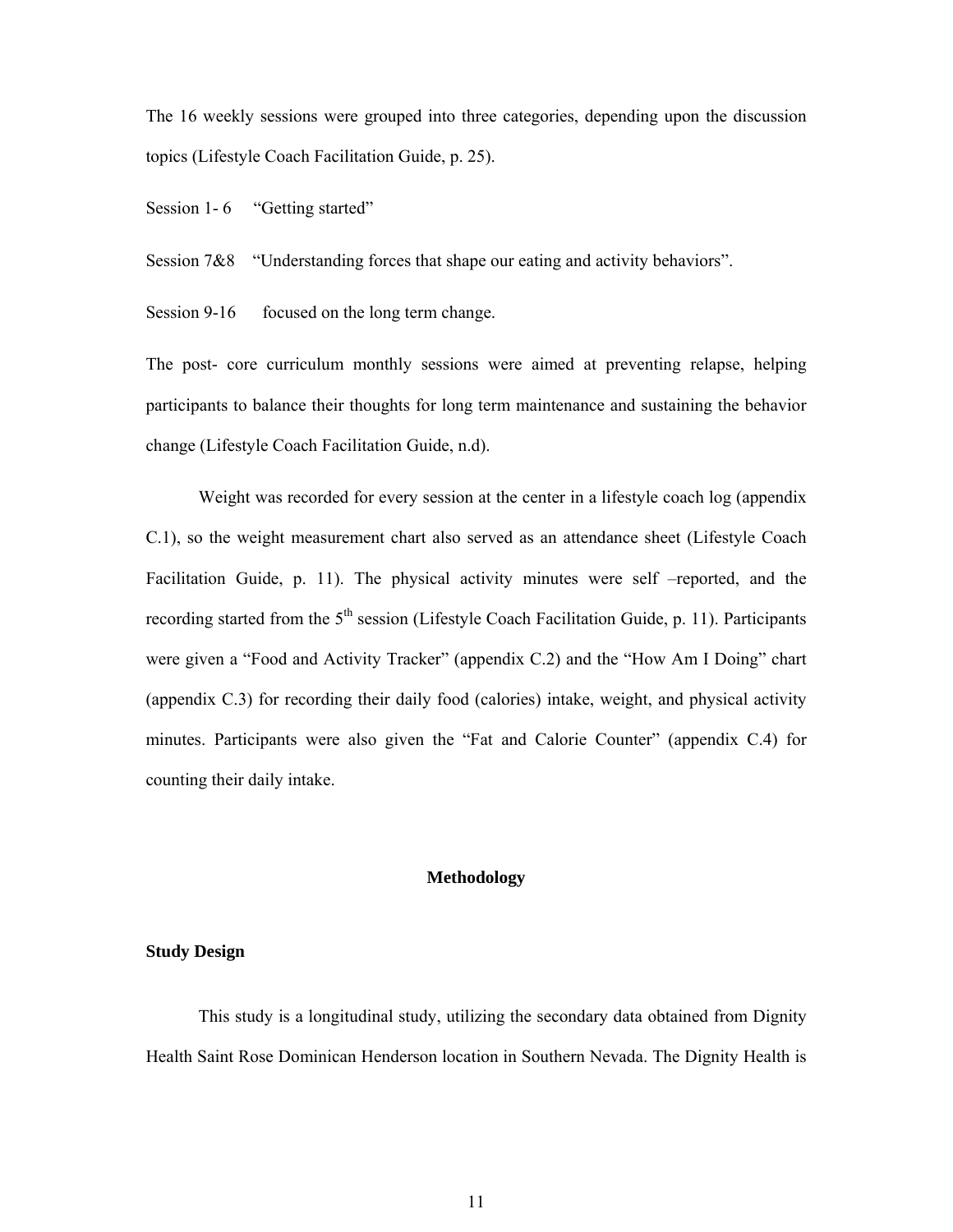The 16 weekly sessions were grouped into three categories, depending upon the discussion topics (Lifestyle Coach Facilitation Guide, p. 25).

Session 1- 6 "Getting started"

Session 7&8 "Understanding forces that shape our eating and activity behaviors".

Session 9-16 focused on the long term change.

The post- core curriculum monthly sessions were aimed at preventing relapse, helping participants to balance their thoughts for long term maintenance and sustaining the behavior change (Lifestyle Coach Facilitation Guide, n.d).

Weight was recorded for every session at the center in a lifestyle coach log (appendix C.1), so the weight measurement chart also served as an attendance sheet (Lifestyle Coach Facilitation Guide, p. 11). The physical activity minutes were self –reported, and the recording started from the 5th session (Lifestyle Coach Facilitation Guide, p. 11). Participants were given a "Food and Activity Tracker" (appendix C.2) and the "How Am I Doing" chart (appendix C.3) for recording their daily food (calories) intake, weight, and physical activity minutes. Participants were also given the "Fat and Calorie Counter" (appendix C.4) for counting their daily intake.

## Methodology

### Study Design

This study is a longitudinal study, utilizing the secondary data obtained from Dignity Health Saint Rose Dominican Henderson location in Southern Nevada. The Dignity Health is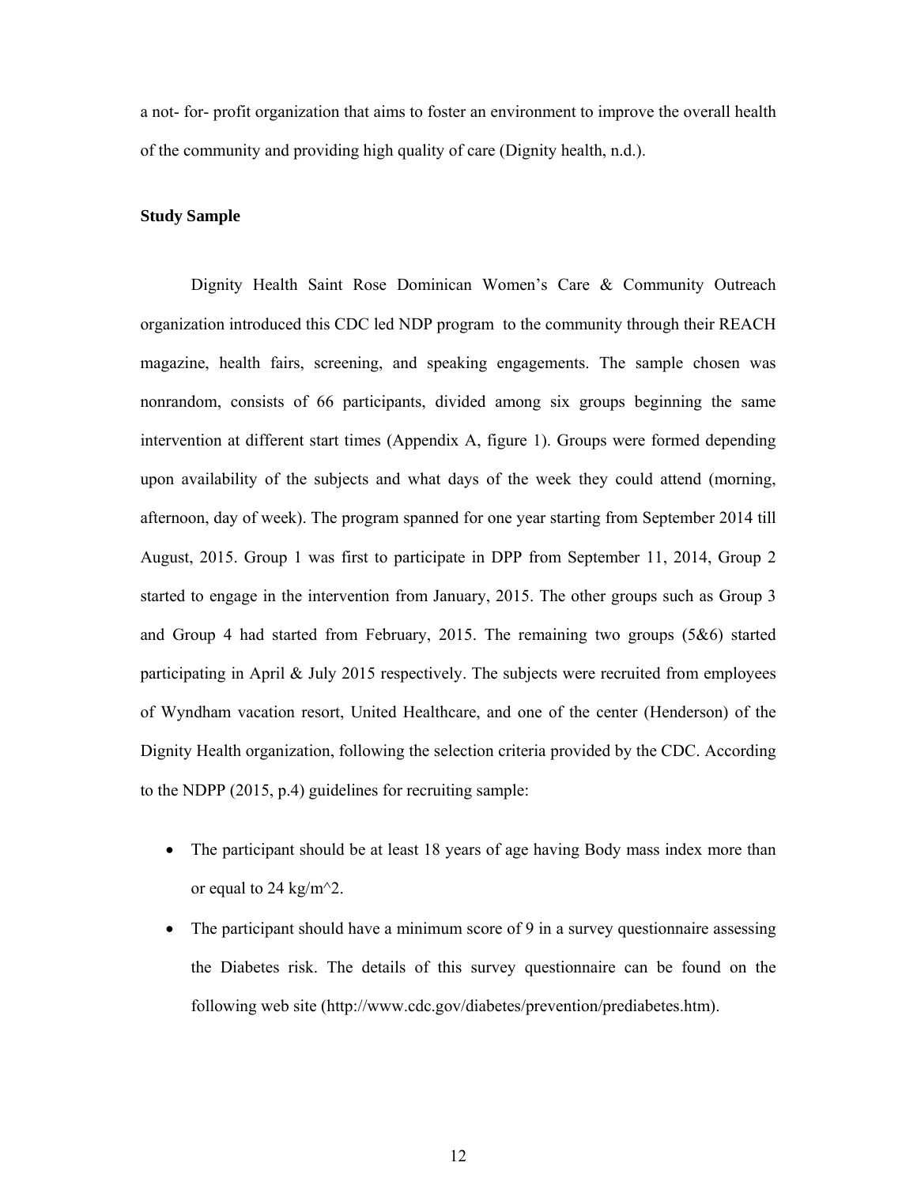a not- for- profit organization that aims to foster an environment to improve the overall health of the community and providing high quality of care (Dignity health, n.d.).

### Study Sample

Dignity Health Saint Rose Dominican Women's Care & Community Outreach organization introduced this CDC led NDP program to the community through their REACH magazine, health fairs, screening, and speaking engagements. The sample chosen was nonrandom, consists of 66 participants, divided among six groups beginning the same intervention at different start times (Appendix A, figure 1). Groups were formed depending upon availability of the subjects and what days of the week they could attend (morning, afternoon, day of week). The program spanned for one year starting from September 2014 till August, 2015. Group 1 was first to participate in DPP from September 11, 2014, Group 2 started to engage in the intervention from January, 2015. The other groups such as Group 3 and Group 4 had started from February, 2015. The remaining two groups (5&6) started participating in April & July 2015 respectively. The subjects were recruited from employees of Wyndham vacation resort, United Healthcare, and one of the center (Henderson) of the Dignity Health organization, following the selection criteria provided by the CDC. According to the NDPP (2015, p.4) guidelines for recruiting sample:

- The participant should be at least 18 years of age having Body mass index more than or equal to 24 kg/m^2.
- The participant should have a minimum score of 9 in a survey questionnaire assessing the Diabetes risk. The details of this survey questionnaire can be found on the following web site (http://www.cdc.gov/diabetes/prevention/prediabetes.htm).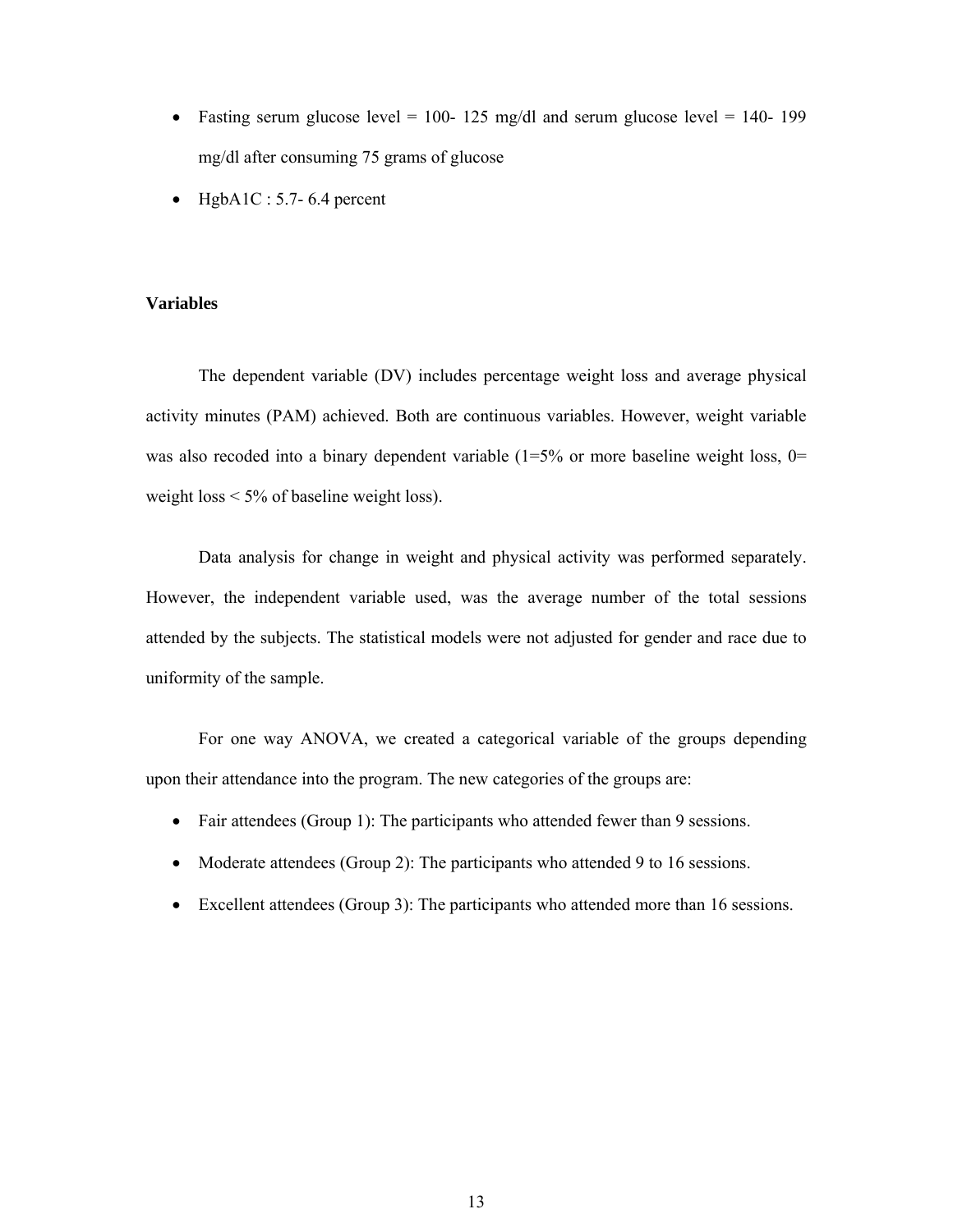- Fasting serum glucose level = 100- 125 mg/dl and serum glucose level = 140- 199 mg/dl after consuming 75 grams of glucose
- HgbA1C : 5.7- 6.4 percent

**Variables**

The dependent variable (DV) includes percentage weight loss and average physical activity minutes (PAM) achieved. Both are continuous variables. However, weight variable was also recoded into a binary dependent variable (1=5% or more baseline weight loss, 0= weight loss < 5% of baseline weight loss).

Data analysis for change in weight and physical activity was performed separately. However, the independent variable used, was the average number of the total sessions attended by the subjects. The statistical models were not adjusted for gender and race due to uniformity of the sample.

For one way ANOVA, we created a categorical variable of the groups depending upon their attendance into the program. The new categories of the groups are:

- Fair attendees (Group 1): The participants who attended fewer than 9 sessions.
- Moderate attendees (Group 2): The participants who attended 9 to 16 sessions.
- Excellent attendees (Group 3): The participants who attended more than 16 sessions.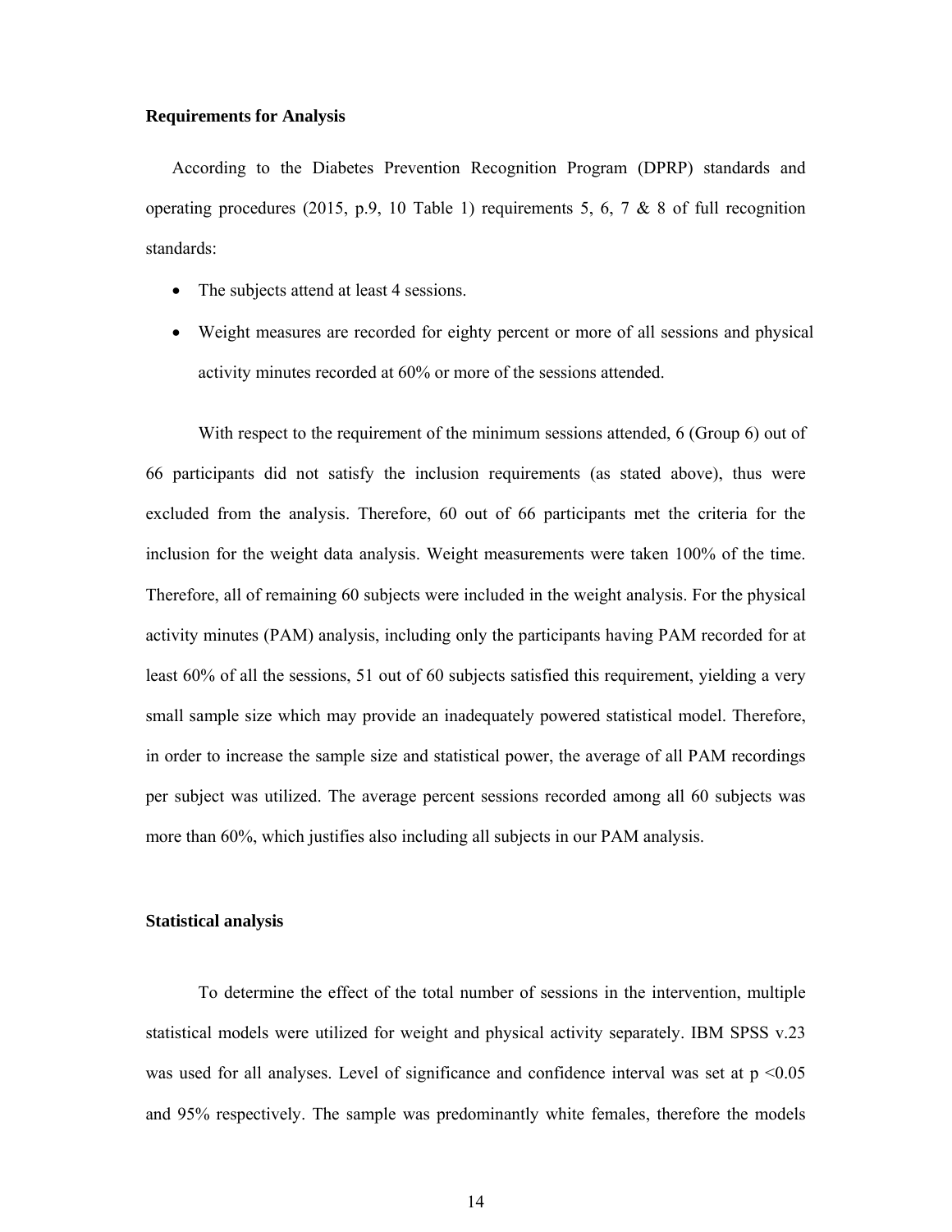### Requirements for Analysis

According to the Diabetes Prevention Recognition Program (DPRP) standards and operating procedures (2015, p.9, 10 Table 1) requirements 5, 6, 7 & 8 of full recognition standards:

- The subjects attend at least 4 sessions.
- Weight measures are recorded for eighty percent or more of all sessions and physical activity minutes recorded at 60% or more of the sessions attended.

With respect to the requirement of the minimum sessions attended, 6 (Group 6) out of 66 participants did not satisfy the inclusion requirements (as stated above), thus were excluded from the analysis. Therefore, 60 out of 66 participants met the criteria for the inclusion for the weight data analysis. Weight measurements were taken 100% of the time. Therefore, all of remaining 60 subjects were included in the weight analysis. For the physical activity minutes (PAM) analysis, including only the participants having PAM recorded for at least 60% of all the sessions, 51 out of 60 subjects satisfied this requirement, yielding a very small sample size which may provide an inadequately powered statistical model. Therefore, in order to increase the sample size and statistical power, the average of all PAM recordings per subject was utilized. The average percent sessions recorded among all 60 subjects was more than 60%, which justifies also including all subjects in our PAM analysis.

### Statistical analysis

To determine the effect of the total number of sessions in the intervention, multiple statistical models were utilized for weight and physical activity separately. IBM SPSS v.23 was used for all analyses. Level of significance and confidence interval was set at $p < 0.05$ and 95% respectively. The sample was predominantly white females, therefore the models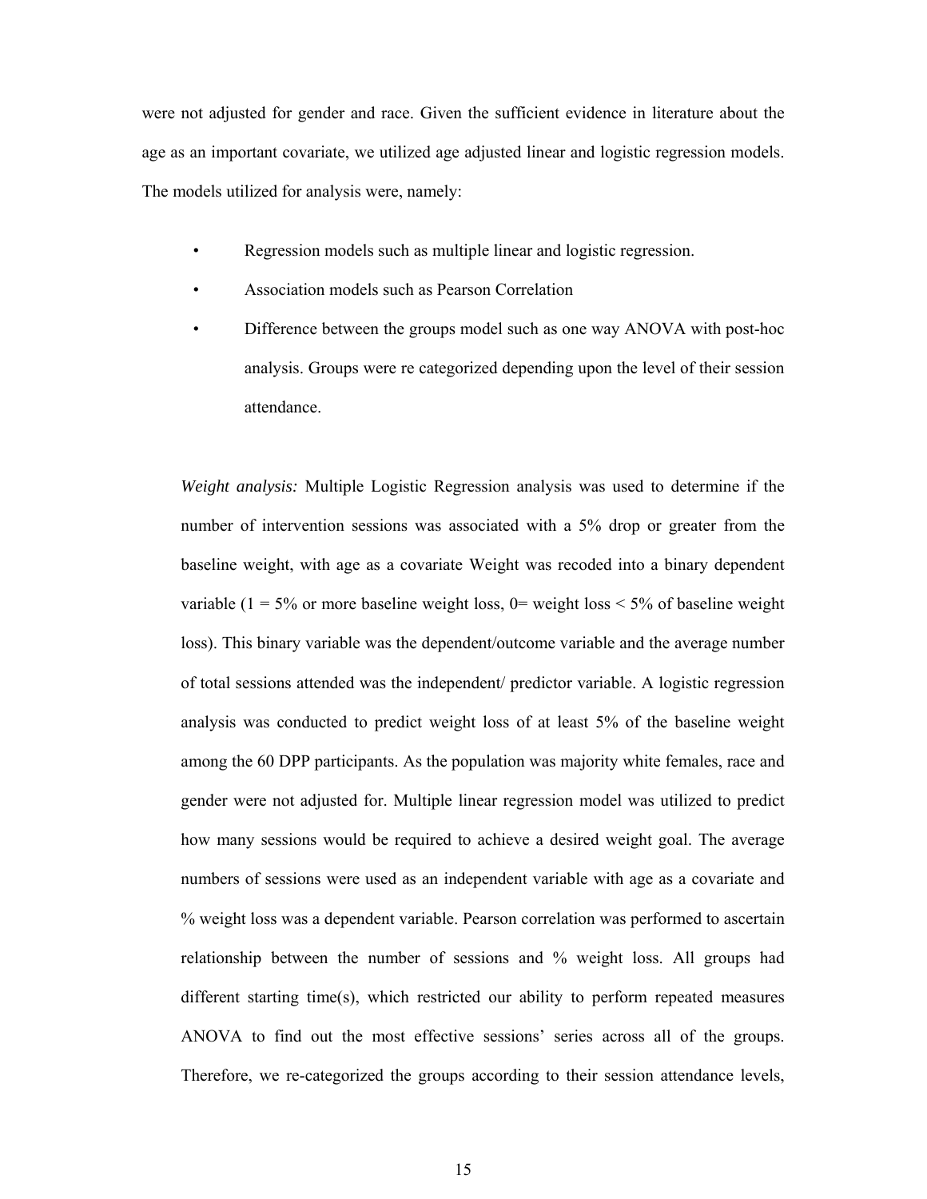were not adjusted for gender and race. Given the sufficient evidence in literature about the age as an important covariate, we utilized age adjusted linear and logistic regression models. The models utilized for analysis were, namely:

- Regression models such as multiple linear and logistic regression.
- Association models such as Pearson Correlation
- Difference between the groups model such as one way ANOVA with post-hoc analysis. Groups were re categorized depending upon the level of their session attendance.

*Weight analysis:* Multiple Logistic Regression analysis was used to determine if the number of intervention sessions was associated with a 5% drop or greater from the baseline weight, with age as a covariate Weight was recoded into a binary dependent variable (1 = 5% or more baseline weight loss, 0= weight loss < 5% of baseline weight loss). This binary variable was the dependent/outcome variable and the average number of total sessions attended was the independent/ predictor variable. A logistic regression analysis was conducted to predict weight loss of at least 5% of the baseline weight among the 60 DPP participants. As the population was majority white females, race and gender were not adjusted for. Multiple linear regression model was utilized to predict how many sessions would be required to achieve a desired weight goal. The average numbers of sessions were used as an independent variable with age as a covariate and % weight loss was a dependent variable. Pearson correlation was performed to ascertain relationship between the number of sessions and % weight loss. All groups had different starting time(s), which restricted our ability to perform repeated measures ANOVA to find out the most effective sessions' series across all of the groups. Therefore, we re-categorized the groups according to their session attendance levels,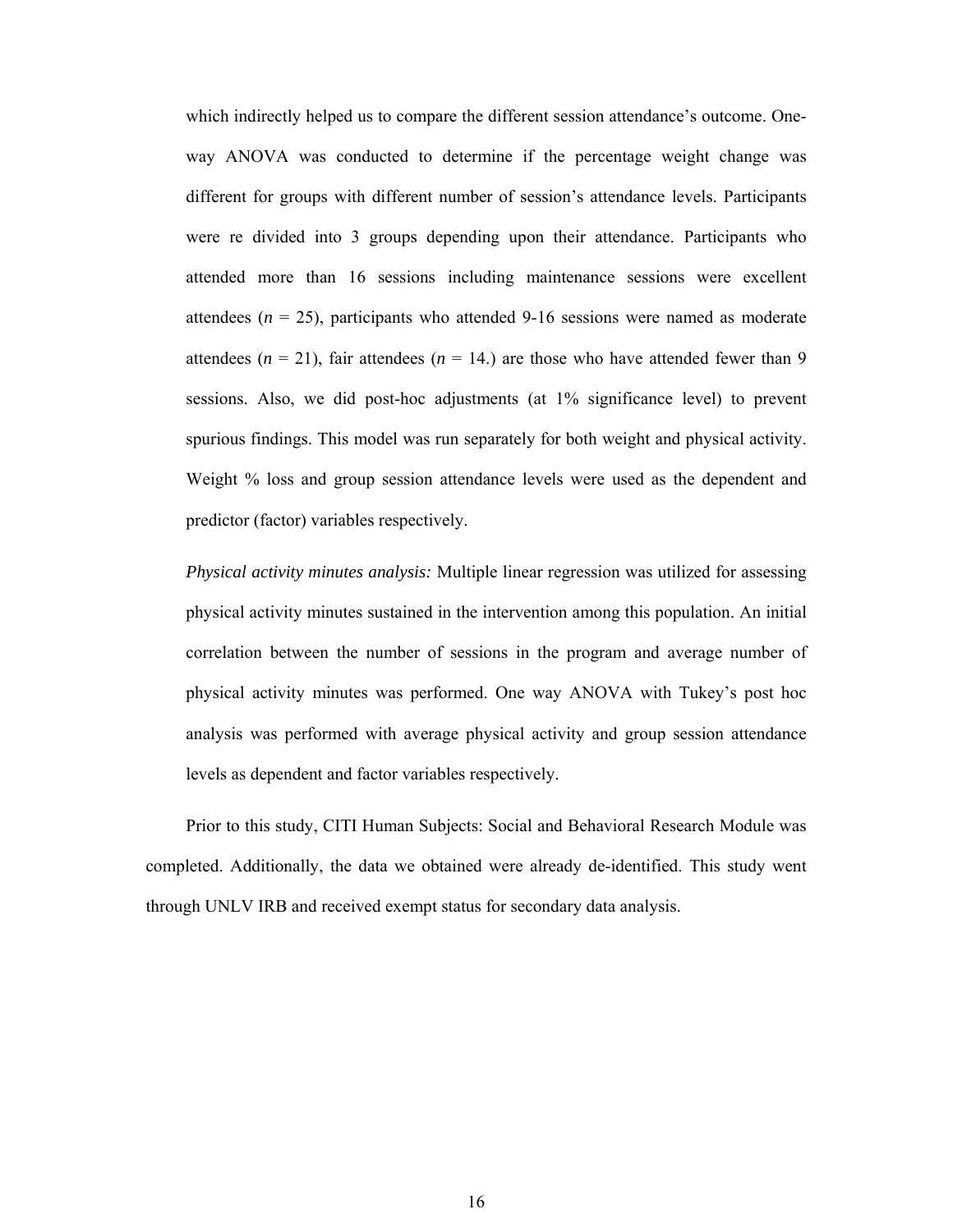which indirectly helped us to compare the different session attendance's outcome. One-way ANOVA was conducted to determine if the percentage weight change was different for groups with different number of session's attendance levels. Participants were re divided into 3 groups depending upon their attendance. Participants who attended more than 16 sessions including maintenance sessions were excellent attendees ($n$ = 25), participants who attended 9-16 sessions were named as moderate attendees ($n$ = 21), fair attendees ($n$ = 14.) are those who have attended fewer than 9 sessions. Also, we did post-hoc adjustments (at 1% significance level) to prevent spurious findings. This model was run separately for both weight and physical activity. Weight % loss and group session attendance levels were used as the dependent and predictor (factor) variables respectively.

*Physical activity minutes analysis:* Multiple linear regression was utilized for assessing physical activity minutes sustained in the intervention among this population. An initial correlation between the number of sessions in the program and average number of physical activity minutes was performed. One way ANOVA with Tukey's post hoc analysis was performed with average physical activity and group session attendance levels as dependent and factor variables respectively.

Prior to this study, CITI Human Subjects: Social and Behavioral Research Module was completed. Additionally, the data we obtained were already de-identified. This study went through UNLV IRB and received exempt status for secondary data analysis.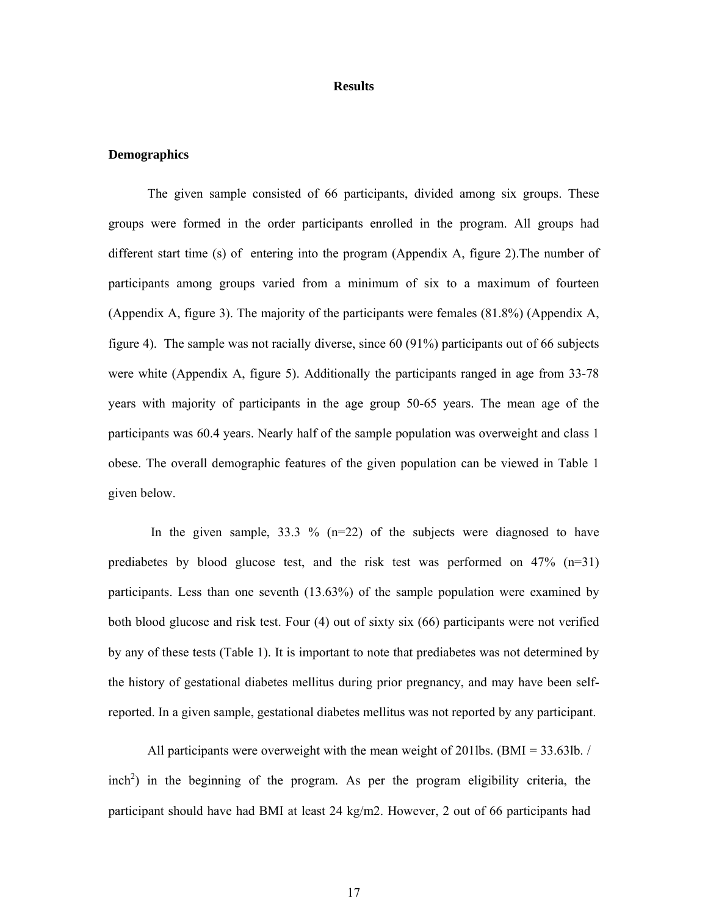## Results

### Demographics

The given sample consisted of 66 participants, divided among six groups. These groups were formed in the order participants enrolled in the program. All groups had different start time (s) of entering into the program (Appendix A, figure 2).The number of participants among groups varied from a minimum of six to a maximum of fourteen (Appendix A, figure 3). The majority of the participants were females (81.8%) (Appendix A, figure 4). The sample was not racially diverse, since 60 (91%) participants out of 66 subjects were white (Appendix A, figure 5). Additionally the participants ranged in age from 33-78 years with majority of participants in the age group 50-65 years. The mean age of the participants was 60.4 years. Nearly half of the sample population was overweight and class 1 obese. The overall demographic features of the given population can be viewed in Table 1 given below.

In the given sample, 33.3 % (n=22) of the subjects were diagnosed to have prediabetes by blood glucose test, and the risk test was performed on 47% (n=31) participants. Less than one seventh (13.63%) of the sample population were examined by both blood glucose and risk test. Four (4) out of sixty six (66) participants were not verified by any of these tests (Table 1). It is important to note that prediabetes was not determined by the history of gestational diabetes mellitus during prior pregnancy, and may have been self-reported. In a given sample, gestational diabetes mellitus was not reported by any participant.

All participants were overweight with the mean weight of 201lbs. (BMI = 33.63lb. / inch$^2$) in the beginning of the program. As per the program eligibility criteria, the participant should have had BMI at least 24 kg/m2. However, 2 out of 66 participants had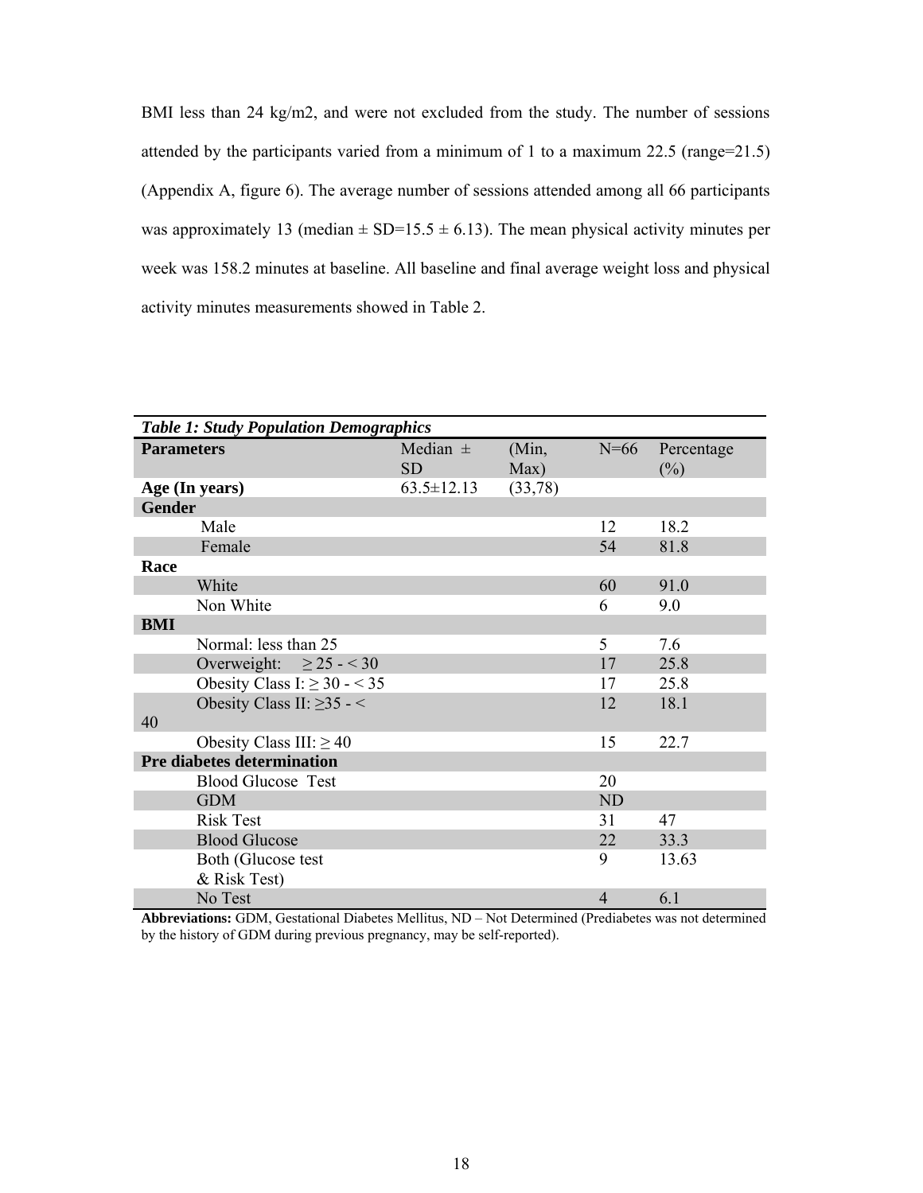BMI less than 24 kg/m2, and were not excluded from the study. The number of sessions attended by the participants varied from a minimum of 1 to a maximum 22.5 (range=21.5) (Appendix A, figure 6). The average number of sessions attended among all 66 participants was approximately 13 (median ± SD=15.5 ± 6.13). The mean physical activity minutes per week was 158.2 minutes at baseline. All baseline and final average weight loss and physical activity minutes measurements showed in Table 2.

***Table 1: Study Population Demographics***

| **Parameters** | Median ± SD | (Min, Max) | N=66 | Percentage (%) |
|---|---|---|---|---|
| **Age (In years)** | 63.5±12.13 | (33,78) | | |
| **Gender** | | | | |
| Male | | | 12 | 18.2 |
| Female | | | 54 | 81.8 |
| **Race** | | | | |
| White | | | 60 | 91.0 |
| Non White | | | 6 | 9.0 |
| **BMI** | | | | |
| Normal: less than 25 | | | 5 | 7.6 |
| Overweight: ≥ 25 - < 30 | | | 17 | 25.8 |
| Obesity Class I: ≥ 30 - < 35 | | | 17 | 25.8 |
| Obesity Class II: ≥35 - < 40 | | | 12 | 18.1 |
| Obesity Class III: ≥ 40 | | | 15 | 22.7 |
| **Pre diabetes determination** | | | | |
| Blood Glucose Test | | | 20 | |
| GDM | | | ND | |
| Risk Test | | | 31 | 47 |
| Blood Glucose | | | 22 | 33.3 |
| Both (Glucose test & Risk Test) | | | 9 | 13.63 |
| No Test | | | 4 | 6.1 |

**Abbreviations:** GDM, Gestational Diabetes Mellitus, ND – Not Determined (Prediabetes was not determined by the history of GDM during previous pregnancy, may be self-reported).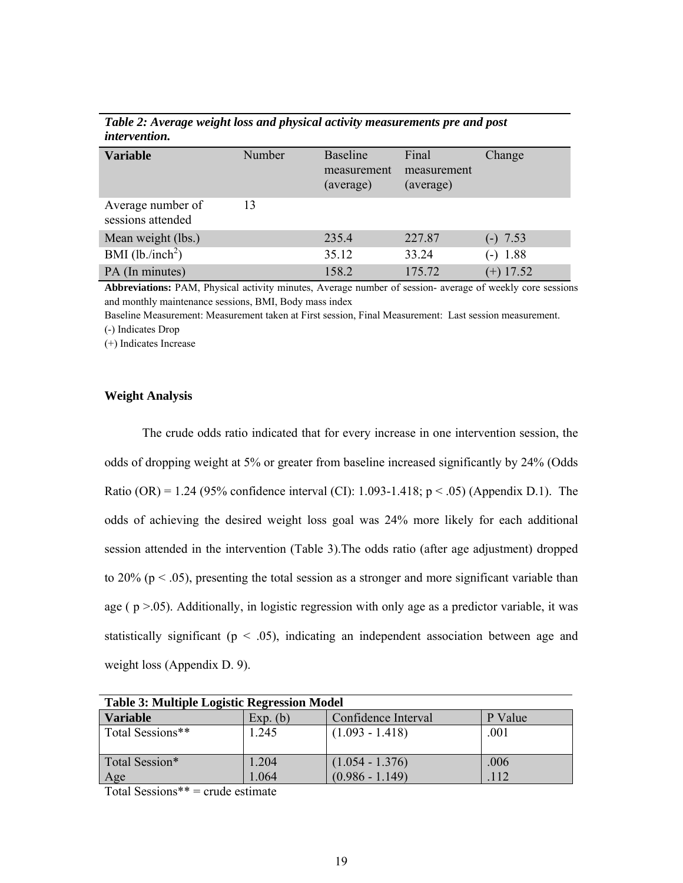***Table 2: Average weight loss and physical activity measurements pre and post intervention.***

| **Variable** | Number | Baseline measurement (average) | Final measurement (average) | Change |
|---|---|---|---|---|
| Average number of sessions attended | 13 | | | |
| Mean weight (lbs.) | | 235.4 | 227.87 | (-) 7.53 |
| BMI (lb./inch$^2$) | | 35.12 | 33.24 | (-) 1.88 |
| PA (In minutes) | | 158.2 | 175.72 | (+) 17.52 |

**Abbreviations:** PAM, Physical activity minutes, Average number of session- average of weekly core sessions and monthly maintenance sessions, BMI, Body mass index

Baseline Measurement: Measurement taken at First session, Final Measurement: Last session measurement.

(-) Indicates Drop

(+) Indicates Increase

**Weight Analysis**

The crude odds ratio indicated that for every increase in one intervention session, the odds of dropping weight at 5% or greater from baseline increased significantly by 24% (Odds Ratio (OR) = 1.24 (95% confidence interval (CI): 1.093-1.418; $p < .05$) (Appendix D.1). The odds of achieving the desired weight loss goal was 24% more likely for each additional session attended in the intervention (Table 3).The odds ratio (after age adjustment) dropped to 20% ($p < .05$), presenting the total session as a stronger and more significant variable than age ( $p > .05$). Additionally, in logistic regression with only age as a predictor variable, it was statistically significant ($p < .05$), indicating an independent association between age and weight loss (Appendix D. 9).

**Table 3: Multiple Logistic Regression Model**

| **Variable** | Exp. (b) | Confidence Interval | P Value |
|---|---|---|---|
| Total Sessions** | 1.245 | (1.093 - 1.418) | .001 |
| Total Session* | 1.204 | (1.054 - 1.376) | .006 |
| Age | 1.064 | (0.986 - 1.149) | .112 |

Total Sessions** = crude estimate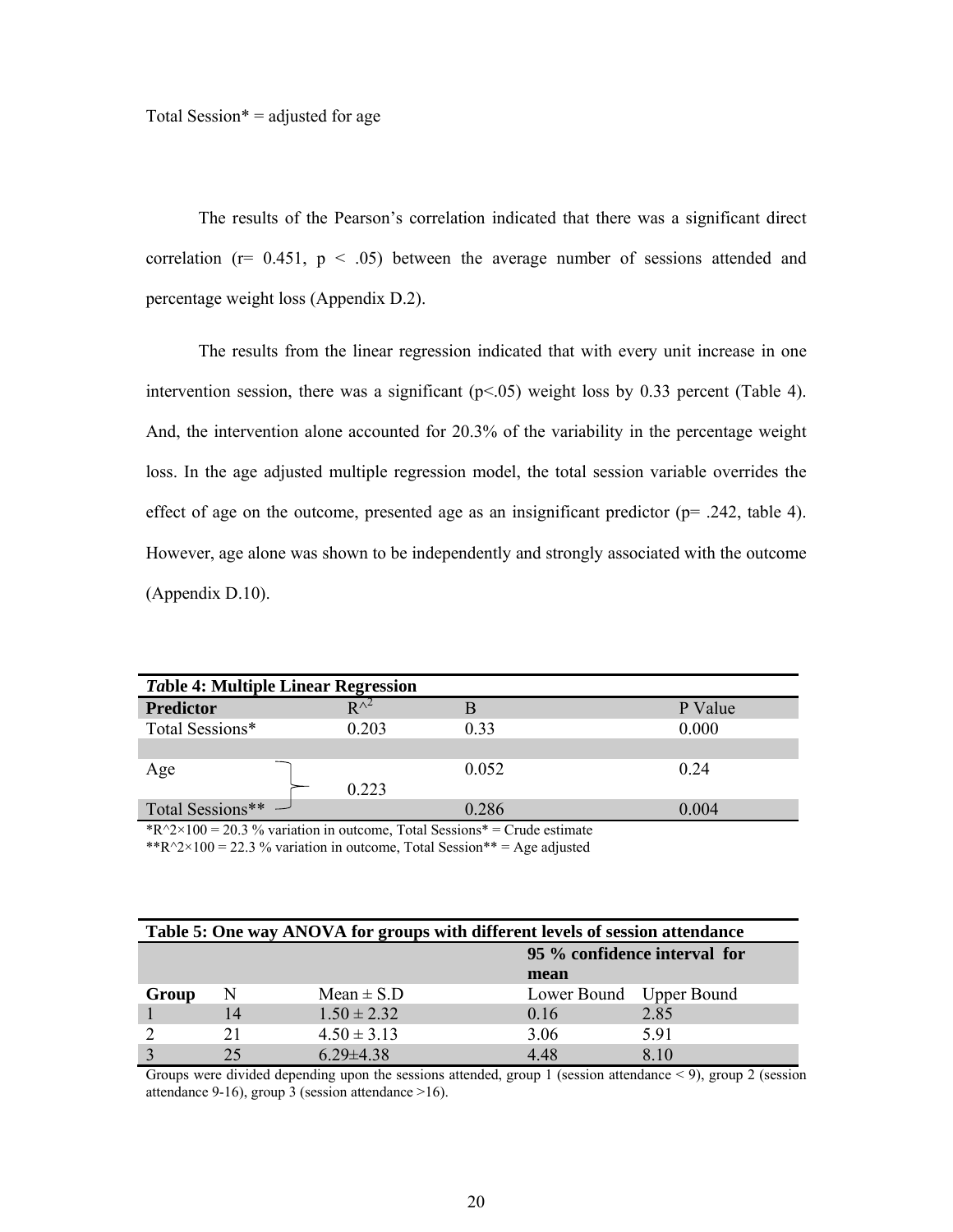Total Session* = adjusted for age

The results of the Pearson's correlation indicated that there was a significant direct correlation ($r= 0.451$, $p < .05$) between the average number of sessions attended and percentage weight loss (Appendix D.2).

The results from the linear regression indicated that with every unit increase in one intervention session, there was a significant ($p<.05$) weight loss by 0.33 percent (Table 4). And, the intervention alone accounted for 20.3% of the variability in the percentage weight loss. In the age adjusted multiple regression model, the total session variable overrides the effect of age on the outcome, presented age as an insignificant predictor ($p= .242$, table 4). However, age alone was shown to be independently and strongly associated with the outcome (Appendix D.10).

**Table 4: Multiple Linear Regression**

| Predictor | $R^2$ | B | P Value |
|---|---|---|---|
| Total Sessions* | 0.203 | 0.33 | 0.000 |
| | | | |
| Age | 0.223 | 0.052 | 0.24 |
| Total Sessions** | | 0.286 | 0.004 |

*$R^2 \times 100$ = 20.3 % variation in outcome, Total Sessions* = Crude estimate
**$R^2 \times 100$ = 22.3 % variation in outcome, Total Session** = Age adjusted

**Table 5: One way ANOVA for groups with different levels of session attendance**

| Group | N | Mean ± S.D | 95 % confidence interval for mean | |
|---|---|---|---|---|
| | | | Lower Bound | Upper Bound |
| 1 | 14 | 1.50 ± 2.32 | 0.16 | 2.85 |
| 2 | 21 | 4.50 ± 3.13 | 3.06 | 5.91 |
| 3 | 25 | 6.29±4.38 | 4.48 | 8.10 |

Groups were divided depending upon the sessions attended, group 1 (session attendance < 9), group 2 (session attendance 9-16), group 3 (session attendance >16).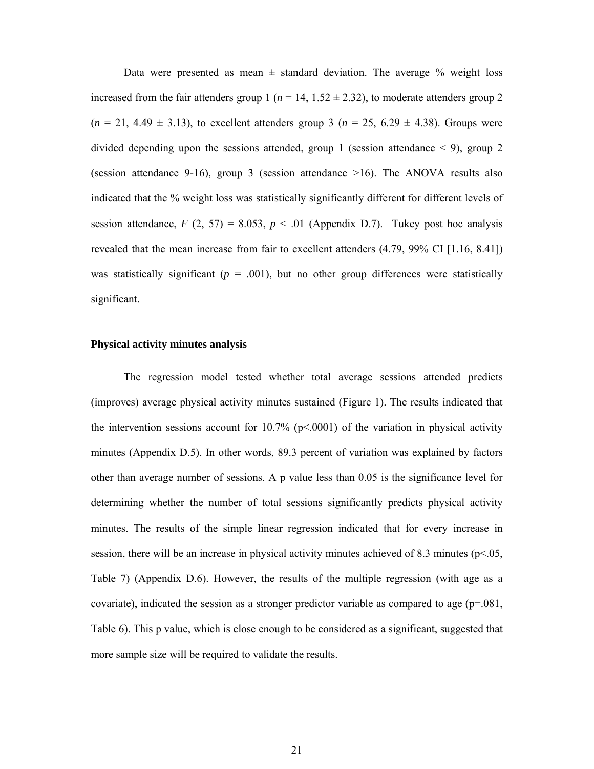Data were presented as mean ± standard deviation. The average % weight loss increased from the fair attenders group 1 ($n$ = 14, 1.52 ± 2.32), to moderate attenders group 2 ($n$ = 21, 4.49 ± 3.13), to excellent attenders group 3 ($n$ = 25, 6.29 ± 4.38). Groups were divided depending upon the sessions attended, group 1 (session attendance < 9), group 2 (session attendance 9-16), group 3 (session attendance >16). The ANOVA results also indicated that the % weight loss was statistically significantly different for different levels of session attendance, $F$ (2, 57) = 8.053, $p$ < .01 (Appendix D.7). Tukey post hoc analysis revealed that the mean increase from fair to excellent attenders (4.79, 99% CI [1.16, 8.41]) was statistically significant ($p$ = .001), but no other group differences were statistically significant.

### Physical activity minutes analysis

The regression model tested whether total average sessions attended predicts (improves) average physical activity minutes sustained (Figure 1). The results indicated that the intervention sessions account for 10.7% (p<.0001) of the variation in physical activity minutes (Appendix D.5). In other words, 89.3 percent of variation was explained by factors other than average number of sessions. A p value less than 0.05 is the significance level for determining whether the number of total sessions significantly predicts physical activity minutes. The results of the simple linear regression indicated that for every increase in session, there will be an increase in physical activity minutes achieved of 8.3 minutes (p<.05, Table 7) (Appendix D.6). However, the results of the multiple regression (with age as a covariate), indicated the session as a stronger predictor variable as compared to age (p=.081, Table 6). This p value, which is close enough to be considered as a significant, suggested that more sample size will be required to validate the results.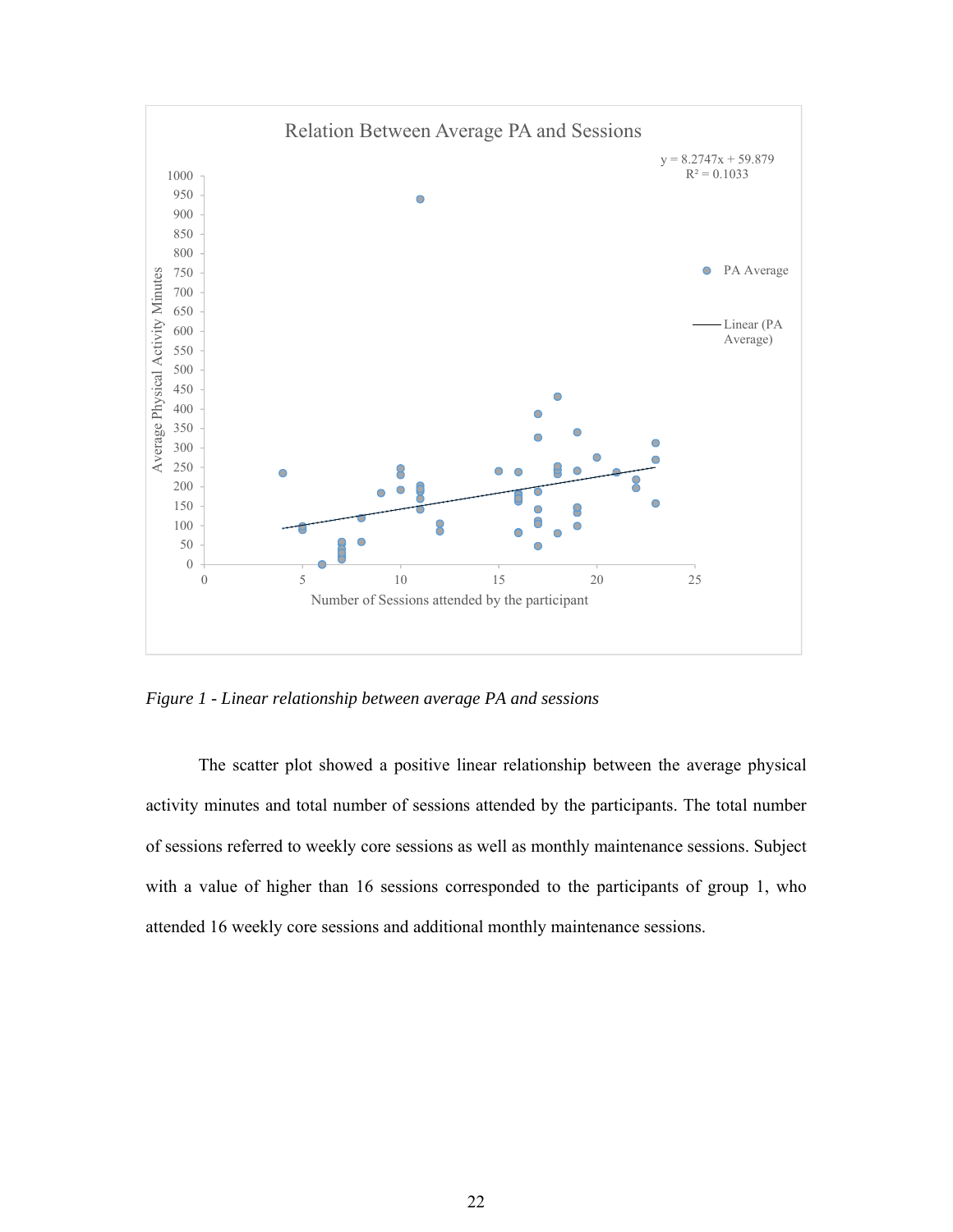*Figure 1 - Linear relationship between average PA and sessions*

The scatter plot showed a positive linear relationship between the average physical activity minutes and total number of sessions attended by the participants. The total number of sessions referred to weekly core sessions as well as monthly maintenance sessions. Subject with a value of higher than 16 sessions corresponded to the participants of group 1, who attended 16 weekly core sessions and additional monthly maintenance sessions.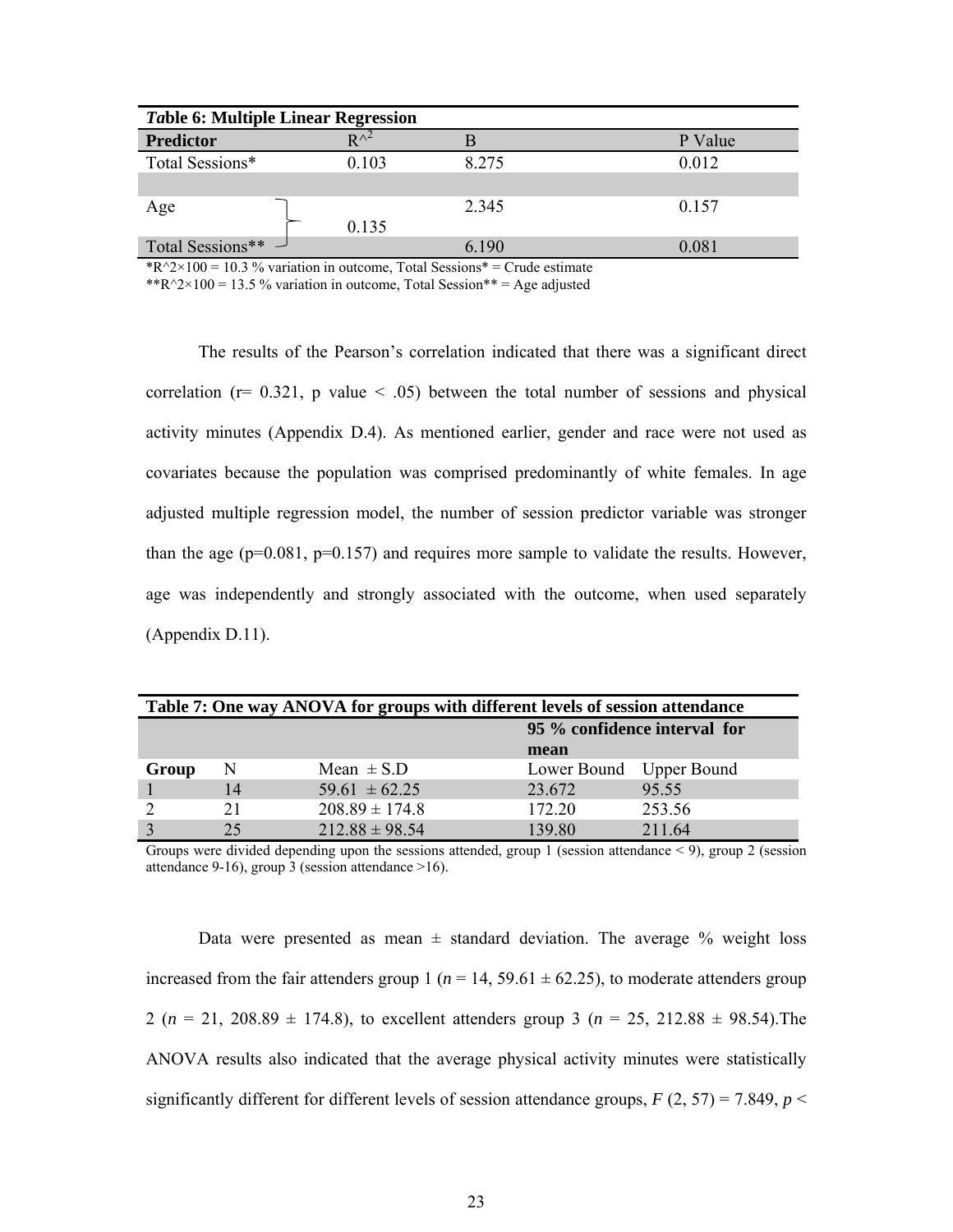| *Ta*ble 6: Multiple Linear Regression | | | |
|---|---|---|---|
| **Predictor** | $R^2$ | B | P Value |
| Total Sessions* | 0.103 | 8.275 | 0.012 |
| | | | |
| Age | 0.135 | 2.345 | 0.157 |
| Total Sessions** | | 6.190 | 0.081 |

*R^2×100 = 10.3 % variation in outcome, Total Sessions* = Crude estimate

**R^2×100 = 13.5 % variation in outcome, Total Session** = Age adjusted

The results of the Pearson's correlation indicated that there was a significant direct correlation (r= 0.321, p value < .05) between the total number of sessions and physical activity minutes (Appendix D.4). As mentioned earlier, gender and race were not used as covariates because the population was comprised predominantly of white females. In age adjusted multiple regression model, the number of session predictor variable was stronger than the age (p=0.081, p=0.157) and requires more sample to validate the results. However, age was independently and strongly associated with the outcome, when used separately (Appendix D.11).

| **Table 7: One way ANOVA for groups with different levels of session attendance** | | | | |
|---|---|---|---|---|
| | | | **95 % confidence interval for mean** | |
| **Group** | N | Mean ± S.D | Lower Bound | Upper Bound |
| 1 | 14 | 59.61 ± 62.25 | 23.672 | 95.55 |
| 2 | 21 | 208.89 ± 174.8 | 172.20 | 253.56 |
| 3 | 25 | 212.88 ± 98.54 | 139.80 | 211.64 |

Groups were divided depending upon the sessions attended, group 1 (session attendance < 9), group 2 (session attendance 9-16), group 3 (session attendance >16).

Data were presented as mean ± standard deviation. The average % weight loss increased from the fair attenders group 1 ($n$ = 14, 59.61 ± 62.25), to moderate attenders group 2 ($n$ = 21, 208.89 ± 174.8), to excellent attenders group 3 ($n$ = 25, 212.88 ± 98.54).The ANOVA results also indicated that the average physical activity minutes were statistically significantly different for different levels of session attendance groups, $F$ (2, 57) = 7.849, $p$ <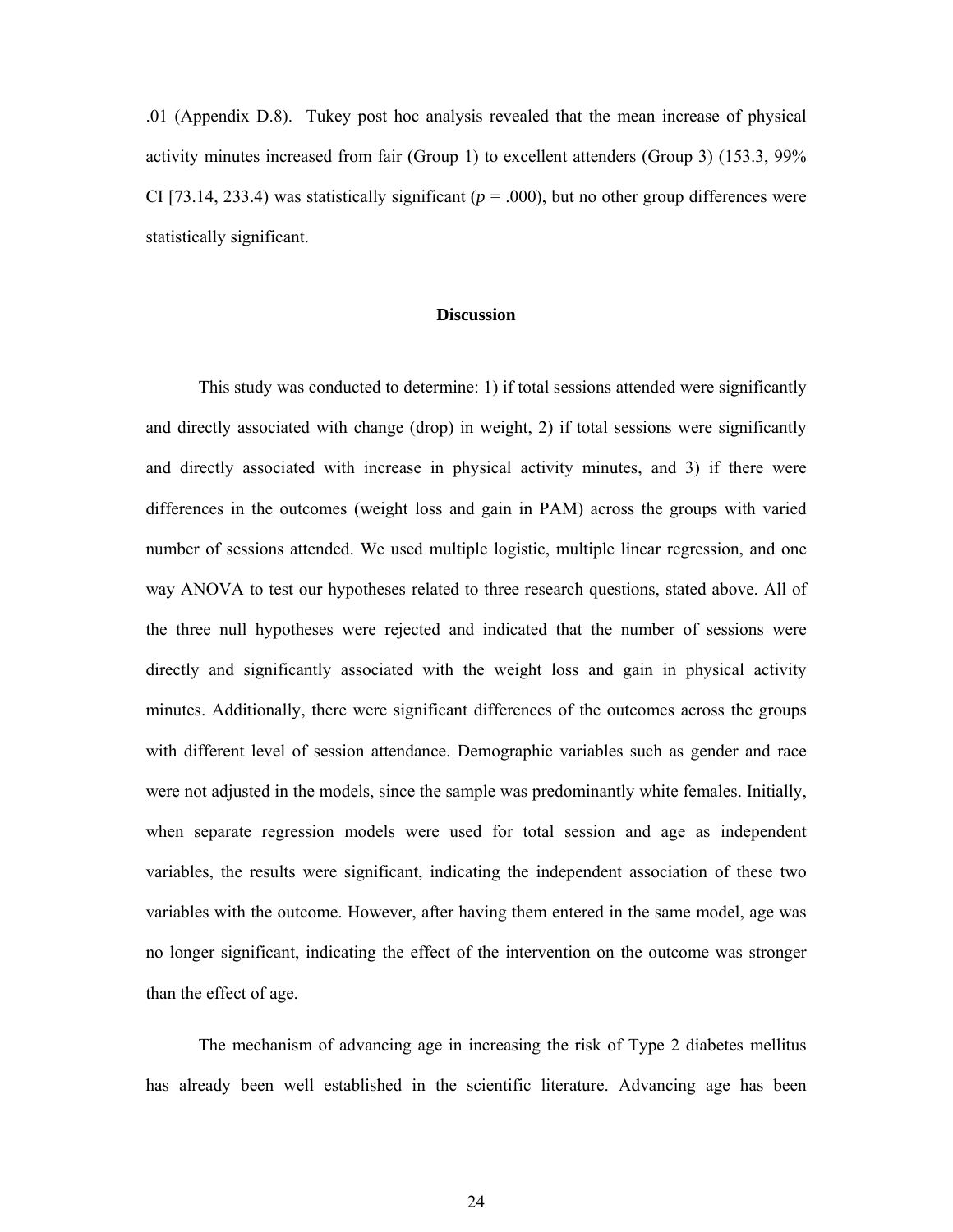.01 (Appendix D.8). Tukey post hoc analysis revealed that the mean increase of physical activity minutes increased from fair (Group 1) to excellent attenders (Group 3) (153.3, 99% CI [73.14, 233.4) was statistically significant ($p$ = .000), but no other group differences were statistically significant.

## Discussion

This study was conducted to determine: 1) if total sessions attended were significantly and directly associated with change (drop) in weight, 2) if total sessions were significantly and directly associated with increase in physical activity minutes, and 3) if there were differences in the outcomes (weight loss and gain in PAM) across the groups with varied number of sessions attended. We used multiple logistic, multiple linear regression, and one way ANOVA to test our hypotheses related to three research questions, stated above. All of the three null hypotheses were rejected and indicated that the number of sessions were directly and significantly associated with the weight loss and gain in physical activity minutes. Additionally, there were significant differences of the outcomes across the groups with different level of session attendance. Demographic variables such as gender and race were not adjusted in the models, since the sample was predominantly white females. Initially, when separate regression models were used for total session and age as independent variables, the results were significant, indicating the independent association of these two variables with the outcome. However, after having them entered in the same model, age was no longer significant, indicating the effect of the intervention on the outcome was stronger than the effect of age.

The mechanism of advancing age in increasing the risk of Type 2 diabetes mellitus has already been well established in the scientific literature. Advancing age has been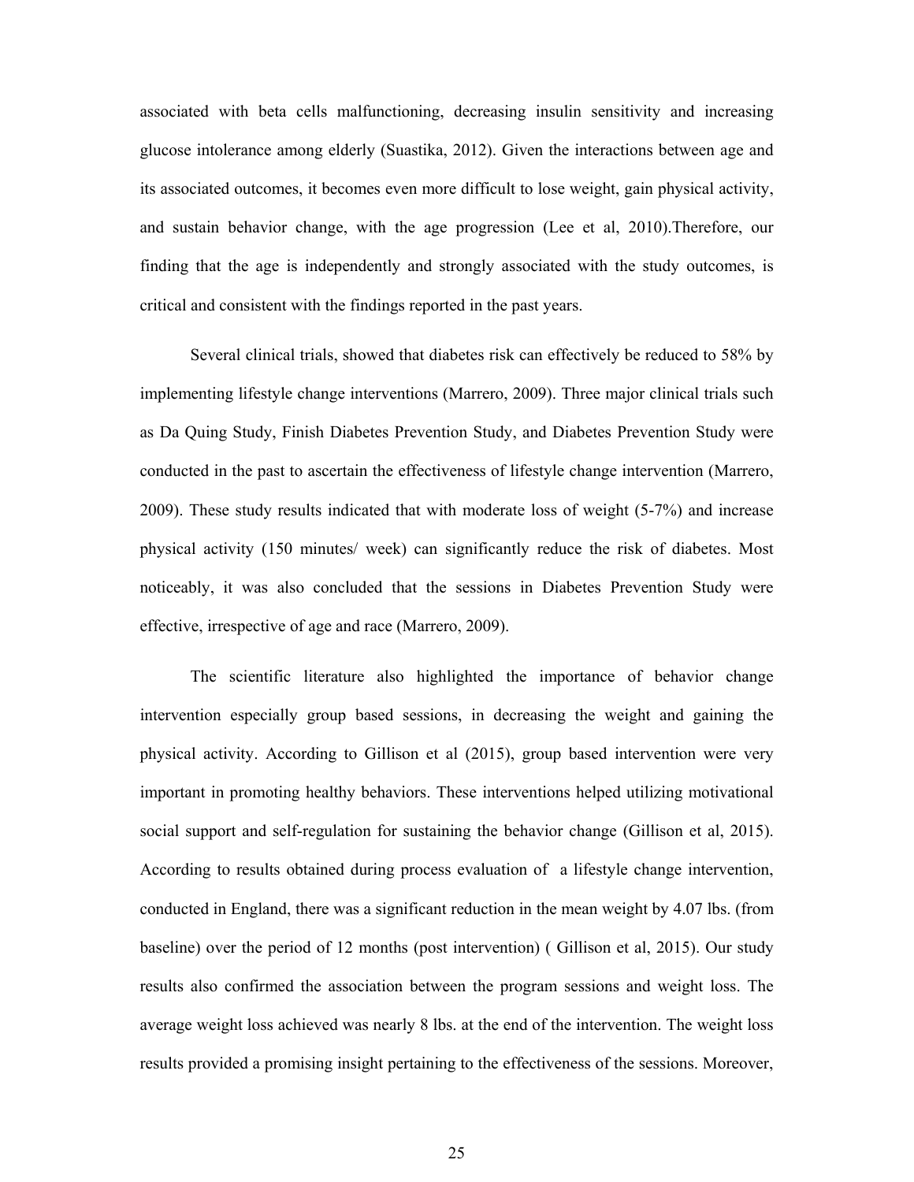associated with beta cells malfunctioning, decreasing insulin sensitivity and increasing glucose intolerance among elderly (Suastika, 2012). Given the interactions between age and its associated outcomes, it becomes even more difficult to lose weight, gain physical activity, and sustain behavior change, with the age progression (Lee et al, 2010).Therefore, our finding that the age is independently and strongly associated with the study outcomes, is critical and consistent with the findings reported in the past years.

Several clinical trials, showed that diabetes risk can effectively be reduced to 58% by implementing lifestyle change interventions (Marrero, 2009). Three major clinical trials such as Da Quing Study, Finish Diabetes Prevention Study, and Diabetes Prevention Study were conducted in the past to ascertain the effectiveness of lifestyle change intervention (Marrero, 2009). These study results indicated that with moderate loss of weight (5-7%) and increase physical activity (150 minutes/ week) can significantly reduce the risk of diabetes. Most noticeably, it was also concluded that the sessions in Diabetes Prevention Study were effective, irrespective of age and race (Marrero, 2009).

The scientific literature also highlighted the importance of behavior change intervention especially group based sessions, in decreasing the weight and gaining the physical activity. According to Gillison et al (2015), group based intervention were very important in promoting healthy behaviors. These interventions helped utilizing motivational social support and self-regulation for sustaining the behavior change (Gillison et al, 2015). According to results obtained during process evaluation of a lifestyle change intervention, conducted in England, there was a significant reduction in the mean weight by 4.07 lbs. (from baseline) over the period of 12 months (post intervention) ( Gillison et al, 2015). Our study results also confirmed the association between the program sessions and weight loss. The average weight loss achieved was nearly 8 lbs. at the end of the intervention. The weight loss results provided a promising insight pertaining to the effectiveness of the sessions. Moreover,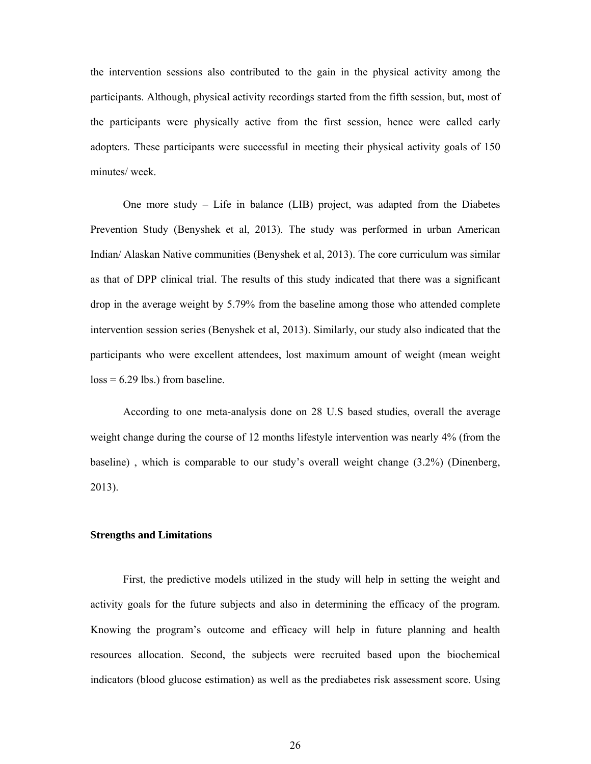the intervention sessions also contributed to the gain in the physical activity among the participants. Although, physical activity recordings started from the fifth session, but, most of the participants were physically active from the first session, hence were called early adopters. These participants were successful in meeting their physical activity goals of 150 minutes/ week.

One more study – Life in balance (LIB) project, was adapted from the Diabetes Prevention Study (Benyshek et al, 2013). The study was performed in urban American Indian/ Alaskan Native communities (Benyshek et al, 2013). The core curriculum was similar as that of DPP clinical trial. The results of this study indicated that there was a significant drop in the average weight by 5.79% from the baseline among those who attended complete intervention session series (Benyshek et al, 2013). Similarly, our study also indicated that the participants who were excellent attendees, lost maximum amount of weight (mean weight loss = 6.29 lbs.) from baseline.

According to one meta-analysis done on 28 U.S based studies, overall the average weight change during the course of 12 months lifestyle intervention was nearly 4% (from the baseline) , which is comparable to our study's overall weight change (3.2%) (Dinenberg, 2013).

### Strengths and Limitations

First, the predictive models utilized in the study will help in setting the weight and activity goals for the future subjects and also in determining the efficacy of the program. Knowing the program's outcome and efficacy will help in future planning and health resources allocation. Second, the subjects were recruited based upon the biochemical indicators (blood glucose estimation) as well as the prediabetes risk assessment score. Using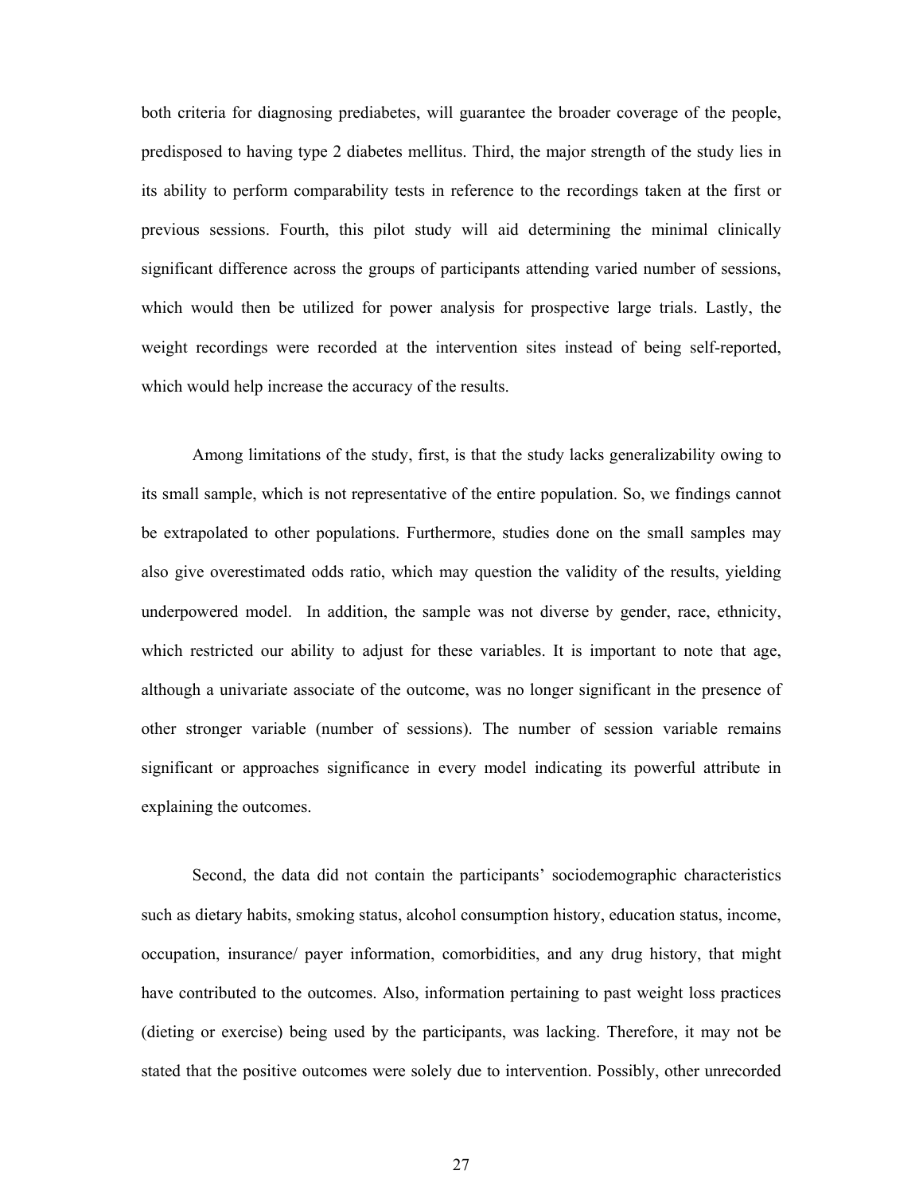both criteria for diagnosing prediabetes, will guarantee the broader coverage of the people, predisposed to having type 2 diabetes mellitus. Third, the major strength of the study lies in its ability to perform comparability tests in reference to the recordings taken at the first or previous sessions. Fourth, this pilot study will aid determining the minimal clinically significant difference across the groups of participants attending varied number of sessions, which would then be utilized for power analysis for prospective large trials. Lastly, the weight recordings were recorded at the intervention sites instead of being self-reported, which would help increase the accuracy of the results.

Among limitations of the study, first, is that the study lacks generalizability owing to its small sample, which is not representative of the entire population. So, we findings cannot be extrapolated to other populations. Furthermore, studies done on the small samples may also give overestimated odds ratio, which may question the validity of the results, yielding underpowered model. In addition, the sample was not diverse by gender, race, ethnicity, which restricted our ability to adjust for these variables. It is important to note that age, although a univariate associate of the outcome, was no longer significant in the presence of other stronger variable (number of sessions). The number of session variable remains significant or approaches significance in every model indicating its powerful attribute in explaining the outcomes.

Second, the data did not contain the participants' sociodemographic characteristics such as dietary habits, smoking status, alcohol consumption history, education status, income, occupation, insurance/ payer information, comorbidities, and any drug history, that might have contributed to the outcomes. Also, information pertaining to past weight loss practices (dieting or exercise) being used by the participants, was lacking. Therefore, it may not be stated that the positive outcomes were solely due to intervention. Possibly, other unrecorded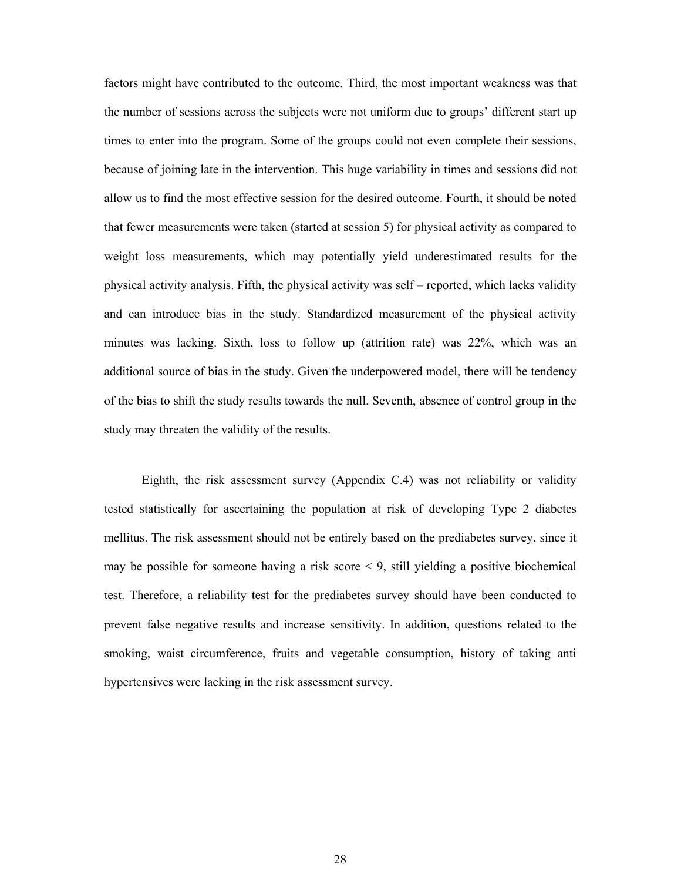factors might have contributed to the outcome. Third, the most important weakness was that the number of sessions across the subjects were not uniform due to groups' different start up times to enter into the program. Some of the groups could not even complete their sessions, because of joining late in the intervention. This huge variability in times and sessions did not allow us to find the most effective session for the desired outcome. Fourth, it should be noted that fewer measurements were taken (started at session 5) for physical activity as compared to weight loss measurements, which may potentially yield underestimated results for the physical activity analysis. Fifth, the physical activity was self – reported, which lacks validity and can introduce bias in the study. Standardized measurement of the physical activity minutes was lacking. Sixth, loss to follow up (attrition rate) was 22%, which was an additional source of bias in the study. Given the underpowered model, there will be tendency of the bias to shift the study results towards the null. Seventh, absence of control group in the study may threaten the validity of the results.

Eighth, the risk assessment survey (Appendix C.4) was not reliability or validity tested statistically for ascertaining the population at risk of developing Type 2 diabetes mellitus. The risk assessment should not be entirely based on the prediabetes survey, since it may be possible for someone having a risk score < 9, still yielding a positive biochemical test. Therefore, a reliability test for the prediabetes survey should have been conducted to prevent false negative results and increase sensitivity. In addition, questions related to the smoking, waist circumference, fruits and vegetable consumption, history of taking anti hypertensives were lacking in the risk assessment survey.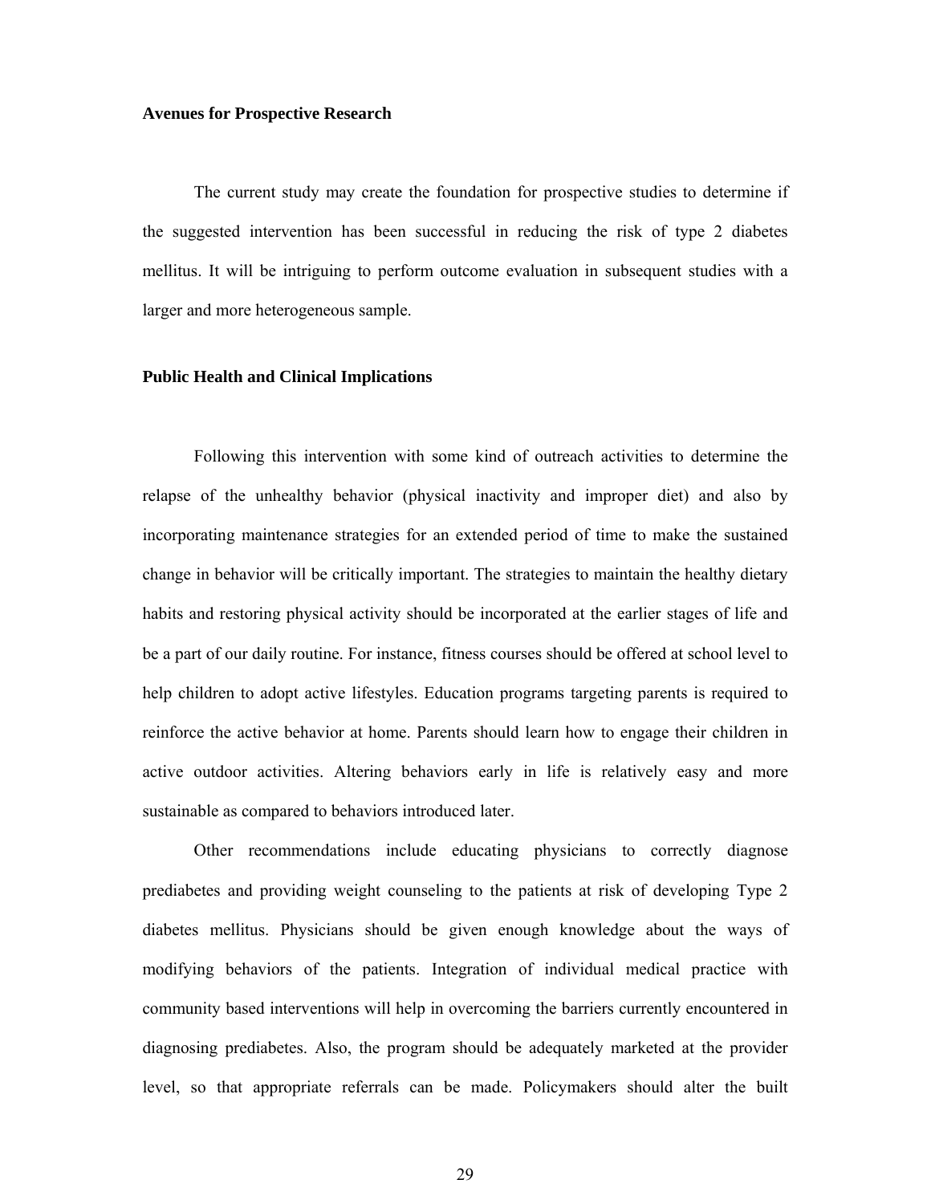**Avenues for Prospective Research**

The current study may create the foundation for prospective studies to determine if the suggested intervention has been successful in reducing the risk of type 2 diabetes mellitus. It will be intriguing to perform outcome evaluation in subsequent studies with a larger and more heterogeneous sample.

**Public Health and Clinical Implications**

Following this intervention with some kind of outreach activities to determine the relapse of the unhealthy behavior (physical inactivity and improper diet) and also by incorporating maintenance strategies for an extended period of time to make the sustained change in behavior will be critically important. The strategies to maintain the healthy dietary habits and restoring physical activity should be incorporated at the earlier stages of life and be a part of our daily routine. For instance, fitness courses should be offered at school level to help children to adopt active lifestyles. Education programs targeting parents is required to reinforce the active behavior at home. Parents should learn how to engage their children in active outdoor activities. Altering behaviors early in life is relatively easy and more sustainable as compared to behaviors introduced later.

Other recommendations include educating physicians to correctly diagnose prediabetes and providing weight counseling to the patients at risk of developing Type 2 diabetes mellitus. Physicians should be given enough knowledge about the ways of modifying behaviors of the patients. Integration of individual medical practice with community based interventions will help in overcoming the barriers currently encountered in diagnosing prediabetes. Also, the program should be adequately marketed at the provider level, so that appropriate referrals can be made. Policymakers should alter the built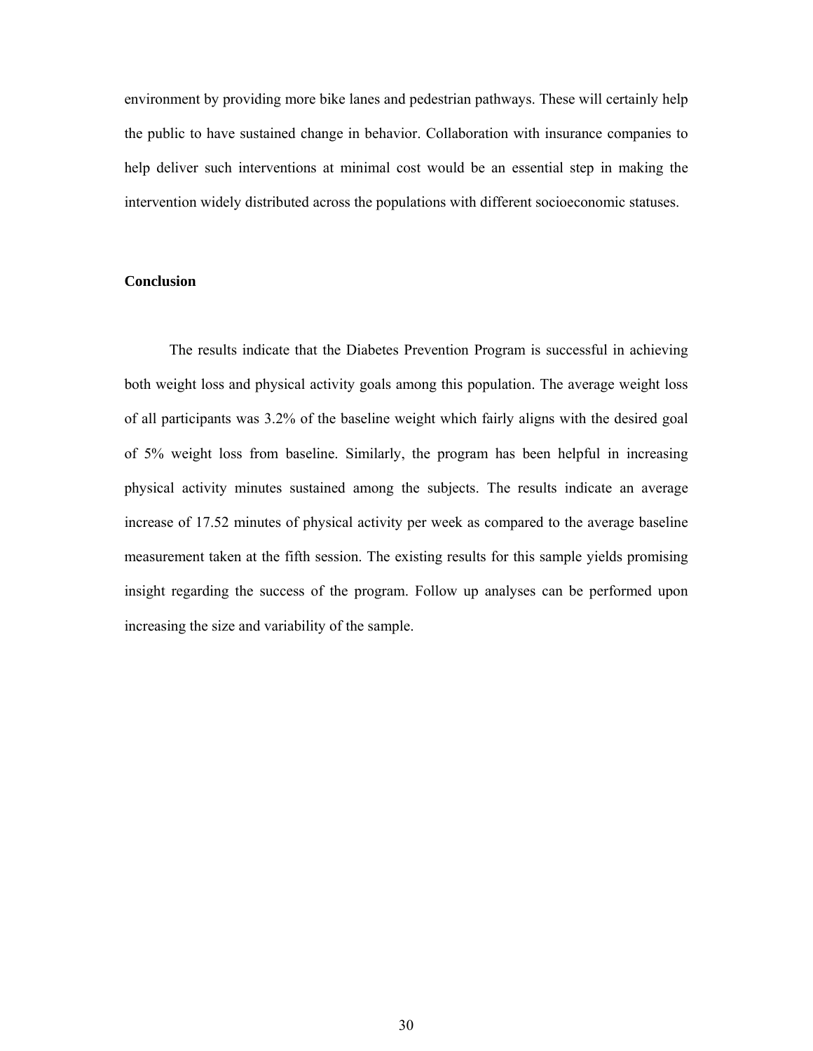environment by providing more bike lanes and pedestrian pathways. These will certainly help the public to have sustained change in behavior. Collaboration with insurance companies to help deliver such interventions at minimal cost would be an essential step in making the intervention widely distributed across the populations with different socioeconomic statuses.

**Conclusion**

The results indicate that the Diabetes Prevention Program is successful in achieving both weight loss and physical activity goals among this population. The average weight loss of all participants was 3.2% of the baseline weight which fairly aligns with the desired goal of 5% weight loss from baseline. Similarly, the program has been helpful in increasing physical activity minutes sustained among the subjects. The results indicate an average increase of 17.52 minutes of physical activity per week as compared to the average baseline measurement taken at the fifth session. The existing results for this sample yields promising insight regarding the success of the program. Follow up analyses can be performed upon increasing the size and variability of the sample.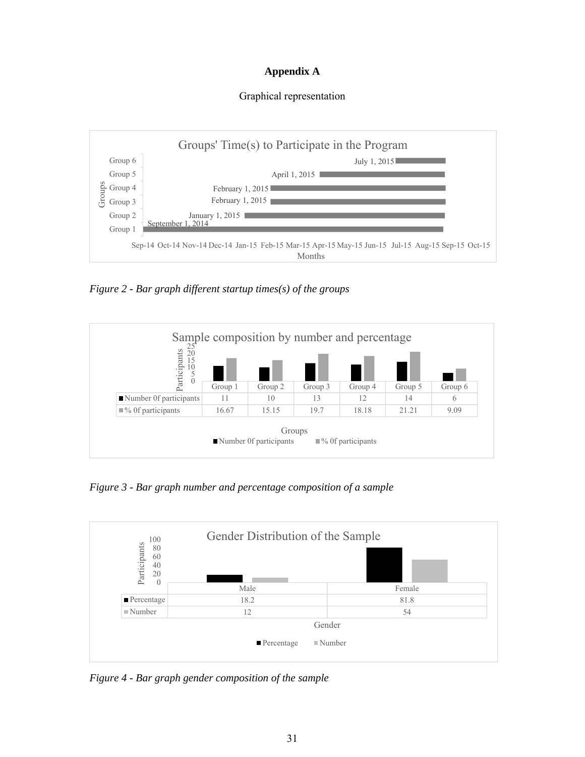**Appendix A**

Graphical representation

Groups' Time(s) to Participate in the Program

| Groups | Start date |
|---|---|
| Group 6 | July 1, 2015 |
| Group 5 | April 1, 2015 |
| Group 4 | February 1, 2015 |
| Group 3 | February 1, 2015 |
| Group 2 | January 1, 2015 |
| Group 1 | September 1, 2014 |

Months: Sep-14 Oct-14 Nov-14 Dec-14 Jan-15 Feb-15 Mar-15 Apr-15 May-15 Jun-15 Jul-15 Aug-15 Sep-15 Oct-15

*Figure 2 - Bar graph different startup times(s) of the groups*

Sample composition by number and percentage

| | Group 1 | Group 2 | Group 3 | Group 4 | Group 5 | Group 6 |
|---|---|---|---|---|---|---|
| Number 0f participants | 11 | 10 | 13 | 12 | 14 | 6 |
| % 0f participants | 16.67 | 15.15 | 19.7 | 18.18 | 21.21 | 9.09 |

*Figure 3 - Bar graph number and percentage composition of a sample*

Gender Distribution of the Sample

| | Male | Female |
|---|---|---|
| Percentage | 18.2 | 81.8 |
| Number | 12 | 54 |

*Figure 4 - Bar graph gender composition of the sample*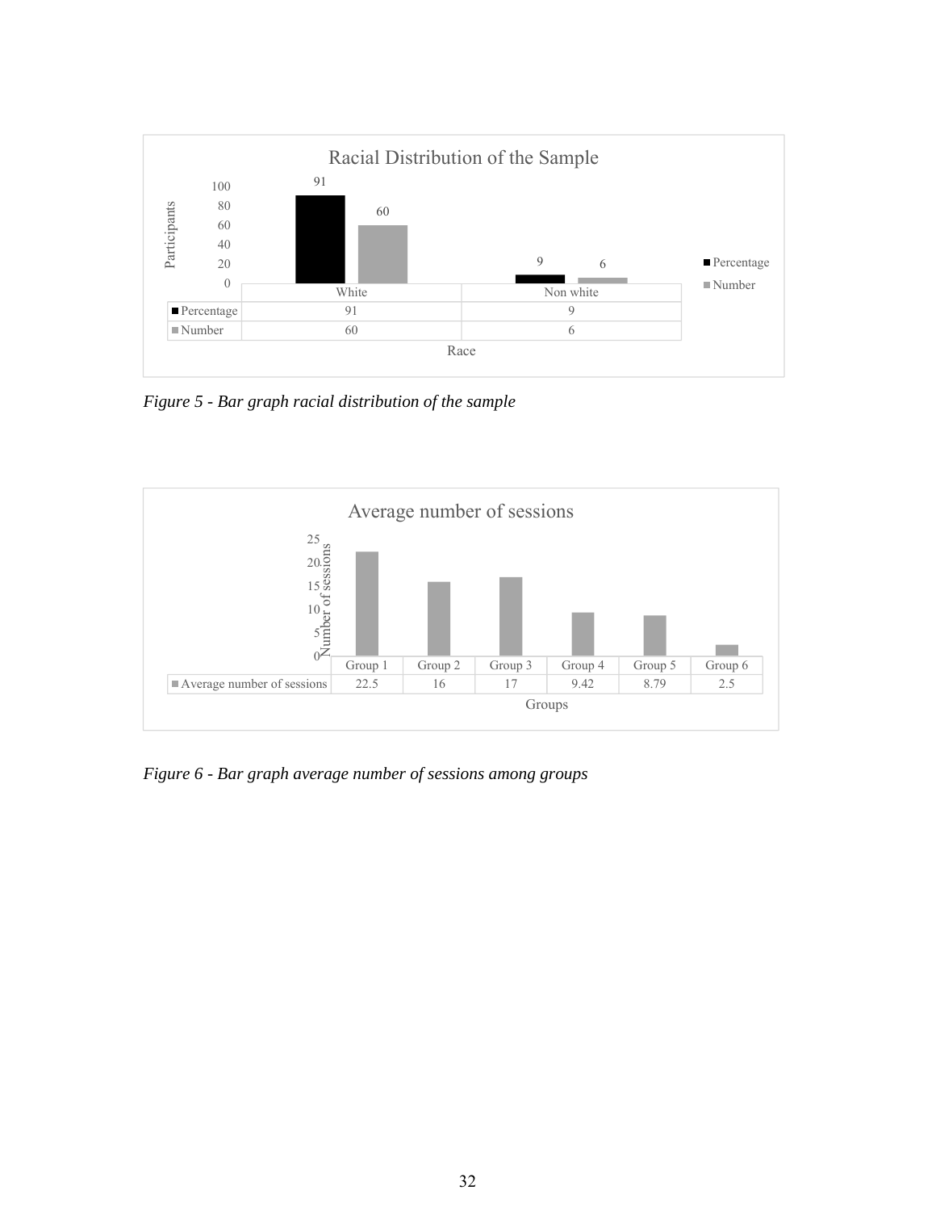**Racial Distribution of the Sample**

| Race | White | Non white |
|---|---|---|
| Percentage | 91 | 9 |
| Number | 60 | 6 |

*Figure 5 - Bar graph racial distribution of the sample*

**Average number of sessions**

| Groups | Group 1 | Group 2 | Group 3 | Group 4 | Group 5 | Group 6 |
|---|---|---|---|---|---|---|
| Average number of sessions | 22.5 | 16 | 17 | 9.42 | 8.79 | 2.5 |

*Figure 6 - Bar graph average number of sessions among groups*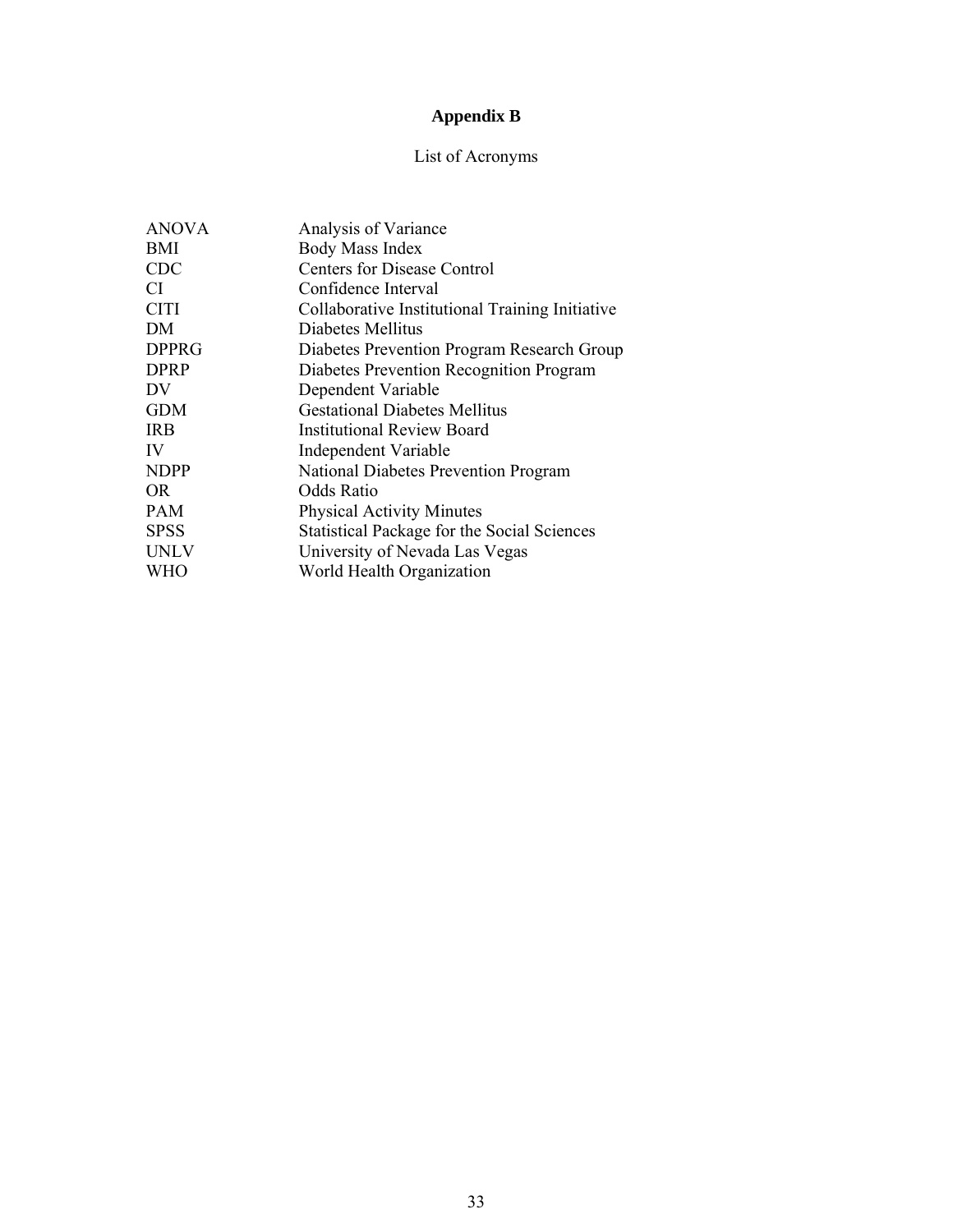# Appendix B

List of Acronyms

| | |
|---|---|
| ANOVA | Analysis of Variance |
| BMI | Body Mass Index |
| CDC | Centers for Disease Control |
| CI | Confidence Interval |
| CITI | Collaborative Institutional Training Initiative |
| DM | Diabetes Mellitus |
| DPPRG | Diabetes Prevention Program Research Group |
| DPRP | Diabetes Prevention Recognition Program |
| DV | Dependent Variable |
| GDM | Gestational Diabetes Mellitus |
| IRB | Institutional Review Board |
| IV | Independent Variable |
| NDPP | National Diabetes Prevention Program |
| OR | Odds Ratio |
| PAM | Physical Activity Minutes |
| SPSS | Statistical Package for the Social Sciences |
| UNLV | University of Nevada Las Vegas |
| WHO | World Health Organization |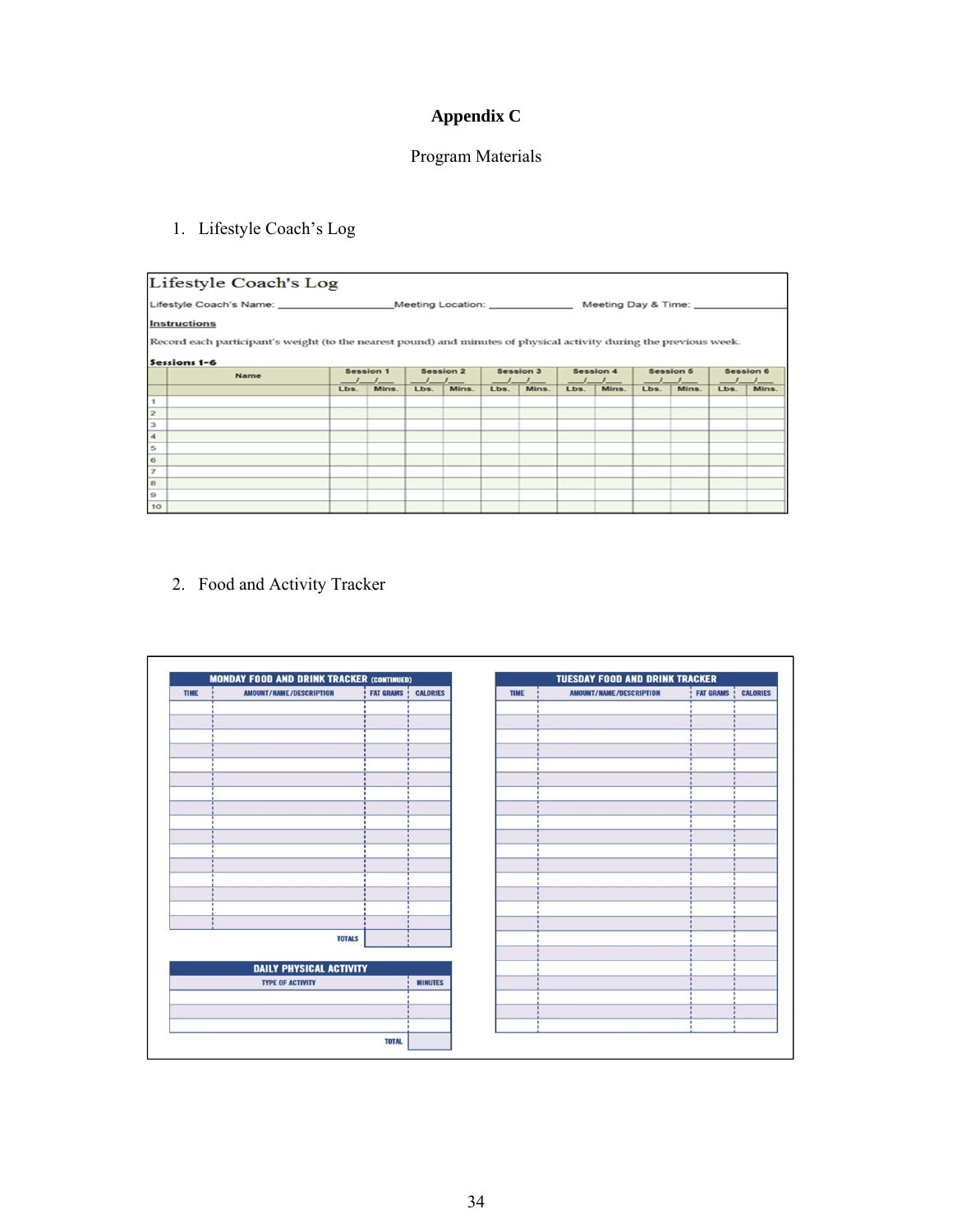# Appendix C

Program Materials

1. Lifestyle Coach's Log

**Lifestyle Coach's Log**

Lifestyle Coach's Name: ____________________ Meeting Location: ______________ Meeting Day & Time: ____________

**Instructions**

Record each participant's weight (to the nearest pound) and minutes of physical activity during the previous week.

**Sessions 1-6**

| | Name | Session 1 ___/___/___ | | Session 2 ___/___/___ | | Session 3 ___/___/___ | | Session 4 ___/___/___ | | Session 5 ___/___/___ | | Session 6 ___/___/___ | |
|---|---|---|---|---|---|---|---|---|---|---|---|---|---|
| | | Lbs. | Mins. | Lbs. | Mins. | Lbs. | Mins. | Lbs. | Mins. | Lbs. | Mins. | Lbs. | Mins. |
| 1 | | | | | | | | | | | | | |
| 2 | | | | | | | | | | | | | |
| 3 | | | | | | | | | | | | | |
| 4 | | | | | | | | | | | | | |
| 5 | | | | | | | | | | | | | |
| 6 | | | | | | | | | | | | | |
| 7 | | | | | | | | | | | | | |
| 8 | | | | | | | | | | | | | |
| 9 | | | | | | | | | | | | | |
| 10 | | | | | | | | | | | | | |

2. Food and Activity Tracker

**MONDAY FOOD AND DRINK TRACKER (CONTINUED)**

| TIME | AMOUNT/NAME/DESCRIPTION | FAT GRAMS | CALORIES |
|---|---|---|---|
| | | | |
| | | | |
| | | | |
| | | | |
| | | | |
| | | | |
| | | | |
| | | | |
| | | | |
| | | | |
| | | | |
| | | | |
| | | | |
| | | | |
| | | | |
| | TOTALS | | |

**DAILY PHYSICAL ACTIVITY**

| TYPE OF ACTIVITY | MINUTES |
|---|---|
| | |
| | |
| | |
| TOTAL | |

**TUESDAY FOOD AND DRINK TRACKER**

| TIME | AMOUNT/NAME/DESCRIPTION | FAT GRAMS | CALORIES |
|---|---|---|---|
| | | | |
| | | | |
| | | | |
| | | | |
| | | | |
| | | | |
| | | | |
| | | | |
| | | | |
| | | | |
| | | | |
| | | | |
| | | | |
| | | | |
| | | | |
| | | | |
| | | | |
| | | | |
| | | | |
| | | | |
| | | | |
| | | | |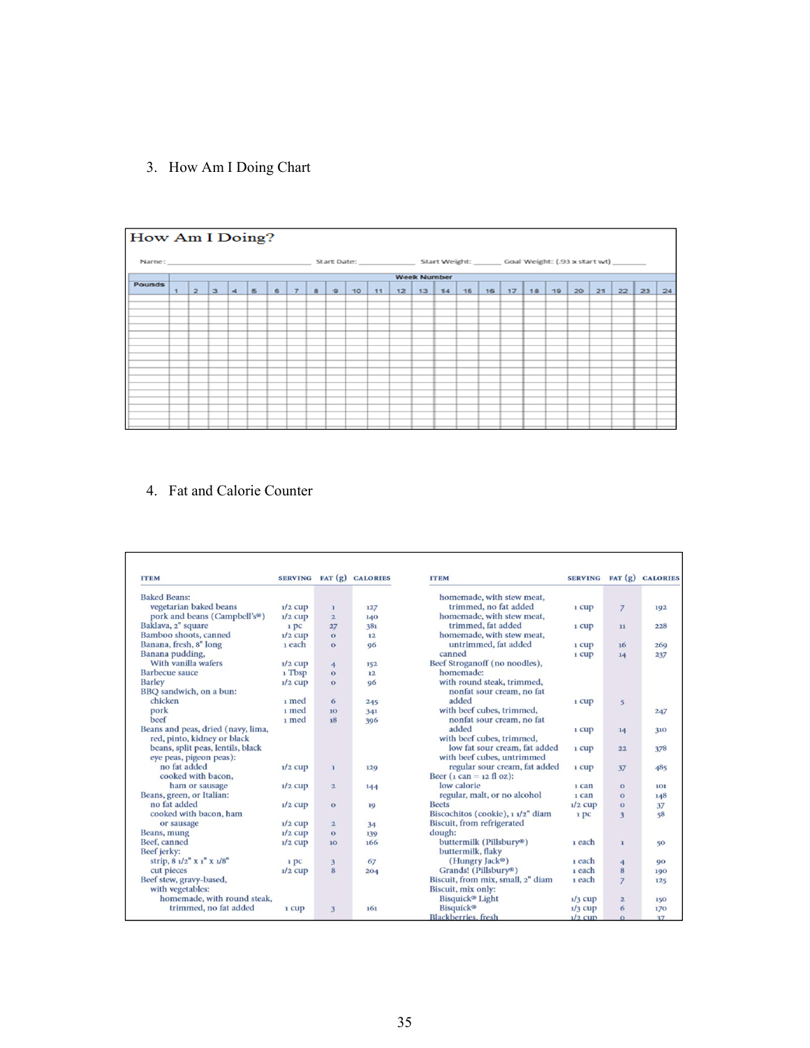3. How Am I Doing Chart

**How Am I Doing?**

Name: ______________________ Start Date: ____________ Start Weight: ______ Goal Weight: (.93 x start wt) ________

| Pounds | Week Number | | | | | | | | | | | | | | | | | | | | | | | |
|---|---|---|---|---|---|---|---|---|---|---|---|---|---|---|---|---|---|---|---|---|---|---|---|---|
| | 1 | 2 | 3 | 4 | 5 | 6 | 7 | 8 | 9 | 10 | 11 | 12 | 13 | 14 | 15 | 16 | 17 | 18 | 19 | 20 | 21 | 22 | 23 | 24 |
| | | | | | | | | | | | | | | | | | | | | | | | | |
| | | | | | | | | | | | | | | | | | | | | | | | | |
| | | | | | | | | | | | | | | | | | | | | | | | | |
| | | | | | | | | | | | | | | | | | | | | | | | | |
| | | | | | | | | | | | | | | | | | | | | | | | | |
| | | | | | | | | | | | | | | | | | | | | | | | | |
| | | | | | | | | | | | | | | | | | | | | | | | | |
| | | | | | | | | | | | | | | | | | | | | | | | | |
| | | | | | | | | | | | | | | | | | | | | | | | | |
| | | | | | | | | | | | | | | | | | | | | | | | | |

4. Fat and Calorie Counter

| ITEM | SERVING | FAT (g) | CALORIES |
|---|---|---|---|
| Baked Beans: | | | |
| vegetarian baked beans | 1/2 cup | 1 | 127 |
| pork and beans (Campbell's®) | 1/2 cup | 2 | 140 |
| Baklava, 2" square | 1 pc | 27 | 381 |
| Bamboo shoots, canned | 1/2 cup | 0 | 12 |
| Banana, fresh, 8" long | 1 each | 0 | 96 |
| Banana pudding, With vanilla wafers | 1/2 cup | 4 | 152 |
| Barbecue sauce | 1 Tbsp | 0 | 12 |
| Barley | 1/2 cup | 0 | 96 |
| BBQ sandwich, on a bun: | | | |
| chicken | 1 med | 6 | 245 |
| pork | 1 med | 10 | 341 |
| beef | 1 med | 18 | 396 |
| Beans and peas, dried (navy, lima, red, pinto, kidney or black beans, split peas, lentils, black eye peas, pigeon peas): | | | |
| no fat added | 1/2 cup | 1 | 129 |
| cooked with bacon, ham or sausage | 1/2 cup | 2 | 144 |
| Beans, green, or Italian: | | | |
| no fat added | 1/2 cup | 0 | 19 |
| cooked with bacon, ham or sausage | 1/2 cup | 2 | 34 |
| Beans, mung | 1/2 cup | 0 | 139 |
| Beef, canned | 1/2 cup | 10 | 166 |
| Beef jerky: | | | |
| strip, 8 1/2" x 1" x 1/8" | 1 pc | 3 | 67 |
| cut pieces | 1/2 cup | 8 | 204 |
| Beef stew, gravy-based, with vegetables: | | | |
| homemade, with round steak, trimmed, no fat added | 1 cup | 3 | 161 |
| homemade, with stew meat, trimmed, no fat added | 1 cup | 7 | 192 |
| homemade, with stew meat, trimmed, fat added | 1 cup | 11 | 228 |
| homemade, with stew meat, untrimmed, fat added | 1 cup | 16 | 269 |
| canned | 1 cup | 14 | 237 |
| Beef Stroganoff (no noodles), homemade: | | | |
| with round steak, trimmed, nonfat sour cream, no fat added | 1 cup | 5 | 247 |
| with beef cubes, trimmed, nonfat sour cream, no fat added | 1 cup | 14 | 310 |
| with beef cubes, trimmed, low fat sour cream, fat added | 1 cup | 22 | 378 |
| with beef cubes, untrimmed regular sour cream, fat added | 1 cup | 37 | 485 |
| Beer (1 can = 12 fl oz): | | | |
| low calorie | 1 can | 0 | 101 |
| regular, malt, or no alcohol | 1 can | 0 | 148 |
| Beets | 1/2 cup | 0 | 37 |
| Biscochitos (cookie), 1 1/2" diam | 1 pc | 3 | 58 |
| Biscuit, from refrigerated dough: | | | |
| buttermilk (Pillsbury®) | 1 each | 1 | 50 |
| buttermilk, flaky (Hungry Jack®) | 1 each | 4 | 90 |
| Grands! (Pillsbury®) | 1 each | 8 | 190 |
| Biscuit, from mix, small, 2" diam | 1 each | 7 | 125 |
| Biscuit, mix only: | | | |
| Bisquick® Light | 1/3 cup | 2 | 150 |
| Bisquick® | 1/3 cup | 6 | 170 |
| Blackberries, fresh | 1/2 cup | 0 | 37 |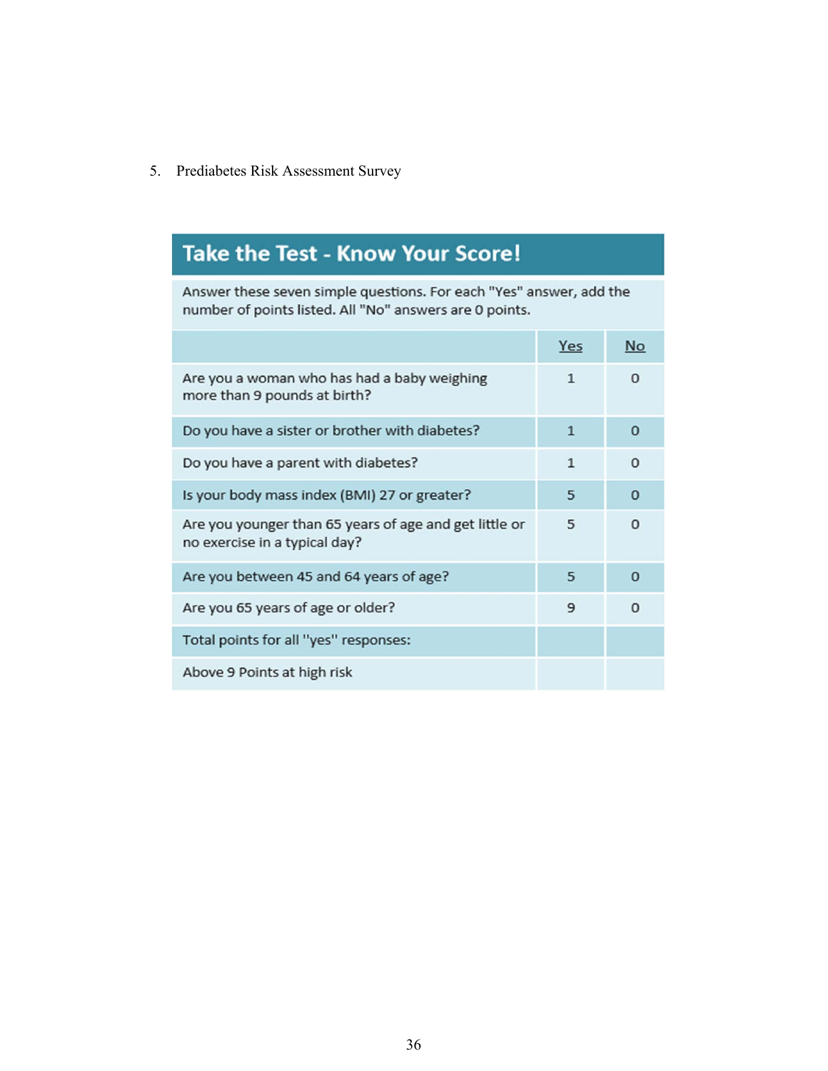5. Prediabetes Risk Assessment Survey

## Take the Test - Know Your Score!

Answer these seven simple questions. For each "Yes" answer, add the number of points listed. All "No" answers are 0 points.

| | Yes | No |
|---|---|---|
| Are you a woman who has had a baby weighing more than 9 pounds at birth? | 1 | 0 |
| Do you have a sister or brother with diabetes? | 1 | 0 |
| Do you have a parent with diabetes? | 1 | 0 |
| Is your body mass index (BMI) 27 or greater? | 5 | 0 |
| Are you younger than 65 years of age and get little or no exercise in a typical day? | 5 | 0 |
| Are you between 45 and 64 years of age? | 5 | 0 |
| Are you 65 years of age or older? | 9 | 0 |
| Total points for all "yes" responses: | | |
| Above 9 Points at high risk | | |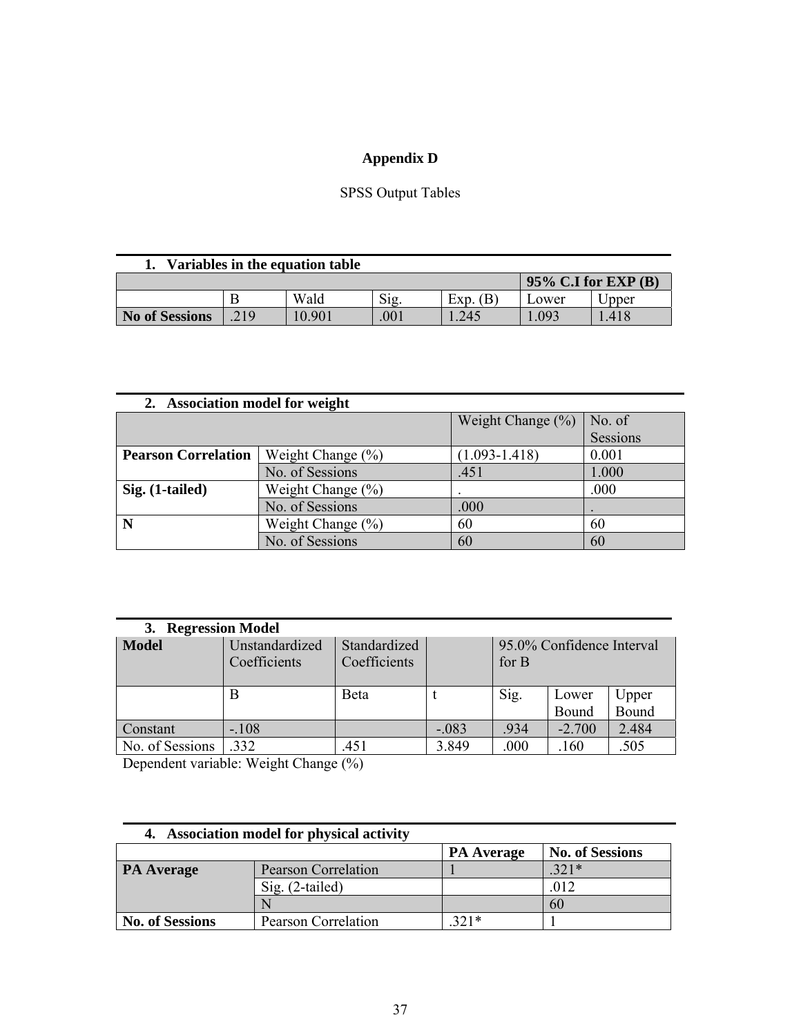# Appendix D

SPSS Output Tables

**1. Variables in the equation table**

| | | | | | 95% C.I for EXP (B) | |
|---|---|---|---|---|---|---|
| | B | Wald | Sig. | Exp. (B) | Lower | Upper |
| **No of Sessions** | .219 | 10.901 | .001 | 1.245 | 1.093 | 1.418 |

**2. Association model for weight**

| | | Weight Change (%) | No. of Sessions |
|---|---|---|---|
| **Pearson Correlation** | Weight Change (%) | (1.093-1.418) | 0.001 |
| | No. of Sessions | .451 | 1.000 |
| **Sig. (1-tailed)** | Weight Change (%) | . | .000 |
| | No. of Sessions | .000 | . |
| **N** | Weight Change (%) | 60 | 60 |
| | No. of Sessions | 60 | 60 |

**3. Regression Model**

| **Model** | Unstandardized Coefficients | Standardized Coefficients | | 95.0% Confidence Interval for B | | |
|---|---|---|---|---|---|---|
| | B | Beta | t | Sig. | Lower Bound | Upper Bound |
| Constant | -.108 | | -.083 | .934 | -2.700 | 2.484 |
| No. of Sessions | .332 | .451 | 3.849 | .000 | .160 | .505 |

Dependent variable: Weight Change (%)

**4. Association model for physical activity**

| | | **PA Average** | **No. of Sessions** |
|---|---|---|---|
| **PA Average** | Pearson Correlation | 1 | .321* |
| | Sig. (2-tailed) | | .012 |
| | N | | 60 |
| **No. of Sessions** | Pearson Correlation | .321* | 1 |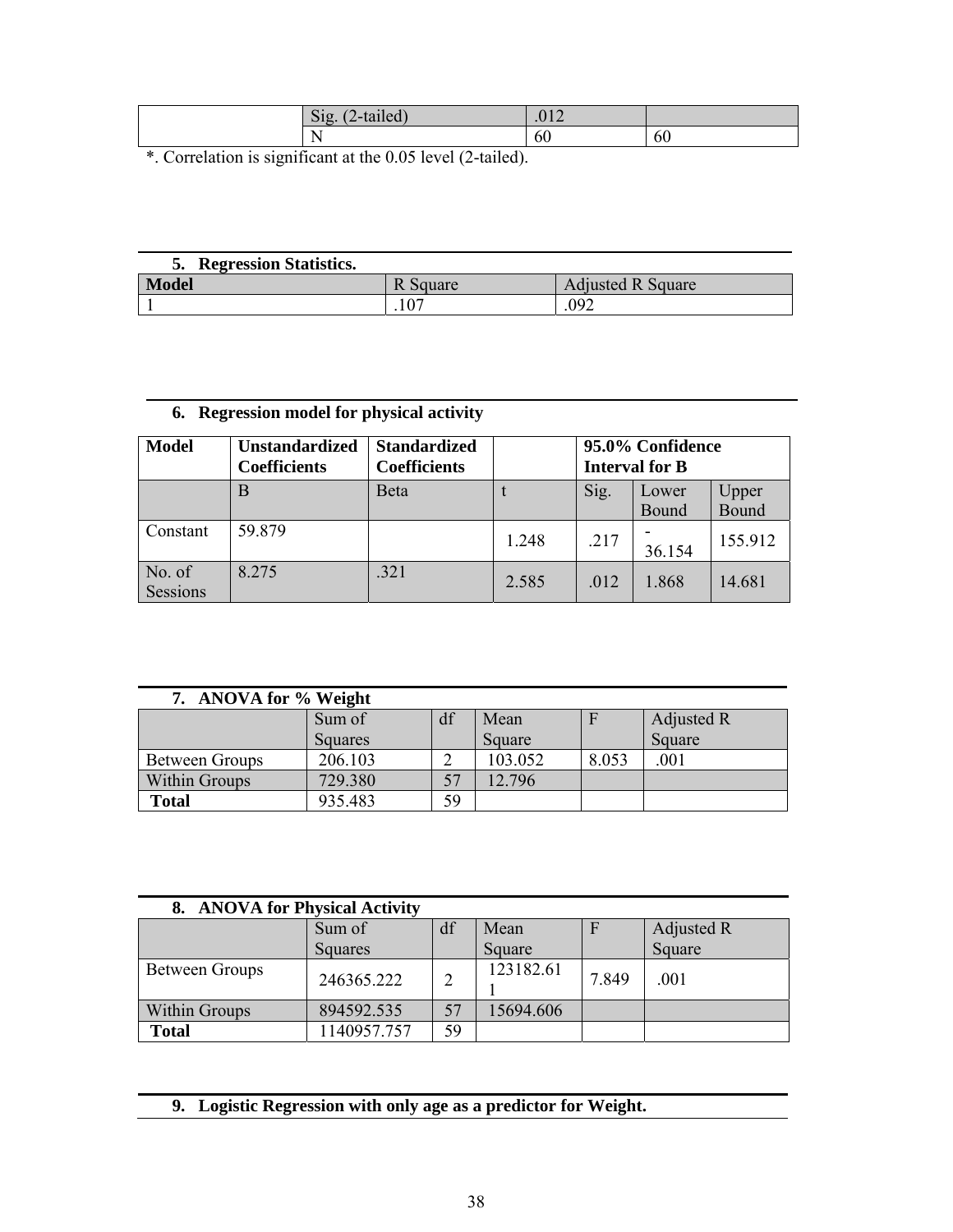| | Sig. (2-tailed) | .012 | |
|---|---|---|---|
| | N | 60 | 60 |

*. Correlation is significant at the 0.05 level (2-tailed).

**5. Regression Statistics.**

| Model | R Square | Adjusted R Square |
|---|---|---|
| 1 | .107 | .092 |

**6. Regression model for physical activity**

| Model | Unstandardized Coefficients | Standardized Coefficients | | | 95.0% Confidence Interval for B | |
|---|---|---|---|---|---|---|
| | B | Beta | t | Sig. | Lower Bound | Upper Bound |
| Constant | 59.879 | | 1.248 | .217 | -36.154 | 155.912 |
| No. of Sessions | 8.275 | .321 | 2.585 | .012 | 1.868 | 14.681 |

**7. ANOVA for % Weight**

| | Sum of Squares | df | Mean Square | F | Adjusted R Square |
|---|---|---|---|---|---|
| Between Groups | 206.103 | 2 | 103.052 | 8.053 | .001 |
| Within Groups | 729.380 | 57 | 12.796 | | |
| **Total** | 935.483 | 59 | | | |

**8. ANOVA for Physical Activity**

| | Sum of Squares | df | Mean Square | F | Adjusted R Square |
|---|---|---|---|---|---|
| Between Groups | 246365.222 | 2 | 123182.611 | 7.849 | .001 |
| Within Groups | 894592.535 | 57 | 15694.606 | | |
| **Total** | 1140957.757 | 59 | | | |

**9. Logistic Regression with only age as a predictor for Weight.**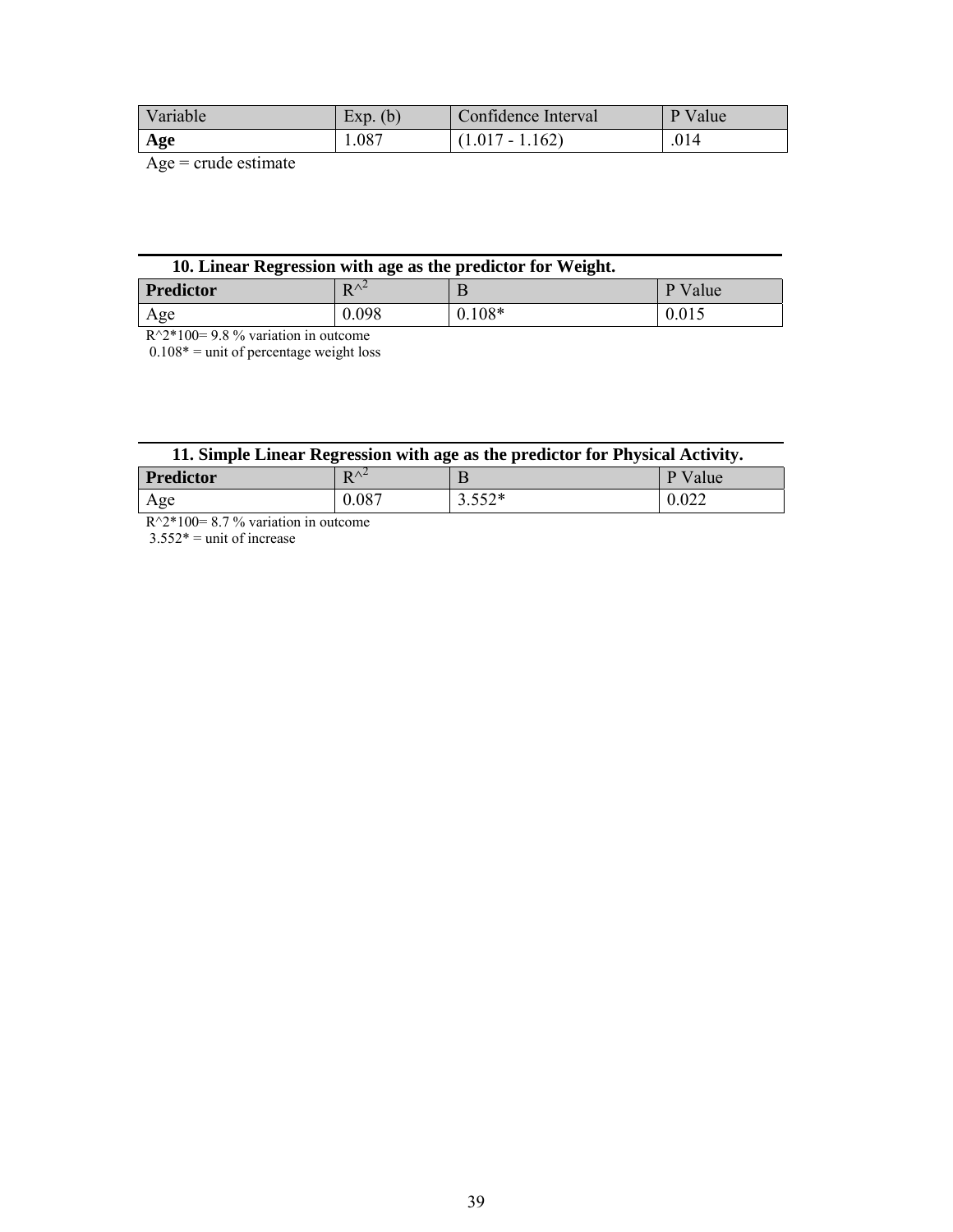| Variable | Exp. (b) | Confidence Interval | P Value |
|---|---|---|---|
| **Age** | 1.087 | (1.017 - 1.162) | .014 |

Age = crude estimate

**10. Linear Regression with age as the predictor for Weight.**

| **Predictor** | $R^2$ | B | P Value |
|---|---|---|---|
| Age | 0.098 | 0.108* | 0.015 |

R^2*100= 9.8 % variation in outcome
0.108* = unit of percentage weight loss

**11. Simple Linear Regression with age as the predictor for Physical Activity.**

| **Predictor** | $R^2$ | B | P Value |
|---|---|---|---|
| Age | 0.087 | 3.552* | 0.022 |

R^2*100= 8.7 % variation in outcome
3.552* = unit of increase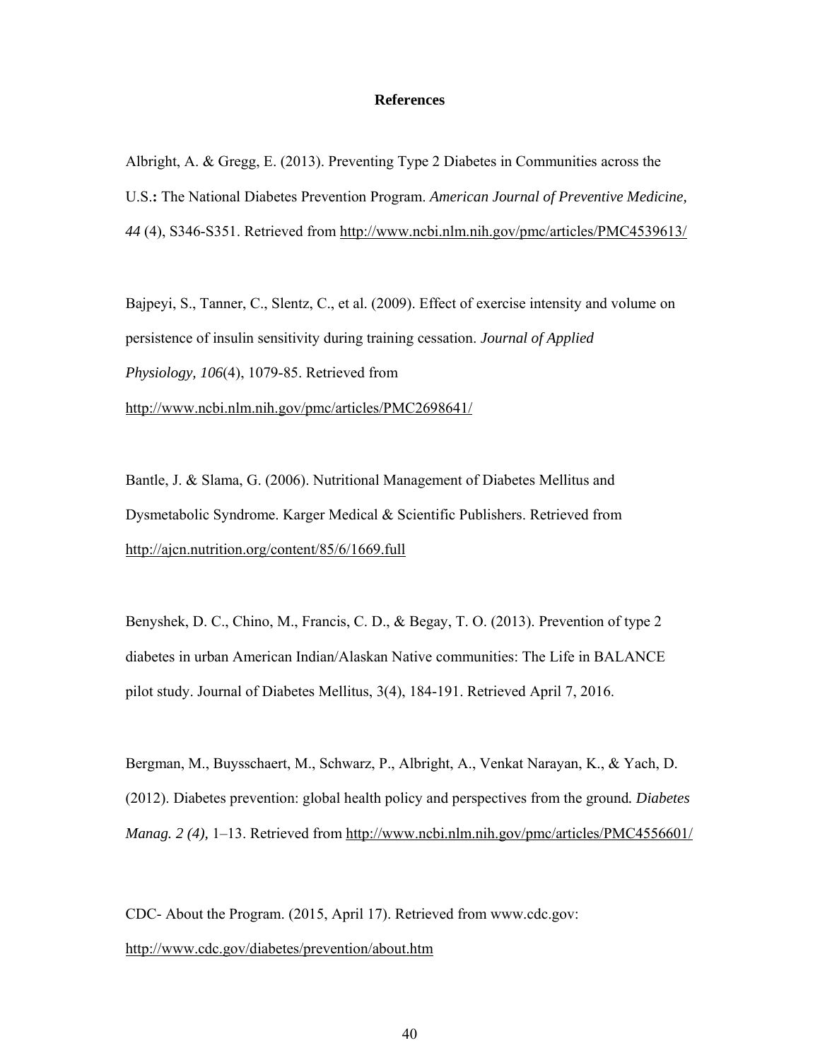## References

Albright, A. & Gregg, E. (2013). Preventing Type 2 Diabetes in Communities across the U.S.**:** The National Diabetes Prevention Program. *American Journal of Preventive Medicine, 44* (4), S346-S351. Retrieved from http://www.ncbi.nlm.nih.gov/pmc/articles/PMC4539613/

Bajpeyi, S., Tanner, C., Slentz, C., et al. (2009). Effect of exercise intensity and volume on persistence of insulin sensitivity during training cessation. *Journal of Applied Physiology, 106*(4), 1079-85. Retrieved from http://www.ncbi.nlm.nih.gov/pmc/articles/PMC2698641/

Bantle, J. & Slama, G. (2006). Nutritional Management of Diabetes Mellitus and Dysmetabolic Syndrome. Karger Medical & Scientific Publishers. Retrieved from http://ajcn.nutrition.org/content/85/6/1669.full

Benyshek, D. C., Chino, M., Francis, C. D., & Begay, T. O. (2013). Prevention of type 2 diabetes in urban American Indian/Alaskan Native communities: The Life in BALANCE pilot study. Journal of Diabetes Mellitus, 3(4), 184-191. Retrieved April 7, 2016.

Bergman, M., Buysschaert, M., Schwarz, P., Albright, A., Venkat Narayan, K., & Yach, D. (2012). Diabetes prevention: global health policy and perspectives from the ground*. Diabetes Manag. 2 (4),* 1–13. Retrieved from http://www.ncbi.nlm.nih.gov/pmc/articles/PMC4556601/

CDC- About the Program. (2015, April 17). Retrieved from www.cdc.gov: http://www.cdc.gov/diabetes/prevention/about.htm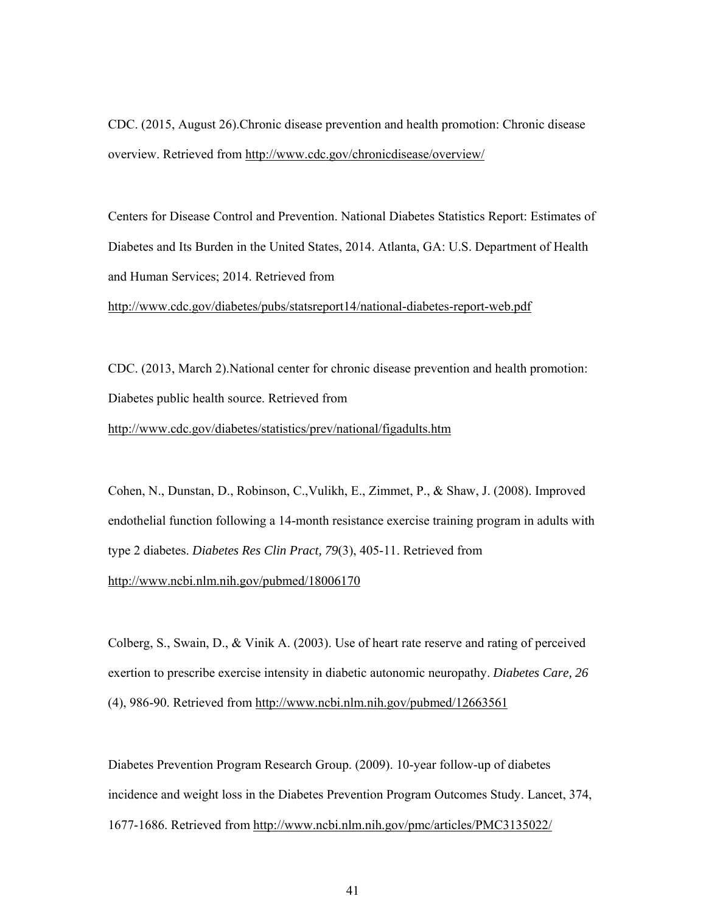CDC. (2015, August 26).Chronic disease prevention and health promotion: Chronic disease overview. Retrieved from http://www.cdc.gov/chronicdisease/overview/

Centers for Disease Control and Prevention. National Diabetes Statistics Report: Estimates of Diabetes and Its Burden in the United States, 2014. Atlanta, GA: U.S. Department of Health and Human Services; 2014. Retrieved from http://www.cdc.gov/diabetes/pubs/statsreport14/national-diabetes-report-web.pdf

CDC. (2013, March 2).National center for chronic disease prevention and health promotion: Diabetes public health source. Retrieved from http://www.cdc.gov/diabetes/statistics/prev/national/figadults.htm

Cohen, N., Dunstan, D., Robinson, C.,Vulikh, E., Zimmet, P., & Shaw, J. (2008). Improved endothelial function following a 14-month resistance exercise training program in adults with type 2 diabetes. *Diabetes Res Clin Pract, 79*(3), 405-11. Retrieved from http://www.ncbi.nlm.nih.gov/pubmed/18006170

Colberg, S., Swain, D., & Vinik A. (2003). Use of heart rate reserve and rating of perceived exertion to prescribe exercise intensity in diabetic autonomic neuropathy. *Diabetes Care, 26* (4), 986-90. Retrieved from http://www.ncbi.nlm.nih.gov/pubmed/12663561

Diabetes Prevention Program Research Group. (2009). 10-year follow-up of diabetes incidence and weight loss in the Diabetes Prevention Program Outcomes Study. Lancet, 374, 1677-1686. Retrieved from http://www.ncbi.nlm.nih.gov/pmc/articles/PMC3135022/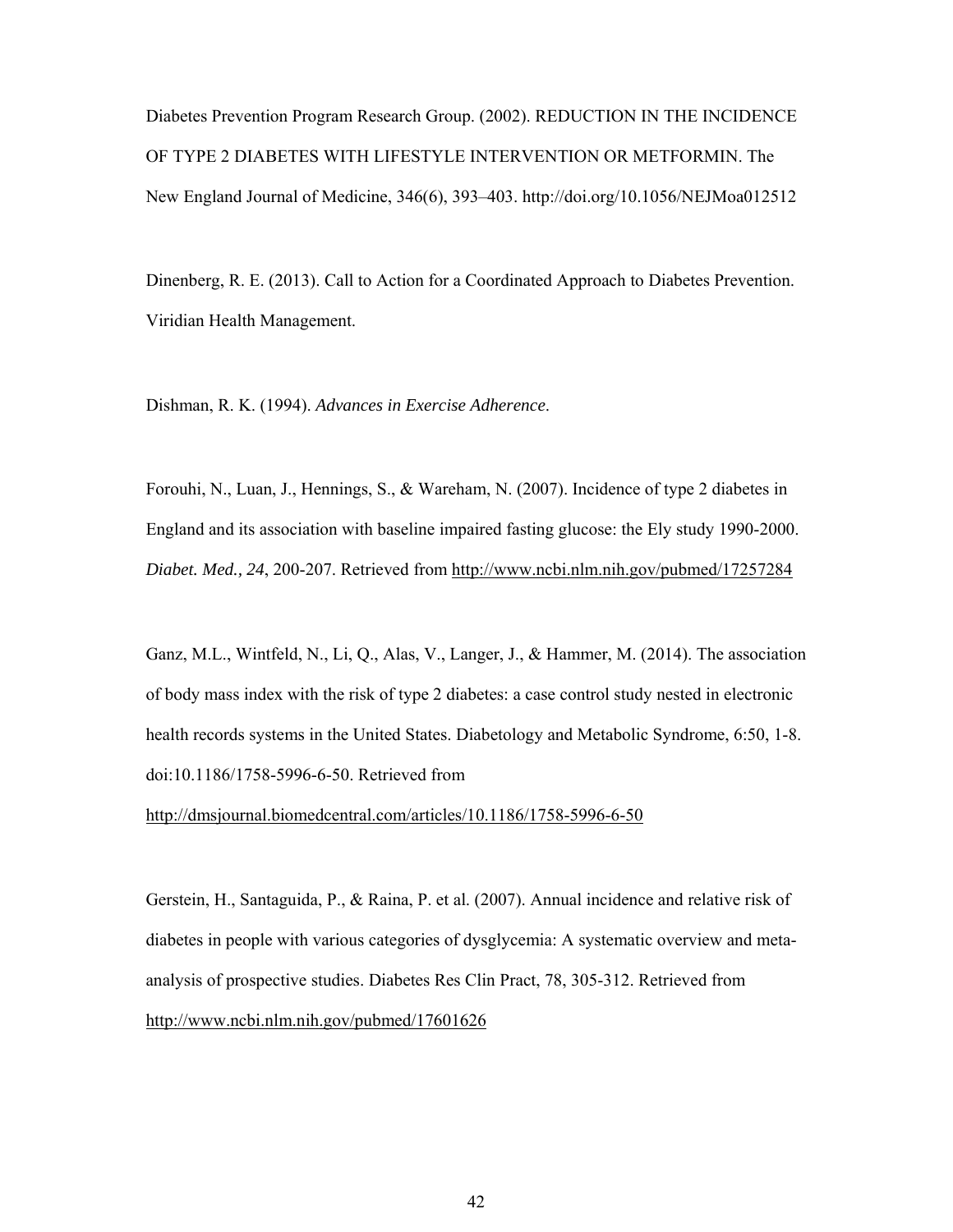Diabetes Prevention Program Research Group. (2002). REDUCTION IN THE INCIDENCE OF TYPE 2 DIABETES WITH LIFESTYLE INTERVENTION OR METFORMIN. The New England Journal of Medicine, 346(6), 393–403. http://doi.org/10.1056/NEJMoa012512

Dinenberg, R. E. (2013). Call to Action for a Coordinated Approach to Diabetes Prevention. Viridian Health Management.

Dishman, R. K. (1994). *Advances in Exercise Adherence*.

Forouhi, N., Luan, J., Hennings, S., & Wareham, N. (2007). Incidence of type 2 diabetes in England and its association with baseline impaired fasting glucose: the Ely study 1990-2000. *Diabet. Med., 24*, 200-207. Retrieved from http://www.ncbi.nlm.nih.gov/pubmed/17257284

Ganz, M.L., Wintfeld, N., Li, Q., Alas, V., Langer, J., & Hammer, M. (2014). The association of body mass index with the risk of type 2 diabetes: a case control study nested in electronic health records systems in the United States. Diabetology and Metabolic Syndrome, 6:50, 1-8. doi:10.1186/1758-5996-6-50. Retrieved from http://dmsjournal.biomedcentral.com/articles/10.1186/1758-5996-6-50

Gerstein, H., Santaguida, P., & Raina, P. et al. (2007). Annual incidence and relative risk of diabetes in people with various categories of dysglycemia: A systematic overview and meta-analysis of prospective studies. Diabetes Res Clin Pract, 78, 305-312. Retrieved from http://www.ncbi.nlm.nih.gov/pubmed/17601626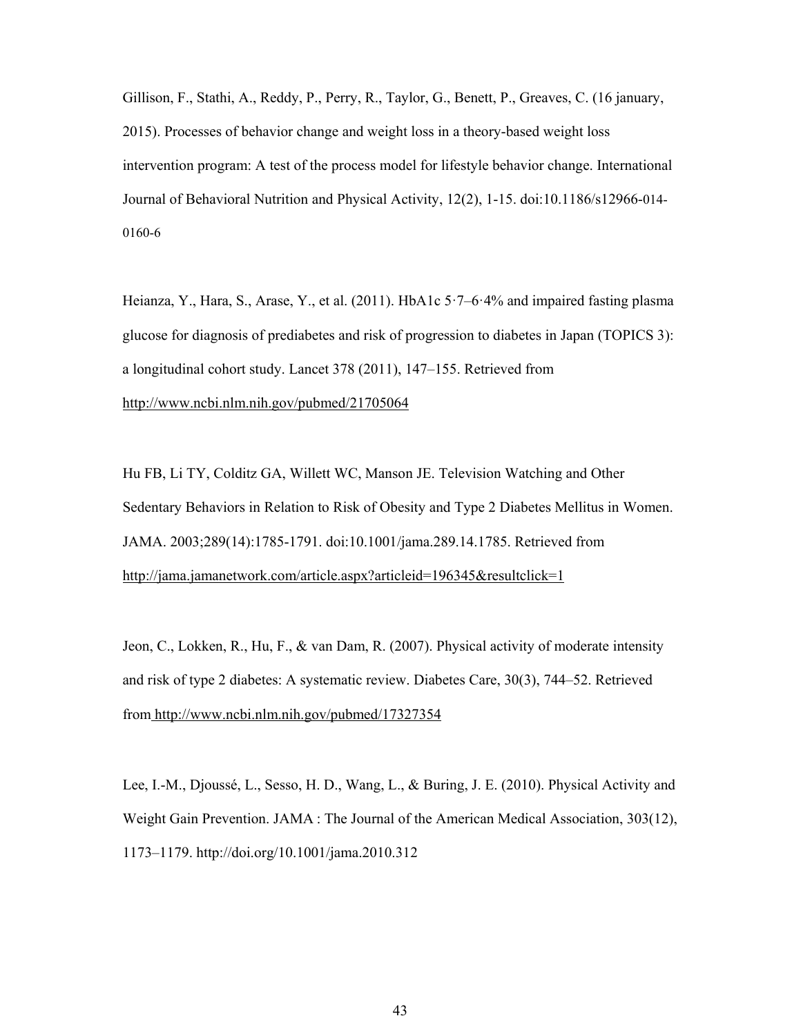Gillison, F., Stathi, A., Reddy, P., Perry, R., Taylor, G., Benett, P., Greaves, C. (16 january, 2015). Processes of behavior change and weight loss in a theory-based weight loss intervention program: A test of the process model for lifestyle behavior change. International Journal of Behavioral Nutrition and Physical Activity, 12(2), 1-15. doi:10.1186/s12966-014-0160-6

Heianza, Y., Hara, S., Arase, Y., et al. (2011). HbA1c 5·7–6·4% and impaired fasting plasma glucose for diagnosis of prediabetes and risk of progression to diabetes in Japan (TOPICS 3): a longitudinal cohort study. Lancet 378 (2011), 147–155. Retrieved from http://www.ncbi.nlm.nih.gov/pubmed/21705064

Hu FB, Li TY, Colditz GA, Willett WC, Manson JE. Television Watching and Other Sedentary Behaviors in Relation to Risk of Obesity and Type 2 Diabetes Mellitus in Women. JAMA. 2003;289(14):1785-1791. doi:10.1001/jama.289.14.1785. Retrieved from http://jama.jamanetwork.com/article.aspx?articleid=196345&resultclick=1

Jeon, C., Lokken, R., Hu, F., & van Dam, R. (2007). Physical activity of moderate intensity and risk of type 2 diabetes: A systematic review. Diabetes Care, 30(3), 744–52. Retrieved from http://www.ncbi.nlm.nih.gov/pubmed/17327354

Lee, I.-M., Djoussé, L., Sesso, H. D., Wang, L., & Buring, J. E. (2010). Physical Activity and Weight Gain Prevention. JAMA : The Journal of the American Medical Association, 303(12), 1173–1179. http://doi.org/10.1001/jama.2010.312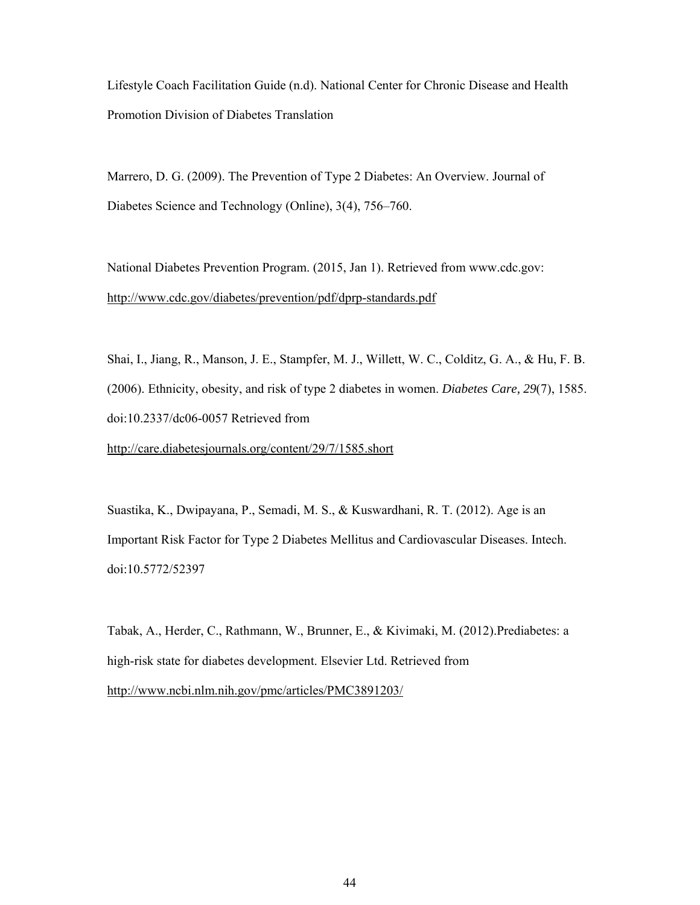Lifestyle Coach Facilitation Guide (n.d). National Center for Chronic Disease and Health Promotion Division of Diabetes Translation

Marrero, D. G. (2009). The Prevention of Type 2 Diabetes: An Overview. Journal of Diabetes Science and Technology (Online), 3(4), 756–760.

National Diabetes Prevention Program. (2015, Jan 1). Retrieved from www.cdc.gov: http://www.cdc.gov/diabetes/prevention/pdf/dprp-standards.pdf

Shai, I., Jiang, R., Manson, J. E., Stampfer, M. J., Willett, W. C., Colditz, G. A., & Hu, F. B. (2006). Ethnicity, obesity, and risk of type 2 diabetes in women. *Diabetes Care, 29*(7), 1585. doi:10.2337/dc06-0057 Retrieved from http://care.diabetesjournals.org/content/29/7/1585.short

Suastika, K., Dwipayana, P., Semadi, M. S., & Kuswardhani, R. T. (2012). Age is an Important Risk Factor for Type 2 Diabetes Mellitus and Cardiovascular Diseases. Intech. doi:10.5772/52397

Tabak, A., Herder, C., Rathmann, W., Brunner, E., & Kivimaki, M. (2012).Prediabetes: a high-risk state for diabetes development. Elsevier Ltd. Retrieved from http://www.ncbi.nlm.nih.gov/pmc/articles/PMC3891203/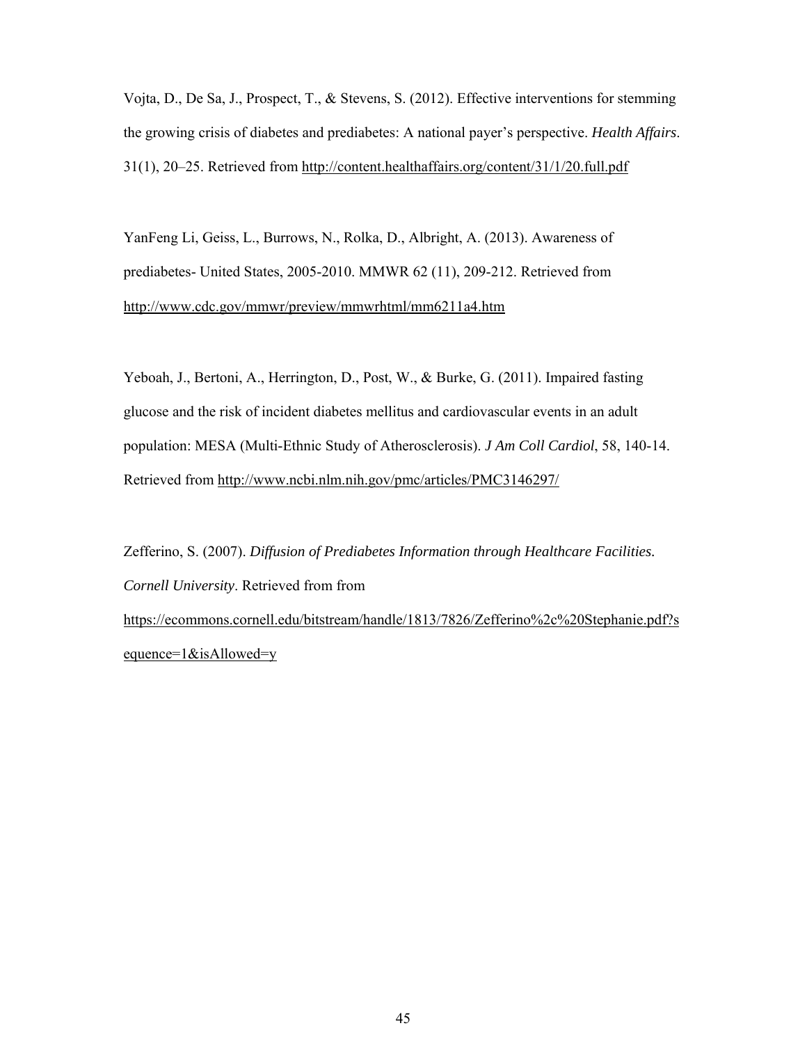Vojta, D., De Sa, J., Prospect, T., & Stevens, S. (2012). Effective interventions for stemming the growing crisis of diabetes and prediabetes: A national payer's perspective. *Health Affairs*. 31(1), 20–25. Retrieved from http://content.healthaffairs.org/content/31/1/20.full.pdf

YanFeng Li, Geiss, L., Burrows, N., Rolka, D., Albright, A. (2013). Awareness of prediabetes- United States, 2005-2010. MMWR 62 (11), 209-212. Retrieved from http://www.cdc.gov/mmwr/preview/mmwrhtml/mm6211a4.htm

Yeboah, J., Bertoni, A., Herrington, D., Post, W., & Burke, G. (2011). Impaired fasting glucose and the risk of incident diabetes mellitus and cardiovascular events in an adult population: MESA (Multi-Ethnic Study of Atherosclerosis). *J Am Coll Cardiol*, 58, 140-14. Retrieved from http://www.ncbi.nlm.nih.gov/pmc/articles/PMC3146297/

Zefferino, S. (2007). *Diffusion of Prediabetes Information through Healthcare Facilities. Cornell University*. Retrieved from from https://ecommons.cornell.edu/bitstream/handle/1813/7826/Zefferino%2c%20Stephanie.pdf?sequence=1&isAllowed=y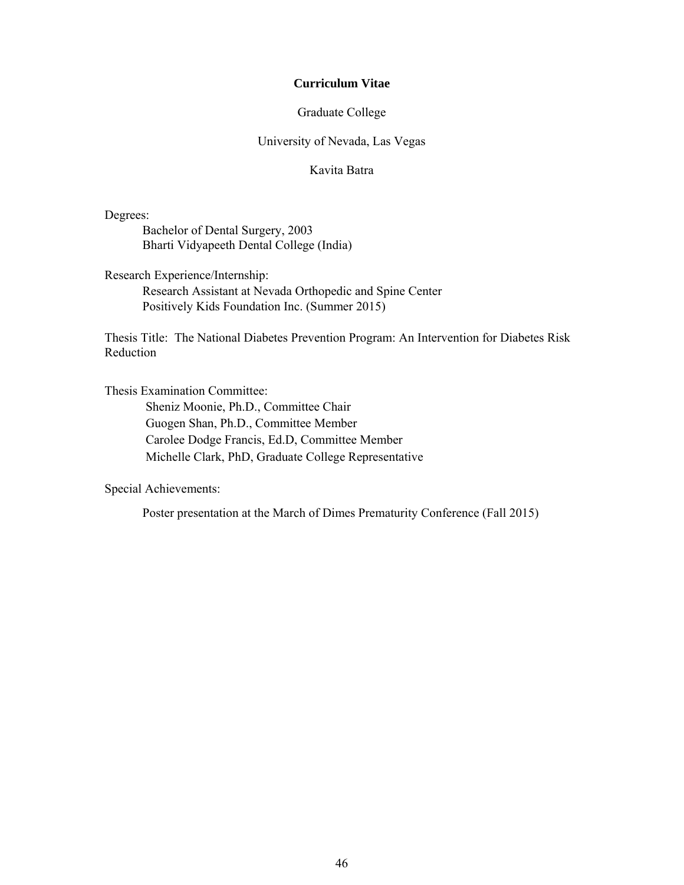# Curriculum Vitae

Graduate College

University of Nevada, Las Vegas

Kavita Batra

Degrees:

Bachelor of Dental Surgery, 2003
Bharti Vidyapeeth Dental College (India)

Research Experience/Internship:

Research Assistant at Nevada Orthopedic and Spine Center
Positively Kids Foundation Inc. (Summer 2015)

Thesis Title: The National Diabetes Prevention Program: An Intervention for Diabetes Risk Reduction

Thesis Examination Committee:

Sheniz Moonie, Ph.D., Committee Chair
Guogen Shan, Ph.D., Committee Member
Carolee Dodge Francis, Ed.D, Committee Member
Michelle Clark, PhD, Graduate College Representative

Special Achievements:

Poster presentation at the March of Dimes Prematurity Conference (Fall 2015)